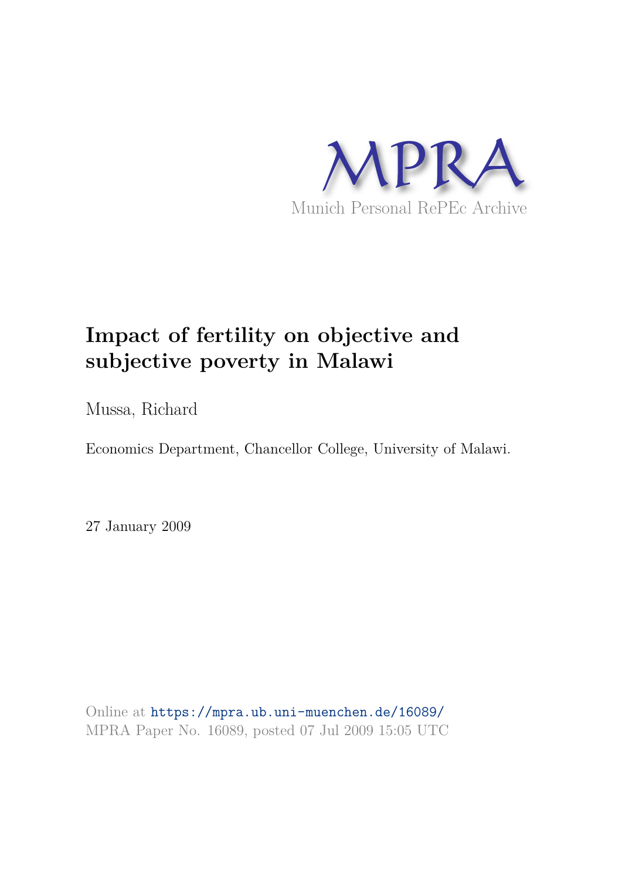MPRA

Munich Personal RePEc Archive

# Impact of fertility on objective and subjective poverty in Malawi

Mussa, Richard

Economics Department, Chancellor College, University of Malawi.

27 January 2009

Online at https://mpra.ub.uni-muenchen.de/16089/
MPRA Paper No. 16089, posted 07 Jul 2009 15:05 UTC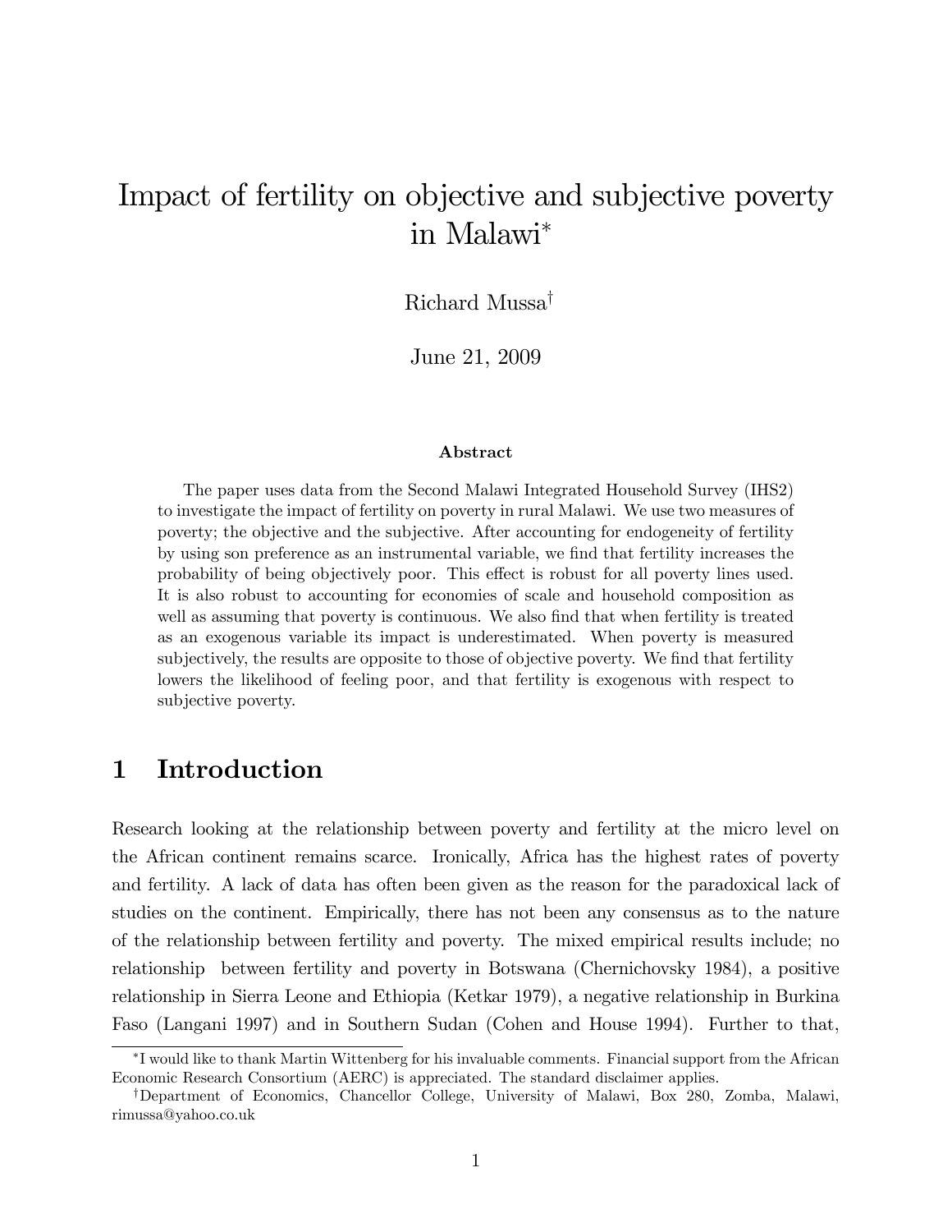# Impact of fertility on objective and subjective poverty in Malawi*

Richard Mussa†

June 21, 2009

### Abstract

The paper uses data from the Second Malawi Integrated Household Survey (IHS2) to investigate the impact of fertility on poverty in rural Malawi. We use two measures of poverty; the objective and the subjective. After accounting for endogeneity of fertility by using son preference as an instrumental variable, we find that fertility increases the probability of being objectively poor. This effect is robust for all poverty lines used. It is also robust to accounting for economies of scale and household composition as well as assuming that poverty is continuous. We also find that when fertility is treated as an exogenous variable its impact is underestimated. When poverty is measured subjectively, the results are opposite to those of objective poverty. We find that fertility lowers the likelihood of feeling poor, and that fertility is exogenous with respect to subjective poverty.

## 1 Introduction

Research looking at the relationship between poverty and fertility at the micro level on the African continent remains scarce. Ironically, Africa has the highest rates of poverty and fertility. A lack of data has often been given as the reason for the paradoxical lack of studies on the continent. Empirically, there has not been any consensus as to the nature of the relationship between fertility and poverty. The mixed empirical results include; no relationship between fertility and poverty in Botswana (Chernichovsky 1984), a positive relationship in Sierra Leone and Ethiopia (Ketkar 1979), a negative relationship in Burkina Faso (Langani 1997) and in Southern Sudan (Cohen and House 1994). Further to that,

---

*I would like to thank Martin Wittenberg for his invaluable comments. Financial support from the African Economic Research Consortium (AERC) is appreciated. The standard disclaimer applies.

†Department of Economics, Chancellor College, University of Malawi, Box 280, Zomba, Malawi, rimussa@yahoo.co.uk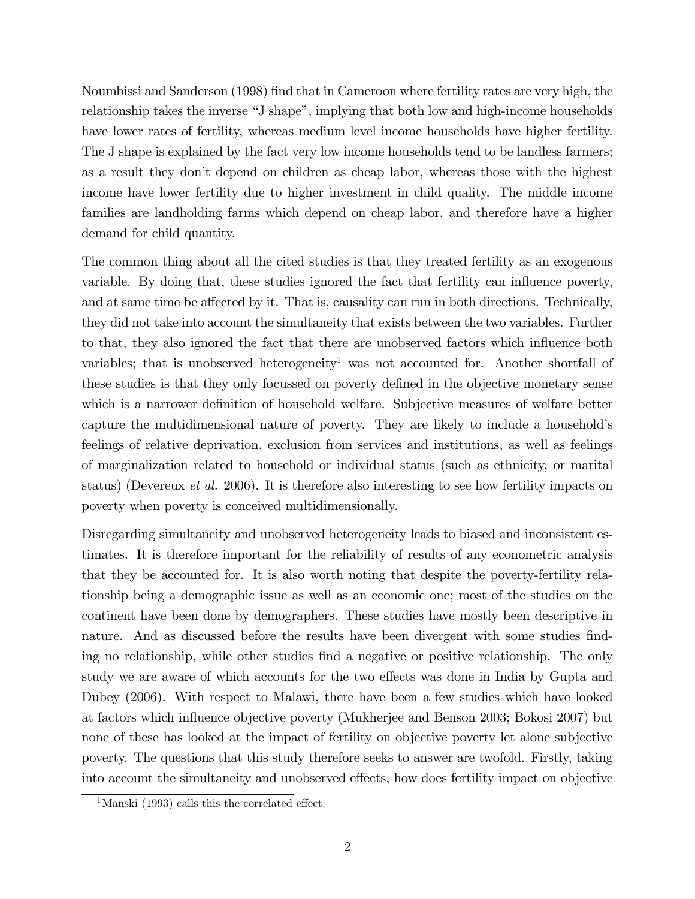Noumbissi and Sanderson (1998) find that in Cameroon where fertility rates are very high, the relationship takes the inverse "J shape", implying that both low and high-income households have lower rates of fertility, whereas medium level income households have higher fertility. The J shape is explained by the fact very low income households tend to be landless farmers; as a result they don't depend on children as cheap labor, whereas those with the highest income have lower fertility due to higher investment in child quality. The middle income families are landholding farms which depend on cheap labor, and therefore have a higher demand for child quantity.

The common thing about all the cited studies is that they treated fertility as an exogenous variable. By doing that, these studies ignored the fact that fertility can influence poverty, and at same time be affected by it. That is, causality can run in both directions. Technically, they did not take into account the simultaneity that exists between the two variables. Further to that, they also ignored the fact that there are unobserved factors which influence both variables; that is unobserved heterogeneity[1] was not accounted for. Another shortfall of these studies is that they only focussed on poverty defined in the objective monetary sense which is a narrower definition of household welfare. Subjective measures of welfare better capture the multidimensional nature of poverty. They are likely to include a household's feelings of relative deprivation, exclusion from services and institutions, as well as feelings of marginalization related to household or individual status (such as ethnicity, or marital status) (Devereux *et al.* 2006). It is therefore also interesting to see how fertility impacts on poverty when poverty is conceived multidimensionally.

Disregarding simultaneity and unobserved heterogeneity leads to biased and inconsistent estimates. It is therefore important for the reliability of results of any econometric analysis that they be accounted for. It is also worth noting that despite the poverty-fertility relationship being a demographic issue as well as an economic one; most of the studies on the continent have been done by demographers. These studies have mostly been descriptive in nature. And as discussed before the results have been divergent with some studies finding no relationship, while other studies find a negative or positive relationship. The only study we are aware of which accounts for the two effects was done in India by Gupta and Dubey (2006). With respect to Malawi, there have been a few studies which have looked at factors which influence objective poverty (Mukherjee and Benson 2003; Bokosi 2007) but none of these has looked at the impact of fertility on objective poverty let alone subjective poverty. The questions that this study therefore seeks to answer are twofold. Firstly, taking into account the simultaneity and unobserved effects, how does fertility impact on objective

[1] Manski (1993) calls this the correlated effect.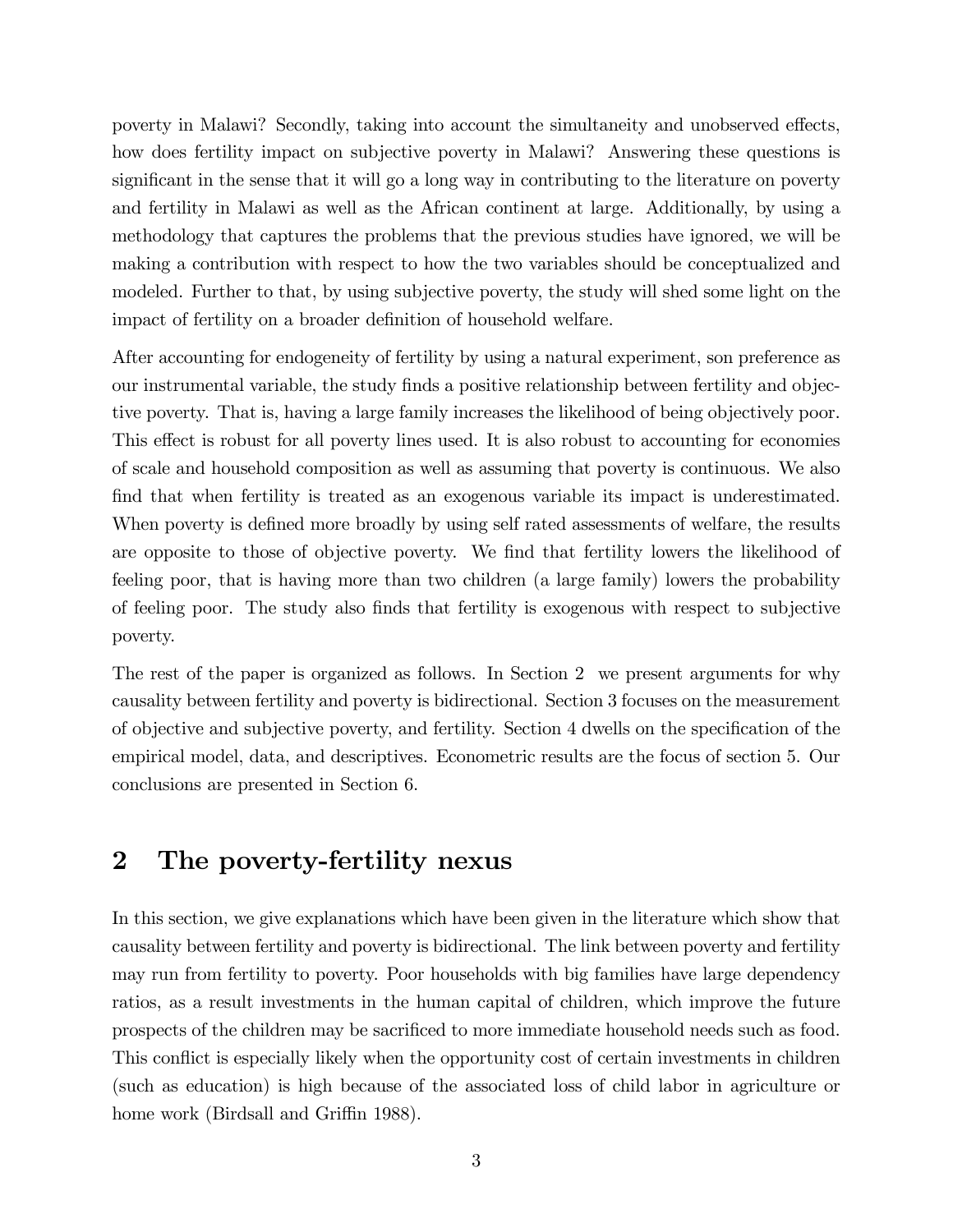poverty in Malawi? Secondly, taking into account the simultaneity and unobserved effects, how does fertility impact on subjective poverty in Malawi? Answering these questions is significant in the sense that it will go a long way in contributing to the literature on poverty and fertility in Malawi as well as the African continent at large. Additionally, by using a methodology that captures the problems that the previous studies have ignored, we will be making a contribution with respect to how the two variables should be conceptualized and modeled. Further to that, by using subjective poverty, the study will shed some light on the impact of fertility on a broader definition of household welfare.

After accounting for endogeneity of fertility by using a natural experiment, son preference as our instrumental variable, the study finds a positive relationship between fertility and objective poverty. That is, having a large family increases the likelihood of being objectively poor. This effect is robust for all poverty lines used. It is also robust to accounting for economies of scale and household composition as well as assuming that poverty is continuous. We also find that when fertility is treated as an exogenous variable its impact is underestimated. When poverty is defined more broadly by using self rated assessments of welfare, the results are opposite to those of objective poverty. We find that fertility lowers the likelihood of feeling poor, that is having more than two children (a large family) lowers the probability of feeling poor. The study also finds that fertility is exogenous with respect to subjective poverty.

The rest of the paper is organized as follows. In Section 2 we present arguments for why causality between fertility and poverty is bidirectional. Section 3 focuses on the measurement of objective and subjective poverty, and fertility. Section 4 dwells on the specification of the empirical model, data, and descriptives. Econometric results are the focus of section 5. Our conclusions are presented in Section 6.

## 2 The poverty-fertility nexus

In this section, we give explanations which have been given in the literature which show that causality between fertility and poverty is bidirectional. The link between poverty and fertility may run from fertility to poverty. Poor households with big families have large dependency ratios, as a result investments in the human capital of children, which improve the future prospects of the children may be sacrificed to more immediate household needs such as food. This conflict is especially likely when the opportunity cost of certain investments in children (such as education) is high because of the associated loss of child labor in agriculture or home work (Birdsall and Griffin 1988).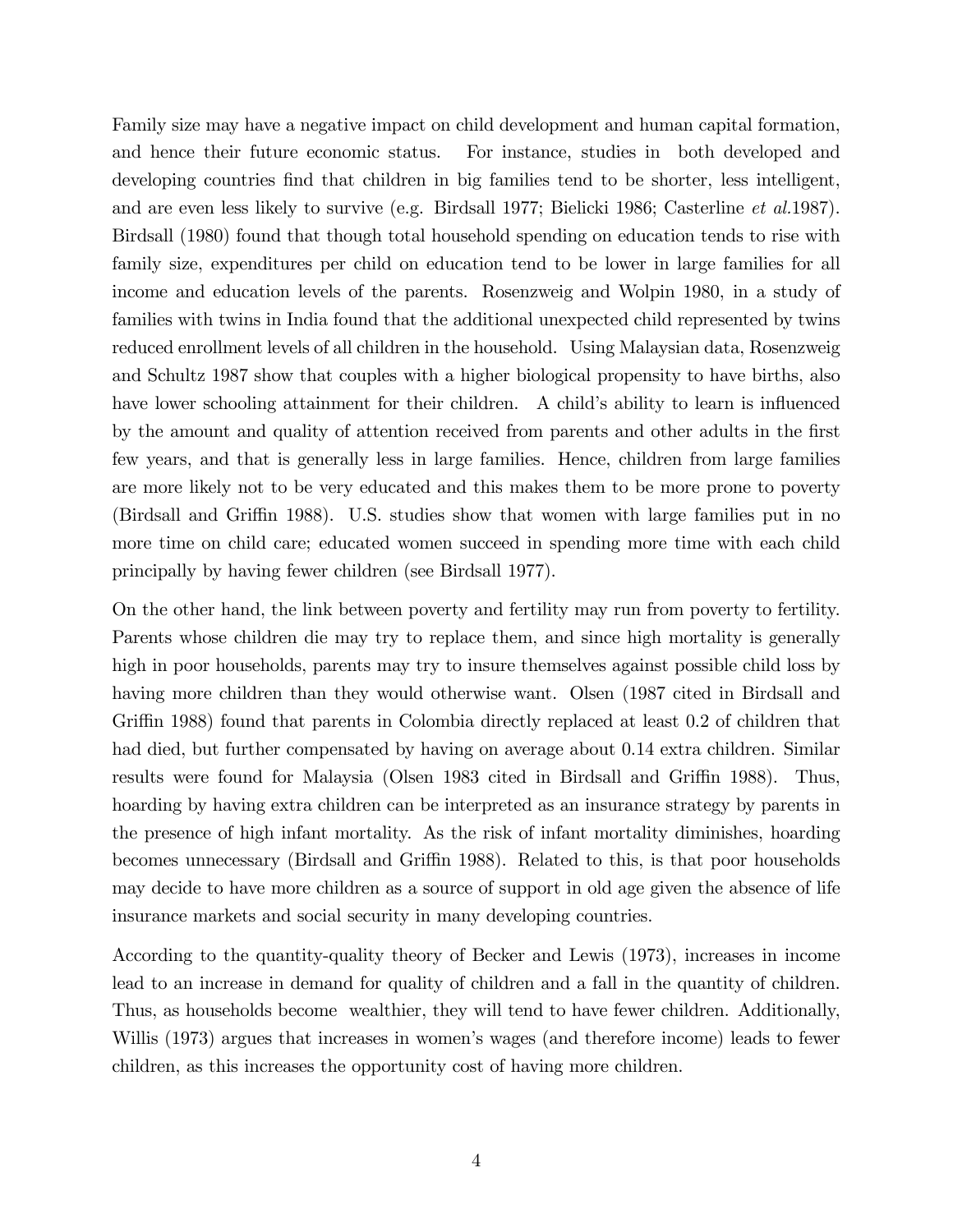Family size may have a negative impact on child development and human capital formation, and hence their future economic status. For instance, studies in both developed and developing countries find that children in big families tend to be shorter, less intelligent, and are even less likely to survive (e.g. Birdsall 1977; Bielicki 1986; Casterline *et al.*1987). Birdsall (1980) found that though total household spending on education tends to rise with family size, expenditures per child on education tend to be lower in large families for all income and education levels of the parents. Rosenzweig and Wolpin 1980, in a study of families with twins in India found that the additional unexpected child represented by twins reduced enrollment levels of all children in the household. Using Malaysian data, Rosenzweig and Schultz 1987 show that couples with a higher biological propensity to have births, also have lower schooling attainment for their children. A child's ability to learn is influenced by the amount and quality of attention received from parents and other adults in the first few years, and that is generally less in large families. Hence, children from large families are more likely not to be very educated and this makes them to be more prone to poverty (Birdsall and Griffin 1988). U.S. studies show that women with large families put in no more time on child care; educated women succeed in spending more time with each child principally by having fewer children (see Birdsall 1977).

On the other hand, the link between poverty and fertility may run from poverty to fertility. Parents whose children die may try to replace them, and since high mortality is generally high in poor households, parents may try to insure themselves against possible child loss by having more children than they would otherwise want. Olsen (1987 cited in Birdsall and Griffin 1988) found that parents in Colombia directly replaced at least 0.2 of children that had died, but further compensated by having on average about 0.14 extra children. Similar results were found for Malaysia (Olsen 1983 cited in Birdsall and Griffin 1988). Thus, hoarding by having extra children can be interpreted as an insurance strategy by parents in the presence of high infant mortality. As the risk of infant mortality diminishes, hoarding becomes unnecessary (Birdsall and Griffin 1988). Related to this, is that poor households may decide to have more children as a source of support in old age given the absence of life insurance markets and social security in many developing countries.

According to the quantity-quality theory of Becker and Lewis (1973), increases in income lead to an increase in demand for quality of children and a fall in the quantity of children. Thus, as households become wealthier, they will tend to have fewer children. Additionally, Willis (1973) argues that increases in women's wages (and therefore income) leads to fewer children, as this increases the opportunity cost of having more children.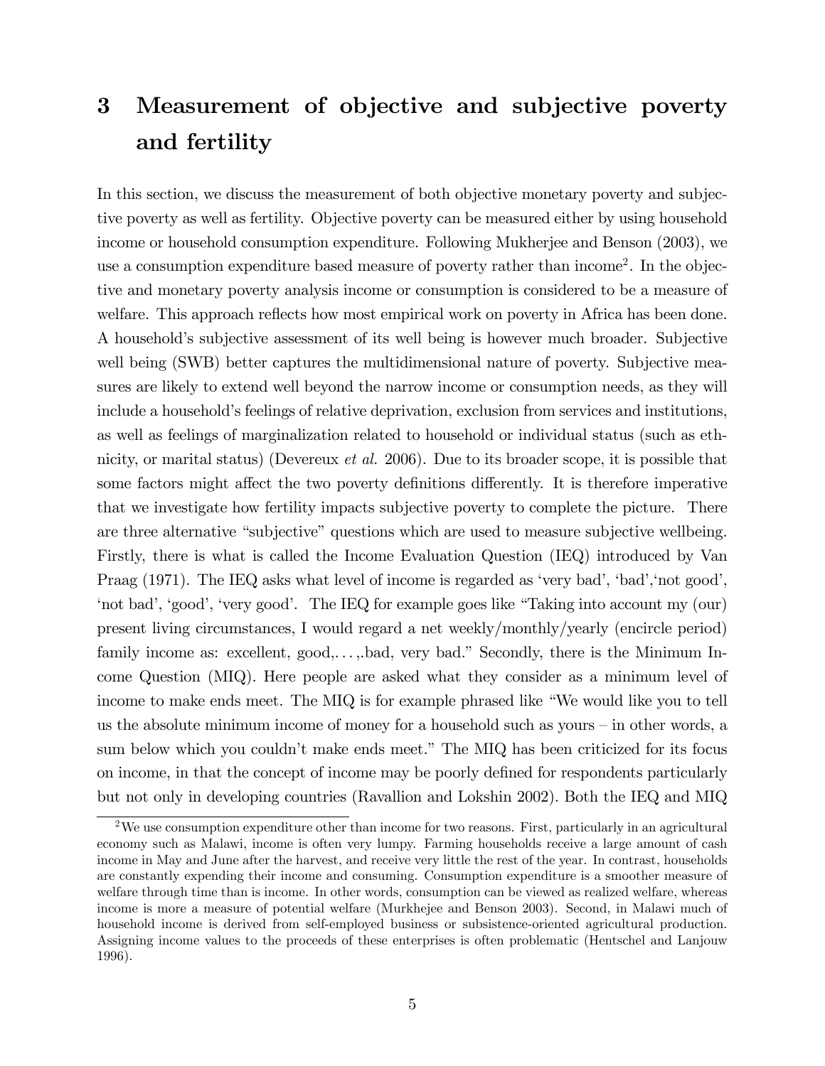# 3 Measurement of objective and subjective poverty and fertility

In this section, we discuss the measurement of both objective monetary poverty and subjective poverty as well as fertility. Objective poverty can be measured either by using household income or household consumption expenditure. Following Mukherjee and Benson (2003), we use a consumption expenditure based measure of poverty rather than income[2]. In the objective and monetary poverty analysis income or consumption is considered to be a measure of welfare. This approach reflects how most empirical work on poverty in Africa has been done. A household's subjective assessment of its well being is however much broader. Subjective well being (SWB) better captures the multidimensional nature of poverty. Subjective measures are likely to extend well beyond the narrow income or consumption needs, as they will include a household's feelings of relative deprivation, exclusion from services and institutions, as well as feelings of marginalization related to household or individual status (such as ethnicity, or marital status) (Devereux *et al.* 2006). Due to its broader scope, it is possible that some factors might affect the two poverty definitions differently. It is therefore imperative that we investigate how fertility impacts subjective poverty to complete the picture. There are three alternative "subjective" questions which are used to measure subjective wellbeing. Firstly, there is what is called the Income Evaluation Question (IEQ) introduced by Van Praag (1971). The IEQ asks what level of income is regarded as 'very bad', 'bad','not good', 'not bad', 'good', 'very good'. The IEQ for example goes like "Taking into account my (our) present living circumstances, I would regard a net weekly/monthly/yearly (encircle period) family income as: excellent, good,. . . ,.bad, very bad." Secondly, there is the Minimum Income Question (MIQ). Here people are asked what they consider as a minimum level of income to make ends meet. The MIQ is for example phrased like "We would like you to tell us the absolute minimum income of money for a household such as yours – in other words, a sum below which you couldn't make ends meet." The MIQ has been criticized for its focus on income, in that the concept of income may be poorly defined for respondents particularly but not only in developing countries (Ravallion and Lokshin 2002). Both the IEQ and MIQ

[2] We use consumption expenditure other than income for two reasons. First, particularly in an agricultural economy such as Malawi, income is often very lumpy. Farming households receive a large amount of cash income in May and June after the harvest, and receive very little the rest of the year. In contrast, households are constantly expending their income and consuming. Consumption expenditure is a smoother measure of welfare through time than is income. In other words, consumption can be viewed as realized welfare, whereas income is more a measure of potential welfare (Murkhejee and Benson 2003). Second, in Malawi much of household income is derived from self-employed business or subsistence-oriented agricultural production. Assigning income values to the proceeds of these enterprises is often problematic (Hentschel and Lanjouw 1996).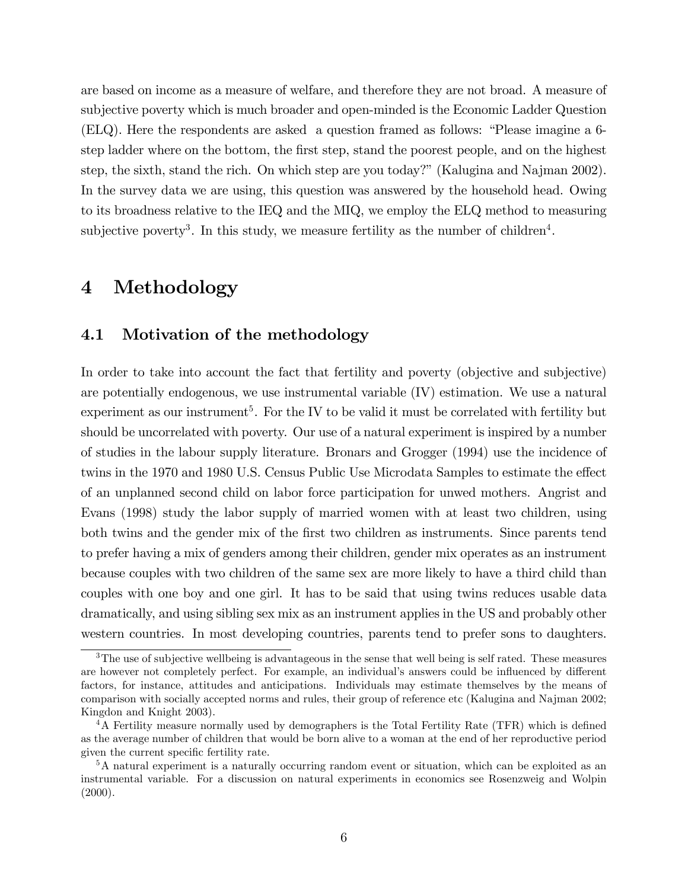are based on income as a measure of welfare, and therefore they are not broad. A measure of subjective poverty which is much broader and open-minded is the Economic Ladder Question (ELQ). Here the respondents are asked a question framed as follows: "Please imagine a 6-step ladder where on the bottom, the first step, stand the poorest people, and on the highest step, the sixth, stand the rich. On which step are you today?" (Kalugina and Najman 2002). In the survey data we are using, this question was answered by the household head. Owing to its broadness relative to the IEQ and the MIQ, we employ the ELQ method to measuring subjective poverty[3]. In this study, we measure fertility as the number of children[4].

# 4 Methodology

## 4.1 Motivation of the methodology

In order to take into account the fact that fertility and poverty (objective and subjective) are potentially endogenous, we use instrumental variable (IV) estimation. We use a natural experiment as our instrument[5]. For the IV to be valid it must be correlated with fertility but should be uncorrelated with poverty. Our use of a natural experiment is inspired by a number of studies in the labour supply literature. Bronars and Grogger (1994) use the incidence of twins in the 1970 and 1980 U.S. Census Public Use Microdata Samples to estimate the effect of an unplanned second child on labor force participation for unwed mothers. Angrist and Evans (1998) study the labor supply of married women with at least two children, using both twins and the gender mix of the first two children as instruments. Since parents tend to prefer having a mix of genders among their children, gender mix operates as an instrument because couples with two children of the same sex are more likely to have a third child than couples with one boy and one girl. It has to be said that using twins reduces usable data dramatically, and using sibling sex mix as an instrument applies in the US and probably other western countries. In most developing countries, parents tend to prefer sons to daughters.

[3] The use of subjective wellbeing is advantageous in the sense that well being is self rated. These measures are however not completely perfect. For example, an individual's answers could be influenced by different factors, for instance, attitudes and anticipations. Individuals may estimate themselves by the means of comparison with socially accepted norms and rules, their group of reference etc (Kalugina and Najman 2002; Kingdon and Knight 2003).

[4] A Fertility measure normally used by demographers is the Total Fertility Rate (TFR) which is defined as the average number of children that would be born alive to a woman at the end of her reproductive period given the current specific fertility rate.

[5] A natural experiment is a naturally occurring random event or situation, which can be exploited as an instrumental variable. For a discussion on natural experiments in economics see Rosenzweig and Wolpin (2000).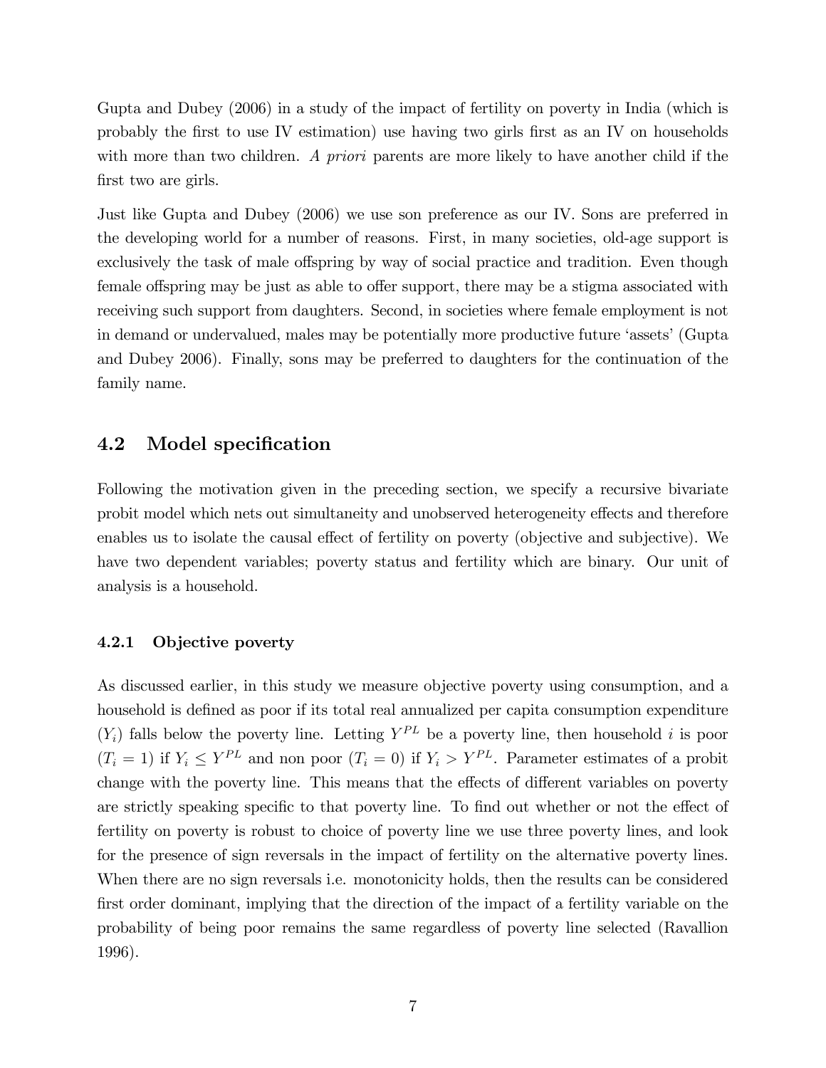Gupta and Dubey (2006) in a study of the impact of fertility on poverty in India (which is probably the first to use IV estimation) use having two girls first as an IV on households with more than two children. *A priori* parents are more likely to have another child if the first two are girls.

Just like Gupta and Dubey (2006) we use son preference as our IV. Sons are preferred in the developing world for a number of reasons. First, in many societies, old-age support is exclusively the task of male offspring by way of social practice and tradition. Even though female offspring may be just as able to offer support, there may be a stigma associated with receiving such support from daughters. Second, in societies where female employment is not in demand or undervalued, males may be potentially more productive future 'assets' (Gupta and Dubey 2006). Finally, sons may be preferred to daughters for the continuation of the family name.

## 4.2 Model specification

Following the motivation given in the preceding section, we specify a recursive bivariate probit model which nets out simultaneity and unobserved heterogeneity effects and therefore enables us to isolate the causal effect of fertility on poverty (objective and subjective). We have two dependent variables; poverty status and fertility which are binary. Our unit of analysis is a household.

### 4.2.1 Objective poverty

As discussed earlier, in this study we measure objective poverty using consumption, and a household is defined as poor if its total real annualized per capita consumption expenditure ($Y_i$) falls below the poverty line. Letting $Y^{PL}$ be a poverty line, then household $i$ is poor ($T_i = 1$) if $Y_i \leq Y^{PL}$ and non poor ($T_i = 0$) if $Y_i > Y^{PL}$. Parameter estimates of a probit change with the poverty line. This means that the effects of different variables on poverty are strictly speaking specific to that poverty line. To find out whether or not the effect of fertility on poverty is robust to choice of poverty line we use three poverty lines, and look for the presence of sign reversals in the impact of fertility on the alternative poverty lines. When there are no sign reversals i.e. monotonicity holds, then the results can be considered first order dominant, implying that the direction of the impact of a fertility variable on the probability of being poor remains the same regardless of poverty line selected (Ravallion 1996).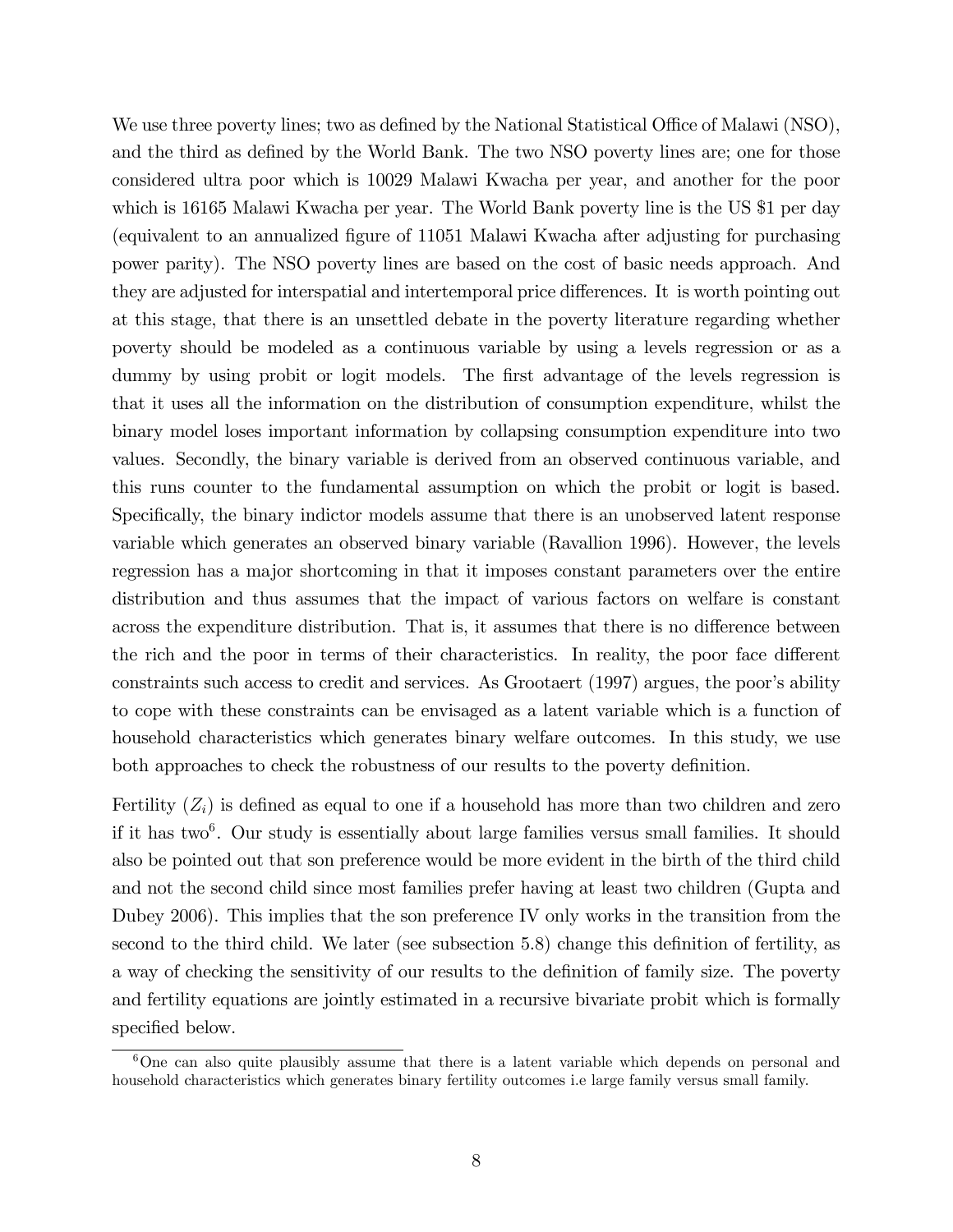We use three poverty lines; two as defined by the National Statistical Office of Malawi (NSO), and the third as defined by the World Bank. The two NSO poverty lines are; one for those considered ultra poor which is 10029 Malawi Kwacha per year, and another for the poor which is 16165 Malawi Kwacha per year. The World Bank poverty line is the US $1 per day (equivalent to an annualized figure of 11051 Malawi Kwacha after adjusting for purchasing power parity). The NSO poverty lines are based on the cost of basic needs approach. And they are adjusted for interspatial and intertemporal price differences. It is worth pointing out at this stage, that there is an unsettled debate in the poverty literature regarding whether poverty should be modeled as a continuous variable by using a levels regression or as a dummy by using probit or logit models. The first advantage of the levels regression is that it uses all the information on the distribution of consumption expenditure, whilst the binary model loses important information by collapsing consumption expenditure into two values. Secondly, the binary variable is derived from an observed continuous variable, and this runs counter to the fundamental assumption on which the probit or logit is based. Specifically, the binary indictor models assume that there is an unobserved latent response variable which generates an observed binary variable (Ravallion 1996). However, the levels regression has a major shortcoming in that it imposes constant parameters over the entire distribution and thus assumes that the impact of various factors on welfare is constant across the expenditure distribution. That is, it assumes that there is no difference between the rich and the poor in terms of their characteristics. In reality, the poor face different constraints such access to credit and services. As Grootaert (1997) argues, the poor's ability to cope with these constraints can be envisaged as a latent variable which is a function of household characteristics which generates binary welfare outcomes. In this study, we use both approaches to check the robustness of our results to the poverty definition.

Fertility ($Z_i$) is defined as equal to one if a household has more than two children and zero if it has two[6]. Our study is essentially about large families versus small families. It should also be pointed out that son preference would be more evident in the birth of the third child and not the second child since most families prefer having at least two children (Gupta and Dubey 2006). This implies that the son preference IV only works in the transition from the second to the third child. We later (see subsection 5.8) change this definition of fertility, as a way of checking the sensitivity of our results to the definition of family size. The poverty and fertility equations are jointly estimated in a recursive bivariate probit which is formally specified below.

[6] One can also quite plausibly assume that there is a latent variable which depends on personal and household characteristics which generates binary fertility outcomes i.e large family versus small family.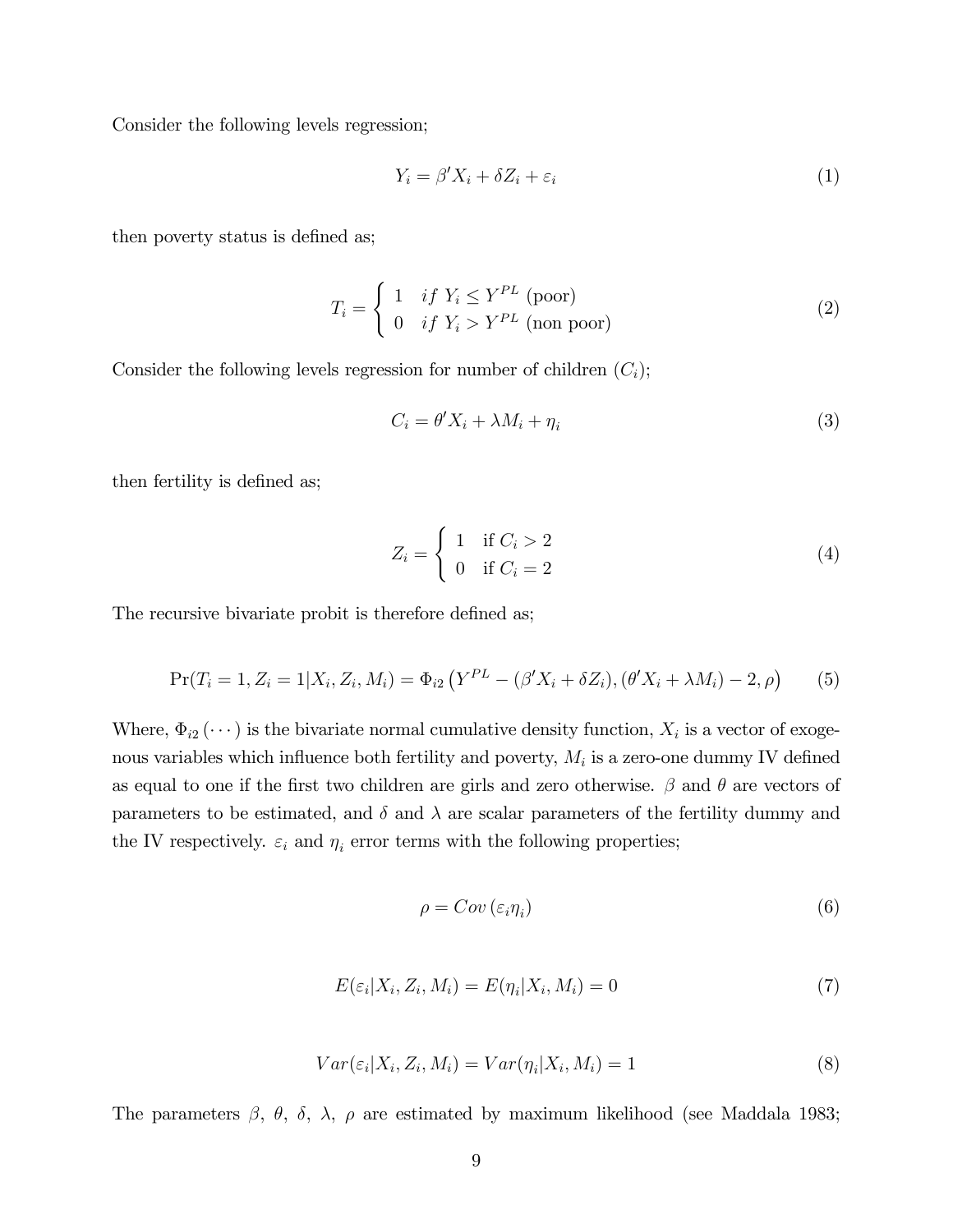Consider the following levels regression;

$$Y_i = \beta' X_i + \delta Z_i + \varepsilon_i \tag{1}$$

then poverty status is defined as;

$$T_i = \begin{cases} 1 & if\ Y_i \leq Y^{PL} \text{ (poor)} \\ 0 & if\ Y_i > Y^{PL} \text{ (non poor)} \end{cases} \tag{2}$$

Consider the following levels regression for number of children ($C_i$);

$$C_i = \theta' X_i + \lambda M_i + \eta_i \tag{3}$$

then fertility is defined as;

$$Z_i = \begin{cases} 1 & \text{if } C_i > 2 \\ 0 & \text{if } C_i = 2 \end{cases} \tag{4}$$

The recursive bivariate probit is therefore defined as;

$$\Pr(T_i = 1, Z_i = 1 | X_i, Z_i, M_i) = \Phi_{i2}\left(Y^{PL} - (\beta' X_i + \delta Z_i), (\theta' X_i + \lambda M_i) - 2, \rho\right) \tag{5}$$

Where, $\Phi_{i2}(\cdots)$ is the bivariate normal cumulative density function, $X_i$ is a vector of exogenous variables which influence both fertility and poverty, $M_i$ is a zero-one dummy IV defined as equal to one if the first two children are girls and zero otherwise. $\beta$ and $\theta$ are vectors of parameters to be estimated, and $\delta$ and $\lambda$ are scalar parameters of the fertility dummy and the IV respectively. $\varepsilon_i$ and $\eta_i$ error terms with the following properties;

$$\rho = Cov\left(\varepsilon_i \eta_i\right) \tag{6}$$

$$E(\varepsilon_i | X_i, Z_i, M_i) = E(\eta_i | X_i, M_i) = 0 \tag{7}$$

$$Var(\varepsilon_i | X_i, Z_i, M_i) = Var(\eta_i | X_i, M_i) = 1 \tag{8}$$

The parameters $\beta$, $\theta$, $\delta$, $\lambda$, $\rho$ are estimated by maximum likelihood (see Maddala 1983;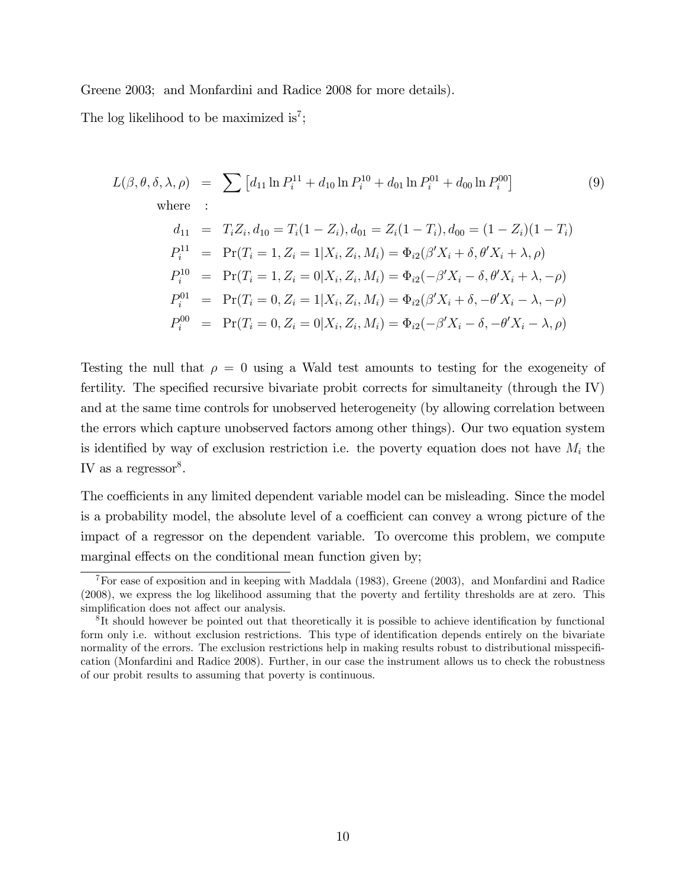Greene 2003; and Monfardini and Radice 2008 for more details).

The log likelihood to be maximized is[7];

$$
\begin{aligned}
L(\beta, \theta, \delta, \lambda, \rho) &= \sum \left[ d_{11} \ln P_i^{11} + d_{10} \ln P_i^{10} + d_{01} \ln P_i^{01} + d_{00} \ln P_i^{00} \right] \qquad (9) \\
\text{where} &: \\
d_{11} &= T_i Z_i, d_{10} = T_i(1 - Z_i), d_{01} = Z_i(1 - T_i), d_{00} = (1 - Z_i)(1 - T_i) \\
P_i^{11} &= \Pr(T_i = 1, Z_i = 1 | X_i, Z_i, M_i) = \Phi_{i2}(\beta' X_i + \delta, \theta' X_i + \lambda, \rho) \\
P_i^{10} &= \Pr(T_i = 1, Z_i = 0 | X_i, Z_i, M_i) = \Phi_{i2}(-\beta' X_i - \delta, \theta' X_i + \lambda, -\rho) \\
P_i^{01} &= \Pr(T_i = 0, Z_i = 1 | X_i, Z_i, M_i) = \Phi_{i2}(\beta' X_i + \delta, -\theta' X_i - \lambda, -\rho) \\
P_i^{00} &= \Pr(T_i = 0, Z_i = 0 | X_i, Z_i, M_i) = \Phi_{i2}(-\beta' X_i - \delta, -\theta' X_i - \lambda, \rho)
\end{aligned}
$$

Testing the null that $\rho = 0$ using a Wald test amounts to testing for the exogeneity of fertility. The specified recursive bivariate probit corrects for simultaneity (through the IV) and at the same time controls for unobserved heterogeneity (by allowing correlation between the errors which capture unobserved factors among other things). Our two equation system is identified by way of exclusion restriction i.e. the poverty equation does not have $M_i$ the IV as a regressor[8].

The coefficients in any limited dependent variable model can be misleading. Since the model is a probability model, the absolute level of a coefficient can convey a wrong picture of the impact of a regressor on the dependent variable. To overcome this problem, we compute marginal effects on the conditional mean function given by;

[7] For ease of exposition and in keeping with Maddala (1983), Greene (2003), and Monfardini and Radice (2008), we express the log likelihood assuming that the poverty and fertility thresholds are at zero. This simplification does not affect our analysis.

[8] It should however be pointed out that theoretically it is possible to achieve identification by functional form only i.e. without exclusion restrictions. This type of identification depends entirely on the bivariate normality of the errors. The exclusion restrictions help in making results robust to distributional misspecification (Monfardini and Radice 2008). Further, in our case the instrument allows us to check the robustness of our probit results to assuming that poverty is continuous.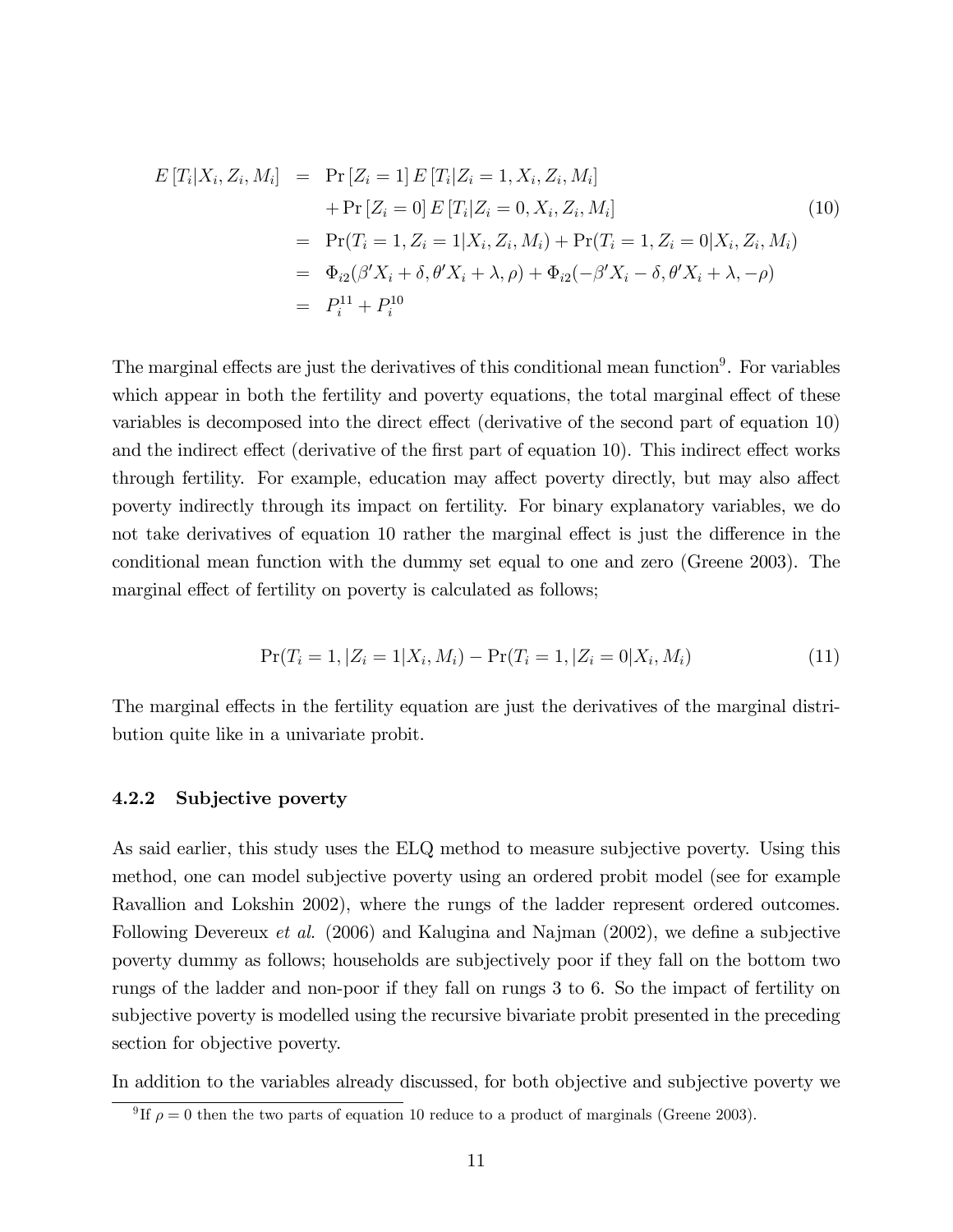$$
\begin{aligned}
E\left[T_i|X_i, Z_i, M_i\right] &= \Pr\left[Z_i = 1\right] E\left[T_i|Z_i = 1, X_i, Z_i, M_i\right] \\
&\quad + \Pr\left[Z_i = 0\right] E\left[T_i|Z_i = 0, X_i, Z_i, M_i\right] \\
&= \Pr(T_i = 1, Z_i = 1|X_i, Z_i, M_i) + \Pr(T_i = 1, Z_i = 0|X_i, Z_i, M_i) \\
&= \Phi_{i2}(\beta' X_i + \delta, \theta' X_i + \lambda, \rho) + \Phi_{i2}(-\beta' X_i - \delta, \theta' X_i + \lambda, -\rho) \\
&= P_i^{11} + P_i^{10}
\end{aligned} \tag{10}
$$

The marginal effects are just the derivatives of this conditional mean function[9]. For variables which appear in both the fertility and poverty equations, the total marginal effect of these variables is decomposed into the direct effect (derivative of the second part of equation 10) and the indirect effect (derivative of the first part of equation 10). This indirect effect works through fertility. For example, education may affect poverty directly, but may also affect poverty indirectly through its impact on fertility. For binary explanatory variables, we do not take derivatives of equation 10 rather the marginal effect is just the difference in the conditional mean function with the dummy set equal to one and zero (Greene 2003). The marginal effect of fertility on poverty is calculated as follows;

$$
\Pr(T_i = 1, |Z_i = 1|X_i, M_i) - \Pr(T_i = 1, |Z_i = 0|X_i, M_i) \tag{11}
$$

The marginal effects in the fertility equation are just the derivatives of the marginal distribution quite like in a univariate probit.

### 4.2.2 Subjective poverty

As said earlier, this study uses the ELQ method to measure subjective poverty. Using this method, one can model subjective poverty using an ordered probit model (see for example Ravallion and Lokshin 2002), where the rungs of the ladder represent ordered outcomes. Following Devereux *et al.* (2006) and Kalugina and Najman (2002), we define a subjective poverty dummy as follows; households are subjectively poor if they fall on the bottom two rungs of the ladder and non-poor if they fall on rungs 3 to 6. So the impact of fertility on subjective poverty is modelled using the recursive bivariate probit presented in the preceding section for objective poverty.

In addition to the variables already discussed, for both objective and subjective poverty we

[9] If $\rho = 0$ then the two parts of equation 10 reduce to a product of marginals (Greene 2003).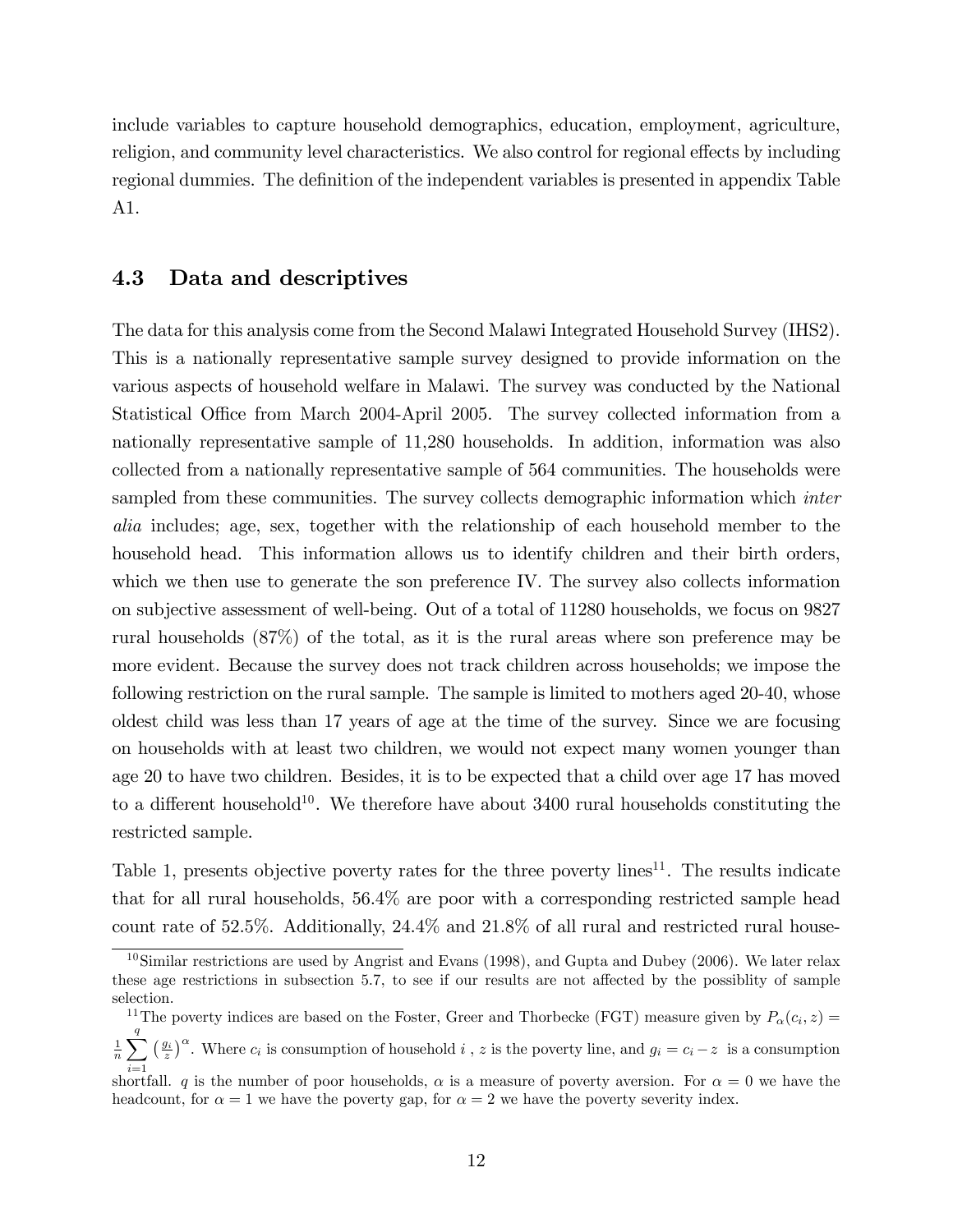include variables to capture household demographics, education, employment, agriculture, religion, and community level characteristics. We also control for regional effects by including regional dummies. The definition of the independent variables is presented in appendix Table A1.

### 4.3 Data and descriptives

The data for this analysis come from the Second Malawi Integrated Household Survey (IHS2). This is a nationally representative sample survey designed to provide information on the various aspects of household welfare in Malawi. The survey was conducted by the National Statistical Office from March 2004-April 2005. The survey collected information from a nationally representative sample of 11,280 households. In addition, information was also collected from a nationally representative sample of 564 communities. The households were sampled from these communities. The survey collects demographic information which *inter alia* includes; age, sex, together with the relationship of each household member to the household head. This information allows us to identify children and their birth orders, which we then use to generate the son preference IV. The survey also collects information on subjective assessment of well-being. Out of a total of 11280 households, we focus on 9827 rural households (87%) of the total, as it is the rural areas where son preference may be more evident. Because the survey does not track children across households; we impose the following restriction on the rural sample. The sample is limited to mothers aged 20-40, whose oldest child was less than 17 years of age at the time of the survey. Since we are focusing on households with at least two children, we would not expect many women younger than age 20 to have two children. Besides, it is to be expected that a child over age 17 has moved to a different household[10]. We therefore have about 3400 rural households constituting the restricted sample.

Table 1, presents objective poverty rates for the three poverty lines[11]. The results indicate that for all rural households, 56.4% are poor with a corresponding restricted sample head count rate of 52.5%. Additionally, 24.4% and 21.8% of all rural and restricted rural house-

[10] Similar restrictions are used by Angrist and Evans (1998), and Gupta and Dubey (2006). We later relax these age restrictions in subsection 5.7, to see if our results are not affected by the possiblity of sample selection.

[11] The poverty indices are based on the Foster, Greer and Thorbecke (FGT) measure given by $P_\alpha(c_i, z) = \frac{1}{n}\sum_{i=1}^{q}\left(\frac{g_i}{z}\right)^\alpha$. Where $c_i$ is consumption of household $i$ , $z$ is the poverty line, and $g_i = c_i - z$ is a consumption shortfall. $q$ is the number of poor households, $\alpha$ is a measure of poverty aversion. For $\alpha = 0$ we have the headcount, for $\alpha = 1$ we have the poverty gap, for $\alpha = 2$ we have the poverty severity index.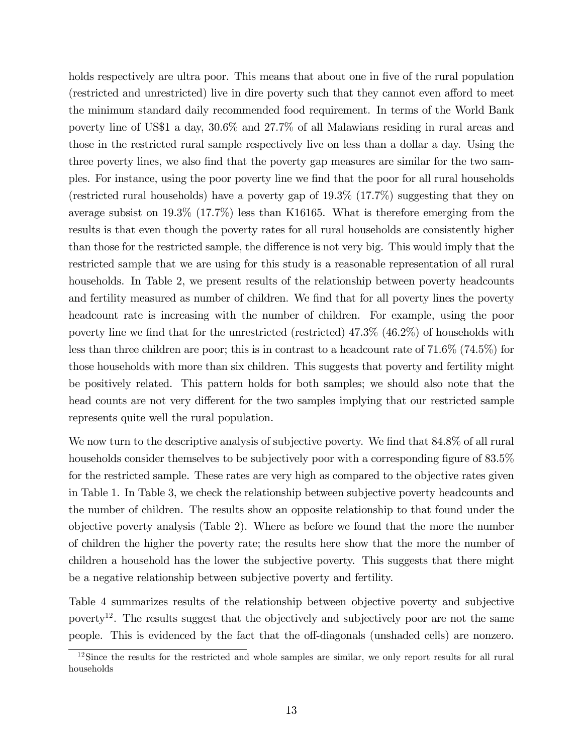holds respectively are ultra poor. This means that about one in five of the rural population (restricted and unrestricted) live in dire poverty such that they cannot even afford to meet the minimum standard daily recommended food requirement. In terms of the World Bank poverty line of US$1 a day, 30.6% and 27.7% of all Malawians residing in rural areas and those in the restricted rural sample respectively live on less than a dollar a day. Using the three poverty lines, we also find that the poverty gap measures are similar for the two samples. For instance, using the poor poverty line we find that the poor for all rural households (restricted rural households) have a poverty gap of 19.3% (17.7%) suggesting that they on average subsist on 19.3% (17.7%) less than K16165. What is therefore emerging from the results is that even though the poverty rates for all rural households are consistently higher than those for the restricted sample, the difference is not very big. This would imply that the restricted sample that we are using for this study is a reasonable representation of all rural households. In Table 2, we present results of the relationship between poverty headcounts and fertility measured as number of children. We find that for all poverty lines the poverty headcount rate is increasing with the number of children. For example, using the poor poverty line we find that for the unrestricted (restricted) 47.3% (46.2%) of households with less than three children are poor; this is in contrast to a headcount rate of 71.6% (74.5%) for those households with more than six children. This suggests that poverty and fertility might be positively related. This pattern holds for both samples; we should also note that the head counts are not very different for the two samples implying that our restricted sample represents quite well the rural population.

We now turn to the descriptive analysis of subjective poverty. We find that 84.8% of all rural households consider themselves to be subjectively poor with a corresponding figure of 83.5% for the restricted sample. These rates are very high as compared to the objective rates given in Table 1. In Table 3, we check the relationship between subjective poverty headcounts and the number of children. The results show an opposite relationship to that found under the objective poverty analysis (Table 2). Where as before we found that the more the number of children the higher the poverty rate; the results here show that the more the number of children a household has the lower the subjective poverty. This suggests that there might be a negative relationship between subjective poverty and fertility.

Table 4 summarizes results of the relationship between objective poverty and subjective poverty[12]. The results suggest that the objectively and subjectively poor are not the same people. This is evidenced by the fact that the off-diagonals (unshaded cells) are nonzero.

[12] Since the results for the restricted and whole samples are similar, we only report results for all rural households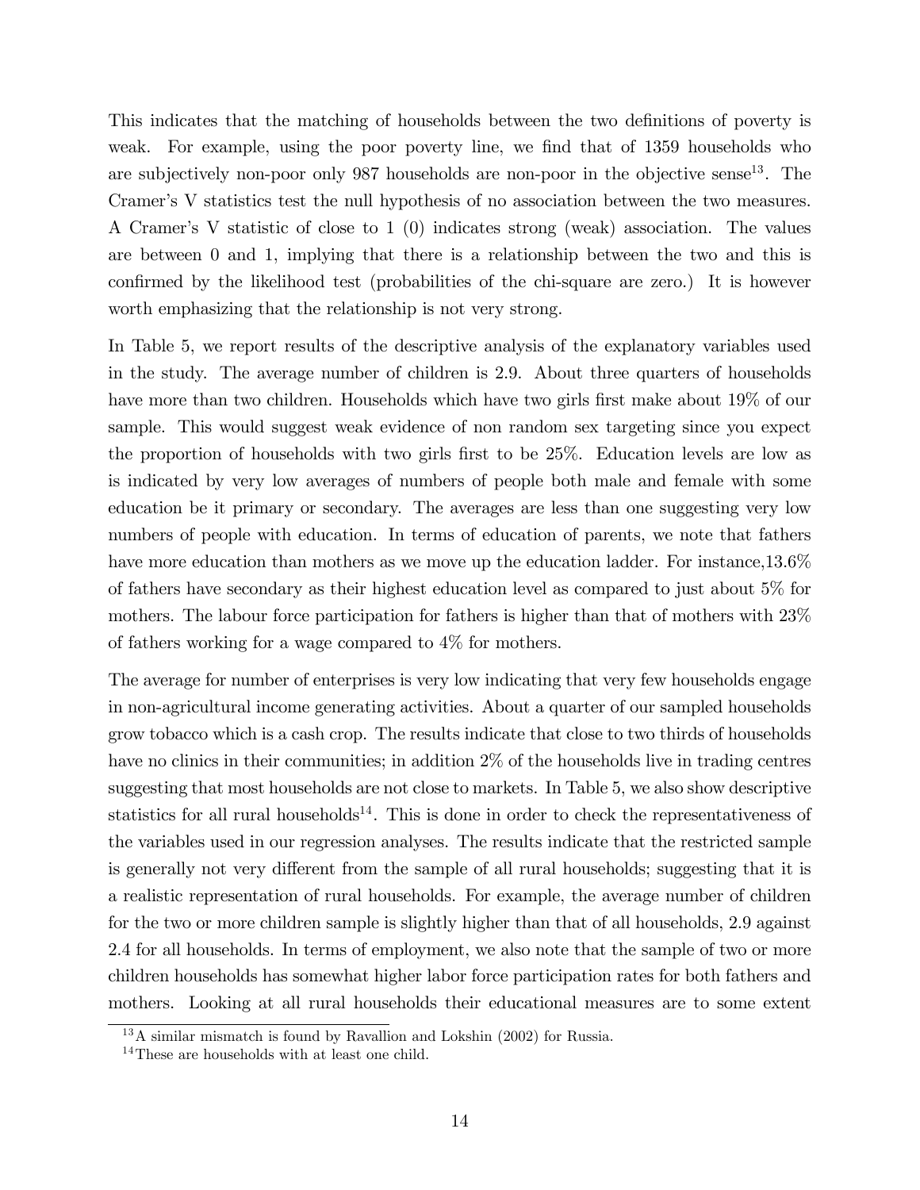This indicates that the matching of households between the two definitions of poverty is weak. For example, using the poor poverty line, we find that of 1359 households who are subjectively non-poor only 987 households are non-poor in the objective sense[13]. The Cramer's V statistics test the null hypothesis of no association between the two measures. A Cramer's V statistic of close to 1 (0) indicates strong (weak) association. The values are between 0 and 1, implying that there is a relationship between the two and this is confirmed by the likelihood test (probabilities of the chi-square are zero.) It is however worth emphasizing that the relationship is not very strong.

In Table 5, we report results of the descriptive analysis of the explanatory variables used in the study. The average number of children is 2.9. About three quarters of households have more than two children. Households which have two girls first make about 19% of our sample. This would suggest weak evidence of non random sex targeting since you expect the proportion of households with two girls first to be 25%. Education levels are low as is indicated by very low averages of numbers of people both male and female with some education be it primary or secondary. The averages are less than one suggesting very low numbers of people with education. In terms of education of parents, we note that fathers have more education than mothers as we move up the education ladder. For instance,13.6% of fathers have secondary as their highest education level as compared to just about 5% for mothers. The labour force participation for fathers is higher than that of mothers with 23% of fathers working for a wage compared to 4% for mothers.

The average for number of enterprises is very low indicating that very few households engage in non-agricultural income generating activities. About a quarter of our sampled households grow tobacco which is a cash crop. The results indicate that close to two thirds of households have no clinics in their communities; in addition 2% of the households live in trading centres suggesting that most households are not close to markets. In Table 5, we also show descriptive statistics for all rural households[14]. This is done in order to check the representativeness of the variables used in our regression analyses. The results indicate that the restricted sample is generally not very different from the sample of all rural households; suggesting that it is a realistic representation of rural households. For example, the average number of children for the two or more children sample is slightly higher than that of all households, 2.9 against 2.4 for all households. In terms of employment, we also note that the sample of two or more children households has somewhat higher labor force participation rates for both fathers and mothers. Looking at all rural households their educational measures are to some extent

[13]A similar mismatch is found by Ravallion and Lokshin (2002) for Russia.

[14]These are households with at least one child.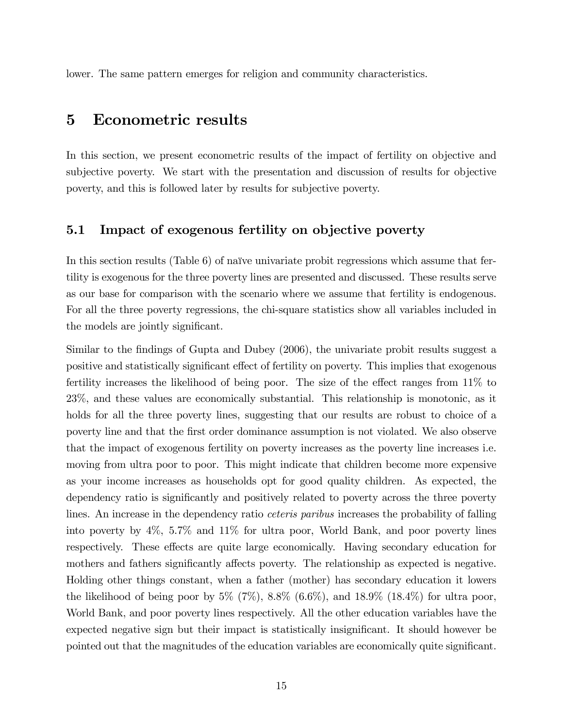lower. The same pattern emerges for religion and community characteristics.

# 5 Econometric results

In this section, we present econometric results of the impact of fertility on objective and subjective poverty. We start with the presentation and discussion of results for objective poverty, and this is followed later by results for subjective poverty.

## 5.1 Impact of exogenous fertility on objective poverty

In this section results (Table 6) of naïve univariate probit regressions which assume that fertility is exogenous for the three poverty lines are presented and discussed. These results serve as our base for comparison with the scenario where we assume that fertility is endogenous. For all the three poverty regressions, the chi-square statistics show all variables included in the models are jointly significant.

Similar to the findings of Gupta and Dubey (2006), the univariate probit results suggest a positive and statistically significant effect of fertility on poverty. This implies that exogenous fertility increases the likelihood of being poor. The size of the effect ranges from 11% to 23%, and these values are economically substantial. This relationship is monotonic, as it holds for all the three poverty lines, suggesting that our results are robust to choice of a poverty line and that the first order dominance assumption is not violated. We also observe that the impact of exogenous fertility on poverty increases as the poverty line increases i.e. moving from ultra poor to poor. This might indicate that children become more expensive as your income increases as households opt for good quality children. As expected, the dependency ratio is significantly and positively related to poverty across the three poverty lines. An increase in the dependency ratio *ceteris paribus* increases the probability of falling into poverty by 4%, 5.7% and 11% for ultra poor, World Bank, and poor poverty lines respectively. These effects are quite large economically. Having secondary education for mothers and fathers significantly affects poverty. The relationship as expected is negative. Holding other things constant, when a father (mother) has secondary education it lowers the likelihood of being poor by 5% (7%), 8.8% (6.6%), and 18.9% (18.4%) for ultra poor, World Bank, and poor poverty lines respectively. All the other education variables have the expected negative sign but their impact is statistically insignificant. It should however be pointed out that the magnitudes of the education variables are economically quite significant.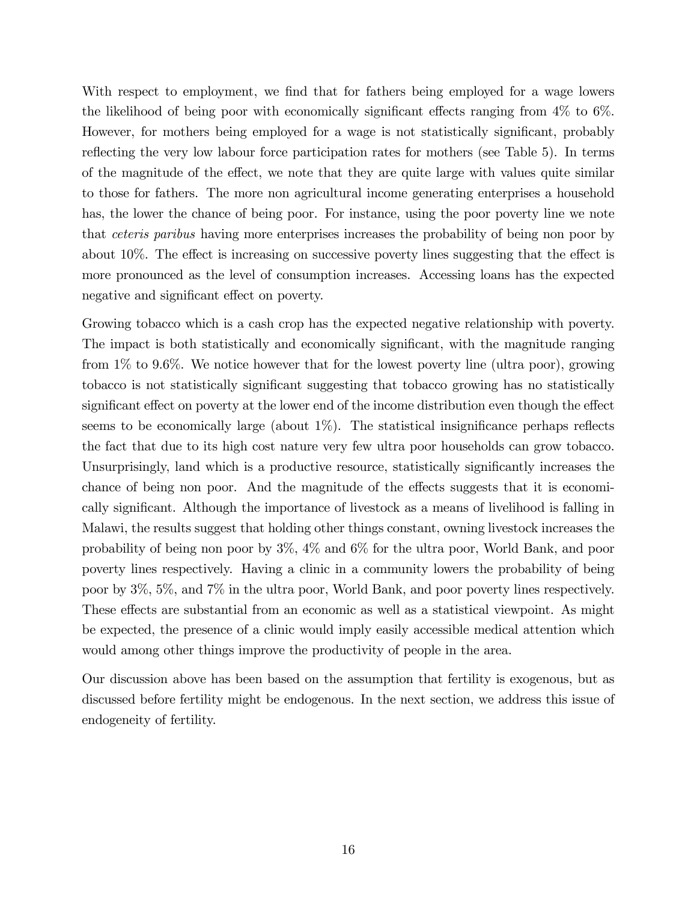With respect to employment, we find that for fathers being employed for a wage lowers the likelihood of being poor with economically significant effects ranging from 4% to 6%. However, for mothers being employed for a wage is not statistically significant, probably reflecting the very low labour force participation rates for mothers (see Table 5). In terms of the magnitude of the effect, we note that they are quite large with values quite similar to those for fathers. The more non agricultural income generating enterprises a household has, the lower the chance of being poor. For instance, using the poor poverty line we note that *ceteris paribus* having more enterprises increases the probability of being non poor by about 10%. The effect is increasing on successive poverty lines suggesting that the effect is more pronounced as the level of consumption increases. Accessing loans has the expected negative and significant effect on poverty.

Growing tobacco which is a cash crop has the expected negative relationship with poverty. The impact is both statistically and economically significant, with the magnitude ranging from 1% to 9.6%. We notice however that for the lowest poverty line (ultra poor), growing tobacco is not statistically significant suggesting that tobacco growing has no statistically significant effect on poverty at the lower end of the income distribution even though the effect seems to be economically large (about 1%). The statistical insignificance perhaps reflects the fact that due to its high cost nature very few ultra poor households can grow tobacco. Unsurprisingly, land which is a productive resource, statistically significantly increases the chance of being non poor. And the magnitude of the effects suggests that it is economically significant. Although the importance of livestock as a means of livelihood is falling in Malawi, the results suggest that holding other things constant, owning livestock increases the probability of being non poor by 3%, 4% and 6% for the ultra poor, World Bank, and poor poverty lines respectively. Having a clinic in a community lowers the probability of being poor by 3%, 5%, and 7% in the ultra poor, World Bank, and poor poverty lines respectively. These effects are substantial from an economic as well as a statistical viewpoint. As might be expected, the presence of a clinic would imply easily accessible medical attention which would among other things improve the productivity of people in the area.

Our discussion above has been based on the assumption that fertility is exogenous, but as discussed before fertility might be endogenous. In the next section, we address this issue of endogeneity of fertility.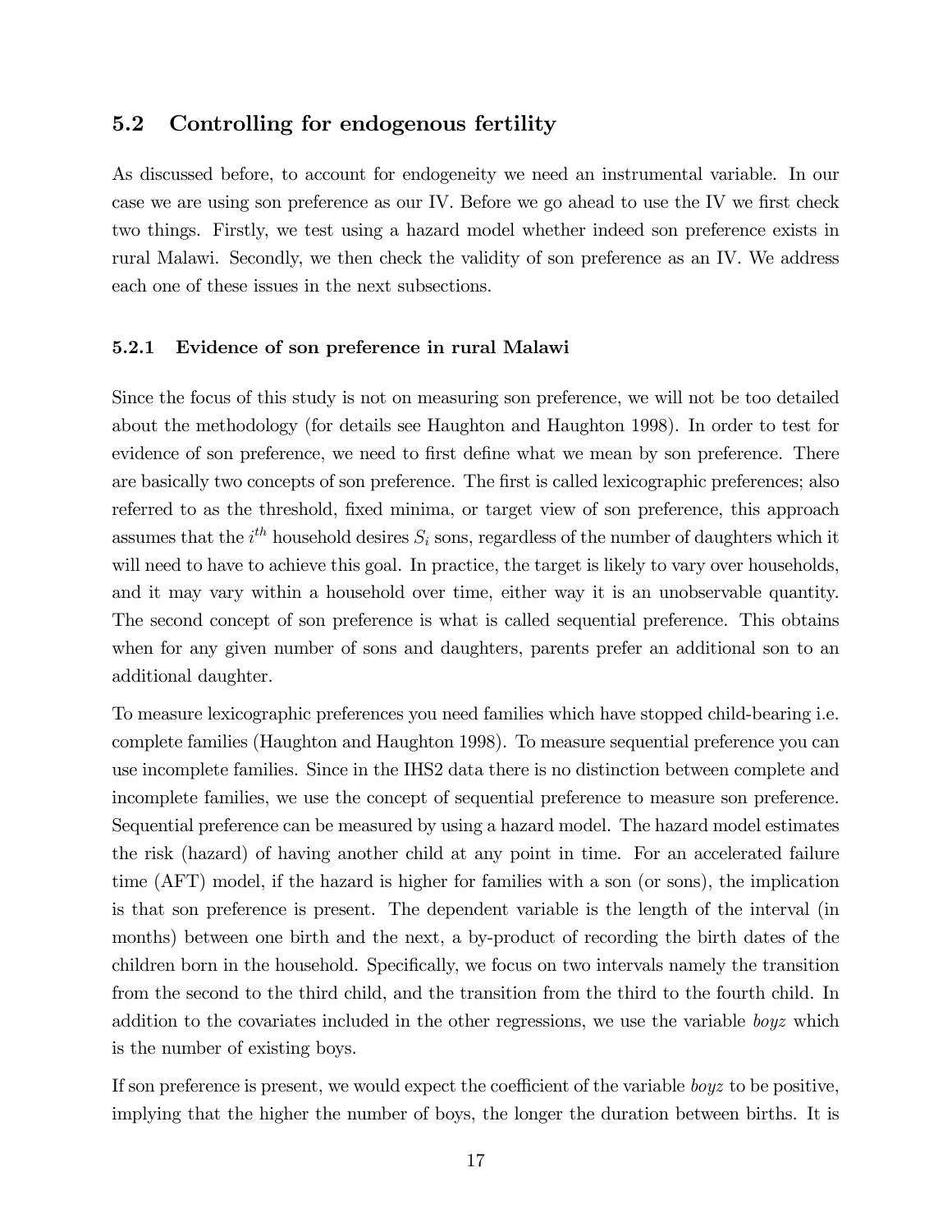## 5.2 Controlling for endogenous fertility

As discussed before, to account for endogeneity we need an instrumental variable. In our case we are using son preference as our IV. Before we go ahead to use the IV we first check two things. Firstly, we test using a hazard model whether indeed son preference exists in rural Malawi. Secondly, we then check the validity of son preference as an IV. We address each one of these issues in the next subsections.

### 5.2.1 Evidence of son preference in rural Malawi

Since the focus of this study is not on measuring son preference, we will not be too detailed about the methodology (for details see Haughton and Haughton 1998). In order to test for evidence of son preference, we need to first define what we mean by son preference. There are basically two concepts of son preference. The first is called lexicographic preferences; also referred to as the threshold, fixed minima, or target view of son preference, this approach assumes that the $i^{th}$ household desires $S_i$ sons, regardless of the number of daughters which it will need to have to achieve this goal. In practice, the target is likely to vary over households, and it may vary within a household over time, either way it is an unobservable quantity. The second concept of son preference is what is called sequential preference. This obtains when for any given number of sons and daughters, parents prefer an additional son to an additional daughter.

To measure lexicographic preferences you need families which have stopped child-bearing i.e. complete families (Haughton and Haughton 1998). To measure sequential preference you can use incomplete families. Since in the IHS2 data there is no distinction between complete and incomplete families, we use the concept of sequential preference to measure son preference. Sequential preference can be measured by using a hazard model. The hazard model estimates the risk (hazard) of having another child at any point in time. For an accelerated failure time (AFT) model, if the hazard is higher for families with a son (or sons), the implication is that son preference is present. The dependent variable is the length of the interval (in months) between one birth and the next, a by-product of recording the birth dates of the children born in the household. Specifically, we focus on two intervals namely the transition from the second to the third child, and the transition from the third to the fourth child. In addition to the covariates included in the other regressions, we use the variable *boyz* which is the number of existing boys.

If son preference is present, we would expect the coefficient of the variable *boyz* to be positive, implying that the higher the number of boys, the longer the duration between births. It is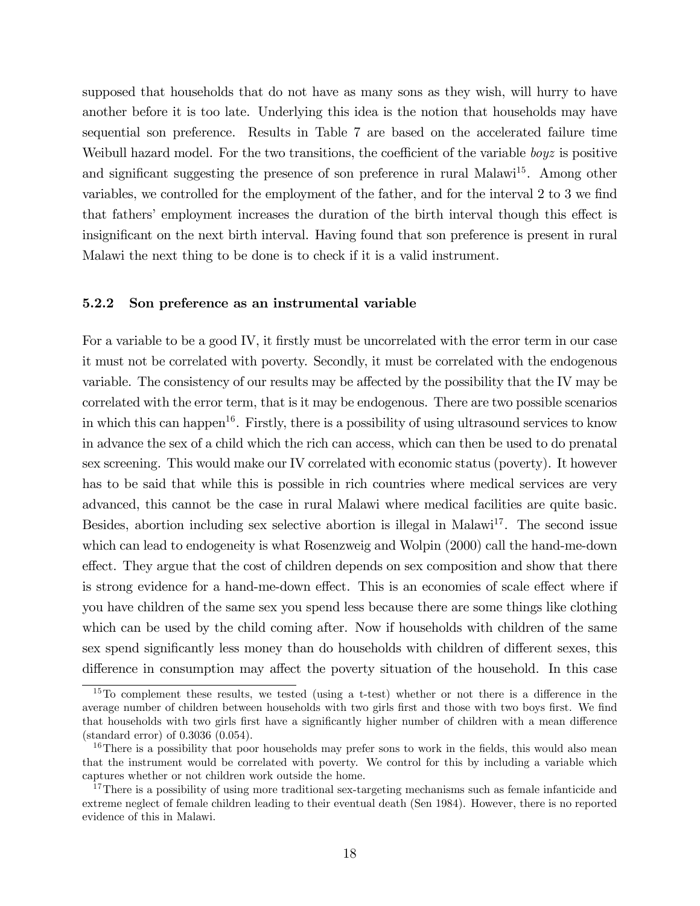supposed that households that do not have as many sons as they wish, will hurry to have another before it is too late. Underlying this idea is the notion that households may have sequential son preference. Results in Table 7 are based on the accelerated failure time Weibull hazard model. For the two transitions, the coefficient of the variable *boyz* is positive and significant suggesting the presence of son preference in rural Malawi[15]. Among other variables, we controlled for the employment of the father, and for the interval 2 to 3 we find that fathers' employment increases the duration of the birth interval though this effect is insignificant on the next birth interval. Having found that son preference is present in rural Malawi the next thing to be done is to check if it is a valid instrument.

### 5.2.2 Son preference as an instrumental variable

For a variable to be a good IV, it firstly must be uncorrelated with the error term in our case it must not be correlated with poverty. Secondly, it must be correlated with the endogenous variable. The consistency of our results may be affected by the possibility that the IV may be correlated with the error term, that is it may be endogenous. There are two possible scenarios in which this can happen[16]. Firstly, there is a possibility of using ultrasound services to know in advance the sex of a child which the rich can access, which can then be used to do prenatal sex screening. This would make our IV correlated with economic status (poverty). It however has to be said that while this is possible in rich countries where medical services are very advanced, this cannot be the case in rural Malawi where medical facilities are quite basic. Besides, abortion including sex selective abortion is illegal in Malawi[17]. The second issue which can lead to endogeneity is what Rosenzweig and Wolpin (2000) call the hand-me-down effect. They argue that the cost of children depends on sex composition and show that there is strong evidence for a hand-me-down effect. This is an economies of scale effect where if you have children of the same sex you spend less because there are some things like clothing which can be used by the child coming after. Now if households with children of the same sex spend significantly less money than do households with children of different sexes, this difference in consumption may affect the poverty situation of the household. In this case

---

[15] To complement these results, we tested (using a t-test) whether or not there is a difference in the average number of children between households with two girls first and those with two boys first. We find that households with two girls first have a significantly higher number of children with a mean difference (standard error) of 0.3036 (0.054).

[16] There is a possibility that poor households may prefer sons to work in the fields, this would also mean that the instrument would be correlated with poverty. We control for this by including a variable which captures whether or not children work outside the home.

[17] There is a possibility of using more traditional sex-targeting mechanisms such as female infanticide and extreme neglect of female children leading to their eventual death (Sen 1984). However, there is no reported evidence of this in Malawi.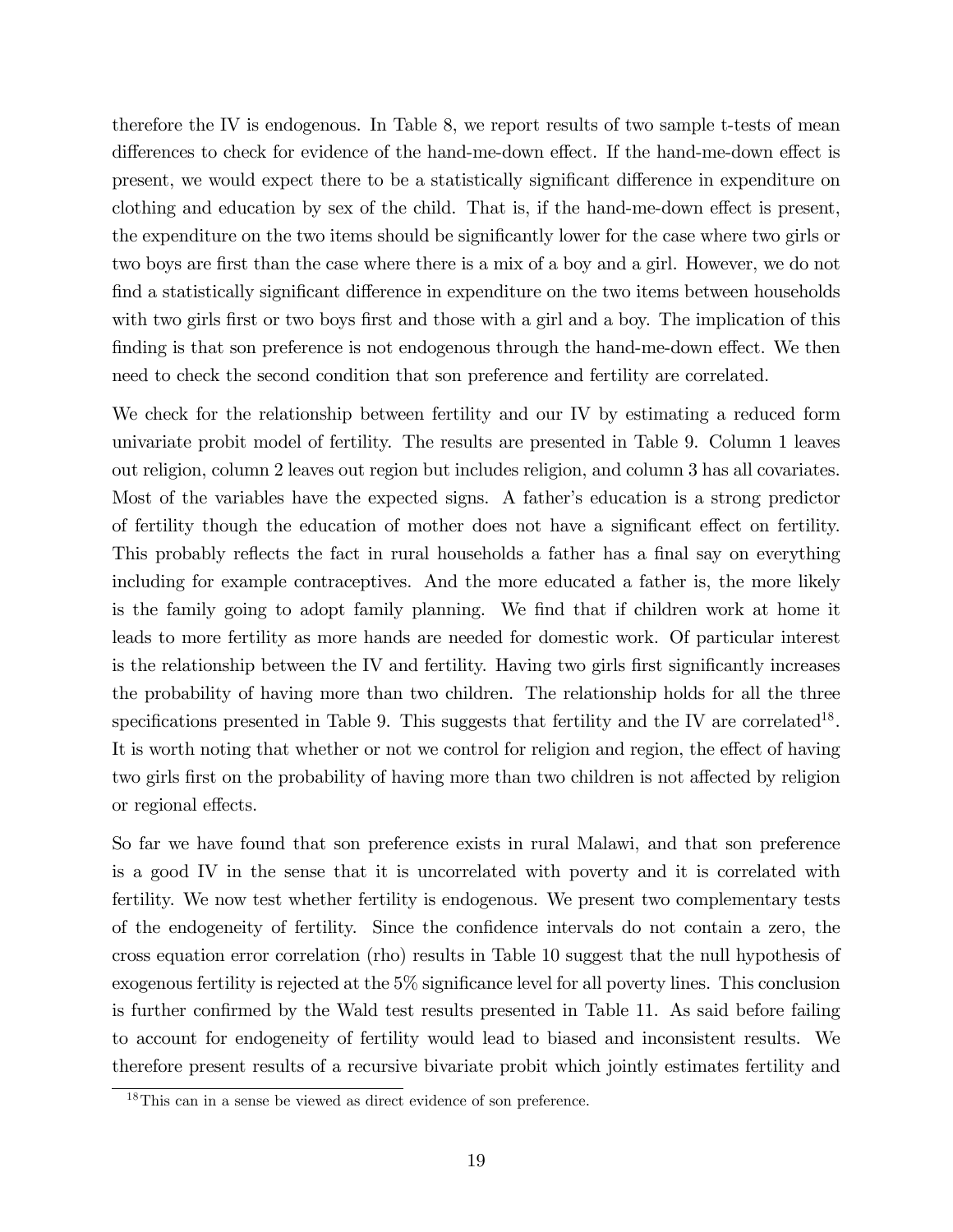therefore the IV is endogenous. In Table 8, we report results of two sample t-tests of mean differences to check for evidence of the hand-me-down effect. If the hand-me-down effect is present, we would expect there to be a statistically significant difference in expenditure on clothing and education by sex of the child. That is, if the hand-me-down effect is present, the expenditure on the two items should be significantly lower for the case where two girls or two boys are first than the case where there is a mix of a boy and a girl. However, we do not find a statistically significant difference in expenditure on the two items between households with two girls first or two boys first and those with a girl and a boy. The implication of this finding is that son preference is not endogenous through the hand-me-down effect. We then need to check the second condition that son preference and fertility are correlated.

We check for the relationship between fertility and our IV by estimating a reduced form univariate probit model of fertility. The results are presented in Table 9. Column 1 leaves out religion, column 2 leaves out region but includes religion, and column 3 has all covariates. Most of the variables have the expected signs. A father's education is a strong predictor of fertility though the education of mother does not have a significant effect on fertility. This probably reflects the fact in rural households a father has a final say on everything including for example contraceptives. And the more educated a father is, the more likely is the family going to adopt family planning. We find that if children work at home it leads to more fertility as more hands are needed for domestic work. Of particular interest is the relationship between the IV and fertility. Having two girls first significantly increases the probability of having more than two children. The relationship holds for all the three specifications presented in Table 9. This suggests that fertility and the IV are correlated[18]. It is worth noting that whether or not we control for religion and region, the effect of having two girls first on the probability of having more than two children is not affected by religion or regional effects.

So far we have found that son preference exists in rural Malawi, and that son preference is a good IV in the sense that it is uncorrelated with poverty and it is correlated with fertility. We now test whether fertility is endogenous. We present two complementary tests of the endogeneity of fertility. Since the confidence intervals do not contain a zero, the cross equation error correlation (rho) results in Table 10 suggest that the null hypothesis of exogenous fertility is rejected at the 5% significance level for all poverty lines. This conclusion is further confirmed by the Wald test results presented in Table 11. As said before failing to account for endogeneity of fertility would lead to biased and inconsistent results. We therefore present results of a recursive bivariate probit which jointly estimates fertility and

[18]This can in a sense be viewed as direct evidence of son preference.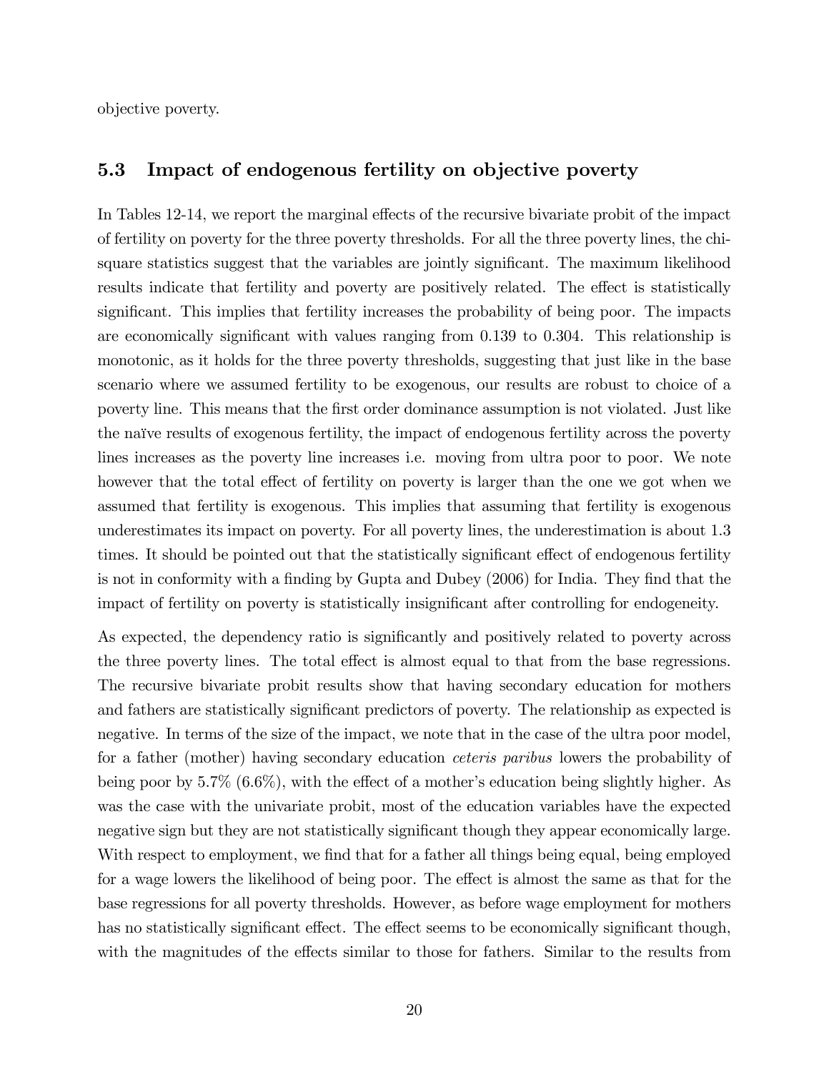objective poverty.

## 5.3 Impact of endogenous fertility on objective poverty

In Tables 12-14, we report the marginal effects of the recursive bivariate probit of the impact of fertility on poverty for the three poverty thresholds. For all the three poverty lines, the chi-square statistics suggest that the variables are jointly significant. The maximum likelihood results indicate that fertility and poverty are positively related. The effect is statistically significant. This implies that fertility increases the probability of being poor. The impacts are economically significant with values ranging from 0.139 to 0.304. This relationship is monotonic, as it holds for the three poverty thresholds, suggesting that just like in the base scenario where we assumed fertility to be exogenous, our results are robust to choice of a poverty line. This means that the first order dominance assumption is not violated. Just like the naïve results of exogenous fertility, the impact of endogenous fertility across the poverty lines increases as the poverty line increases i.e. moving from ultra poor to poor. We note however that the total effect of fertility on poverty is larger than the one we got when we assumed that fertility is exogenous. This implies that assuming that fertility is exogenous underestimates its impact on poverty. For all poverty lines, the underestimation is about 1.3 times. It should be pointed out that the statistically significant effect of endogenous fertility is not in conformity with a finding by Gupta and Dubey (2006) for India. They find that the impact of fertility on poverty is statistically insignificant after controlling for endogeneity.

As expected, the dependency ratio is significantly and positively related to poverty across the three poverty lines. The total effect is almost equal to that from the base regressions. The recursive bivariate probit results show that having secondary education for mothers and fathers are statistically significant predictors of poverty. The relationship as expected is negative. In terms of the size of the impact, we note that in the case of the ultra poor model, for a father (mother) having secondary education *ceteris paribus* lowers the probability of being poor by 5.7% (6.6%), with the effect of a mother's education being slightly higher. As was the case with the univariate probit, most of the education variables have the expected negative sign but they are not statistically significant though they appear economically large. With respect to employment, we find that for a father all things being equal, being employed for a wage lowers the likelihood of being poor. The effect is almost the same as that for the base regressions for all poverty thresholds. However, as before wage employment for mothers has no statistically significant effect. The effect seems to be economically significant though, with the magnitudes of the effects similar to those for fathers. Similar to the results from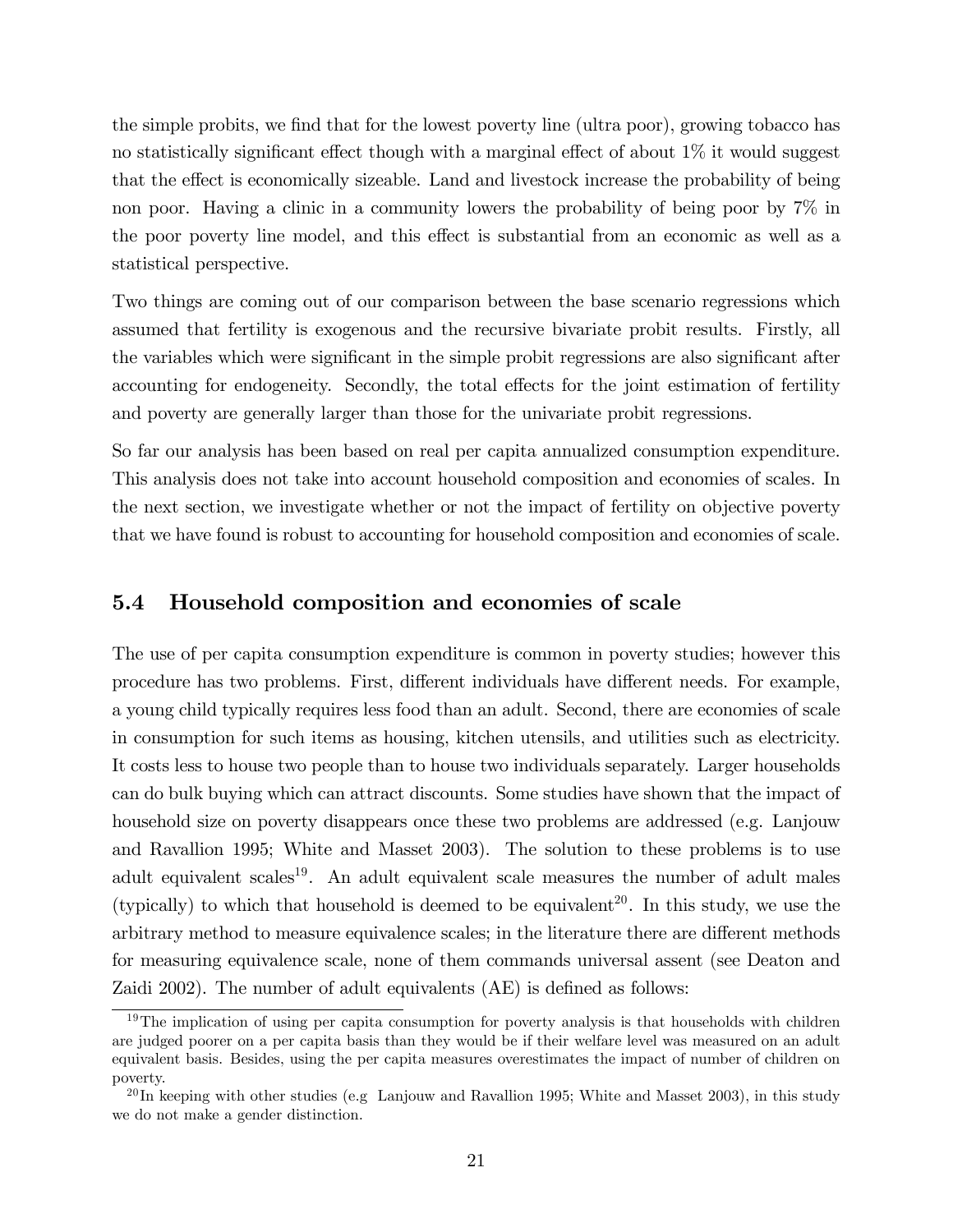the simple probits, we find that for the lowest poverty line (ultra poor), growing tobacco has no statistically significant effect though with a marginal effect of about 1% it would suggest that the effect is economically sizeable. Land and livestock increase the probability of being non poor. Having a clinic in a community lowers the probability of being poor by 7% in the poor poverty line model, and this effect is substantial from an economic as well as a statistical perspective.

Two things are coming out of our comparison between the base scenario regressions which assumed that fertility is exogenous and the recursive bivariate probit results. Firstly, all the variables which were significant in the simple probit regressions are also significant after accounting for endogeneity. Secondly, the total effects for the joint estimation of fertility and poverty are generally larger than those for the univariate probit regressions.

So far our analysis has been based on real per capita annualized consumption expenditure. This analysis does not take into account household composition and economies of scales. In the next section, we investigate whether or not the impact of fertility on objective poverty that we have found is robust to accounting for household composition and economies of scale.

### 5.4 Household composition and economies of scale

The use of per capita consumption expenditure is common in poverty studies; however this procedure has two problems. First, different individuals have different needs. For example, a young child typically requires less food than an adult. Second, there are economies of scale in consumption for such items as housing, kitchen utensils, and utilities such as electricity. It costs less to house two people than to house two individuals separately. Larger households can do bulk buying which can attract discounts. Some studies have shown that the impact of household size on poverty disappears once these two problems are addressed (e.g. Lanjouw and Ravallion 1995; White and Masset 2003). The solution to these problems is to use adult equivalent scales[19]. An adult equivalent scale measures the number of adult males (typically) to which that household is deemed to be equivalent[20]. In this study, we use the arbitrary method to measure equivalence scales; in the literature there are different methods for measuring equivalence scale, none of them commands universal assent (see Deaton and Zaidi 2002). The number of adult equivalents (AE) is defined as follows:

[19] The implication of using per capita consumption for poverty analysis is that households with children are judged poorer on a per capita basis than they would be if their welfare level was measured on an adult equivalent basis. Besides, using the per capita measures overestimates the impact of number of children on poverty.

[20] In keeping with other studies (e.g Lanjouw and Ravallion 1995; White and Masset 2003), in this study we do not make a gender distinction.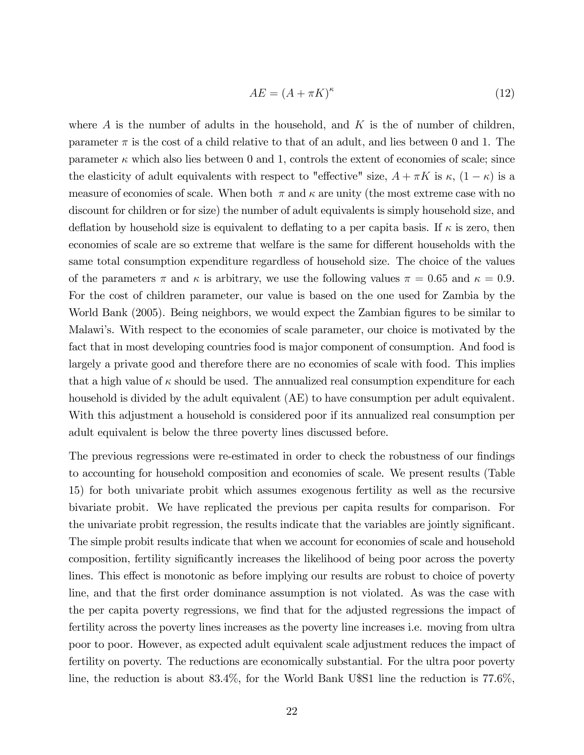$$AE = (A + \pi K)^{\kappa} \tag{12}$$

where $A$ is the number of adults in the household, and $K$ is the of number of children, parameter $\pi$ is the cost of a child relative to that of an adult, and lies between 0 and 1. The parameter $\kappa$ which also lies between 0 and 1, controls the extent of economies of scale; since the elasticity of adult equivalents with respect to "effective" size, $A + \pi K$ is $\kappa$, $(1 - \kappa)$ is a measure of economies of scale. When both $\pi$ and $\kappa$ are unity (the most extreme case with no discount for children or for size) the number of adult equivalents is simply household size, and deflation by household size is equivalent to deflating to a per capita basis. If $\kappa$ is zero, then economies of scale are so extreme that welfare is the same for different households with the same total consumption expenditure regardless of household size. The choice of the values of the parameters $\pi$ and $\kappa$ is arbitrary, we use the following values $\pi = 0.65$ and $\kappa = 0.9$. For the cost of children parameter, our value is based on the one used for Zambia by the World Bank (2005). Being neighbors, we would expect the Zambian figures to be similar to Malawi's. With respect to the economies of scale parameter, our choice is motivated by the fact that in most developing countries food is major component of consumption. And food is largely a private good and therefore there are no economies of scale with food. This implies that a high value of $\kappa$ should be used. The annualized real consumption expenditure for each household is divided by the adult equivalent (AE) to have consumption per adult equivalent. With this adjustment a household is considered poor if its annualized real consumption per adult equivalent is below the three poverty lines discussed before.

The previous regressions were re-estimated in order to check the robustness of our findings to accounting for household composition and economies of scale. We present results (Table 15) for both univariate probit which assumes exogenous fertility as well as the recursive bivariate probit. We have replicated the previous per capita results for comparison. For the univariate probit regression, the results indicate that the variables are jointly significant. The simple probit results indicate that when we account for economies of scale and household composition, fertility significantly increases the likelihood of being poor across the poverty lines. This effect is monotonic as before implying our results are robust to choice of poverty line, and that the first order dominance assumption is not violated. As was the case with the per capita poverty regressions, we find that for the adjusted regressions the impact of fertility across the poverty lines increases as the poverty line increases i.e. moving from ultra poor to poor. However, as expected adult equivalent scale adjustment reduces the impact of fertility on poverty. The reductions are economically substantial. For the ultra poor poverty line, the reduction is about 83.4%, for the World Bank U$S1 line the reduction is 77.6%,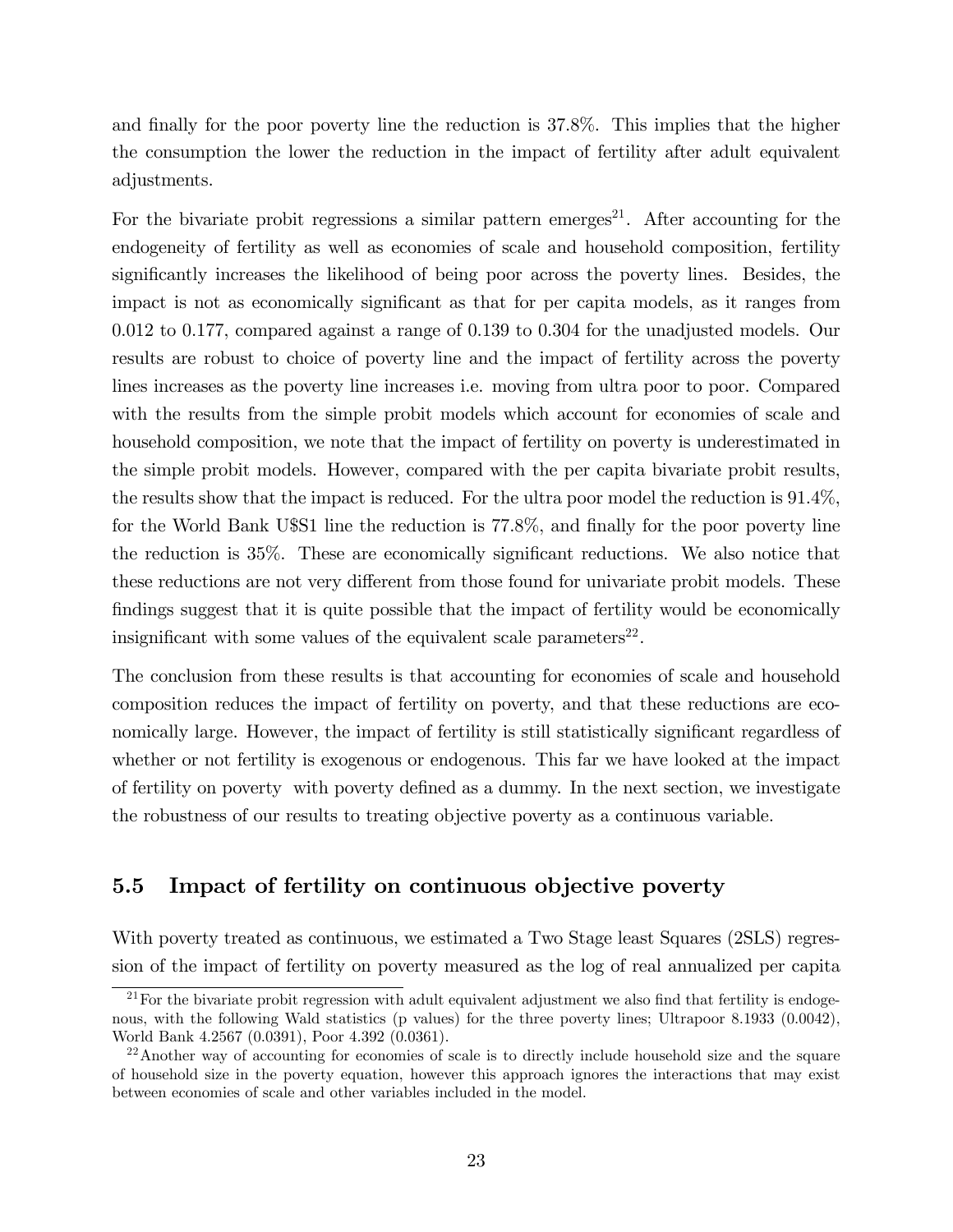and finally for the poor poverty line the reduction is 37.8%. This implies that the higher the consumption the lower the reduction in the impact of fertility after adult equivalent adjustments.

For the bivariate probit regressions a similar pattern emerges[21]. After accounting for the endogeneity of fertility as well as economies of scale and household composition, fertility significantly increases the likelihood of being poor across the poverty lines. Besides, the impact is not as economically significant as that for per capita models, as it ranges from 0.012 to 0.177, compared against a range of 0.139 to 0.304 for the unadjusted models. Our results are robust to choice of poverty line and the impact of fertility across the poverty lines increases as the poverty line increases i.e. moving from ultra poor to poor. Compared with the results from the simple probit models which account for economies of scale and household composition, we note that the impact of fertility on poverty is underestimated in the simple probit models. However, compared with the per capita bivariate probit results, the results show that the impact is reduced. For the ultra poor model the reduction is 91.4%, for the World Bank U$S1 line the reduction is 77.8%, and finally for the poor poverty line the reduction is 35%. These are economically significant reductions. We also notice that these reductions are not very different from those found for univariate probit models. These findings suggest that it is quite possible that the impact of fertility would be economically insignificant with some values of the equivalent scale parameters[22].

The conclusion from these results is that accounting for economies of scale and household composition reduces the impact of fertility on poverty, and that these reductions are economically large. However, the impact of fertility is still statistically significant regardless of whether or not fertility is exogenous or endogenous. This far we have looked at the impact of fertility on poverty with poverty defined as a dummy. In the next section, we investigate the robustness of our results to treating objective poverty as a continuous variable.

## 5.5 Impact of fertility on continuous objective poverty

With poverty treated as continuous, we estimated a Two Stage least Squares (2SLS) regression of the impact of fertility on poverty measured as the log of real annualized per capita

[21] For the bivariate probit regression with adult equivalent adjustment we also find that fertility is endogenous, with the following Wald statistics (p values) for the three poverty lines; Ultrapoor 8.1933 (0.0042), World Bank 4.2567 (0.0391), Poor 4.392 (0.0361).

[22] Another way of accounting for economies of scale is to directly include household size and the square of household size in the poverty equation, however this approach ignores the interactions that may exist between economies of scale and other variables included in the model.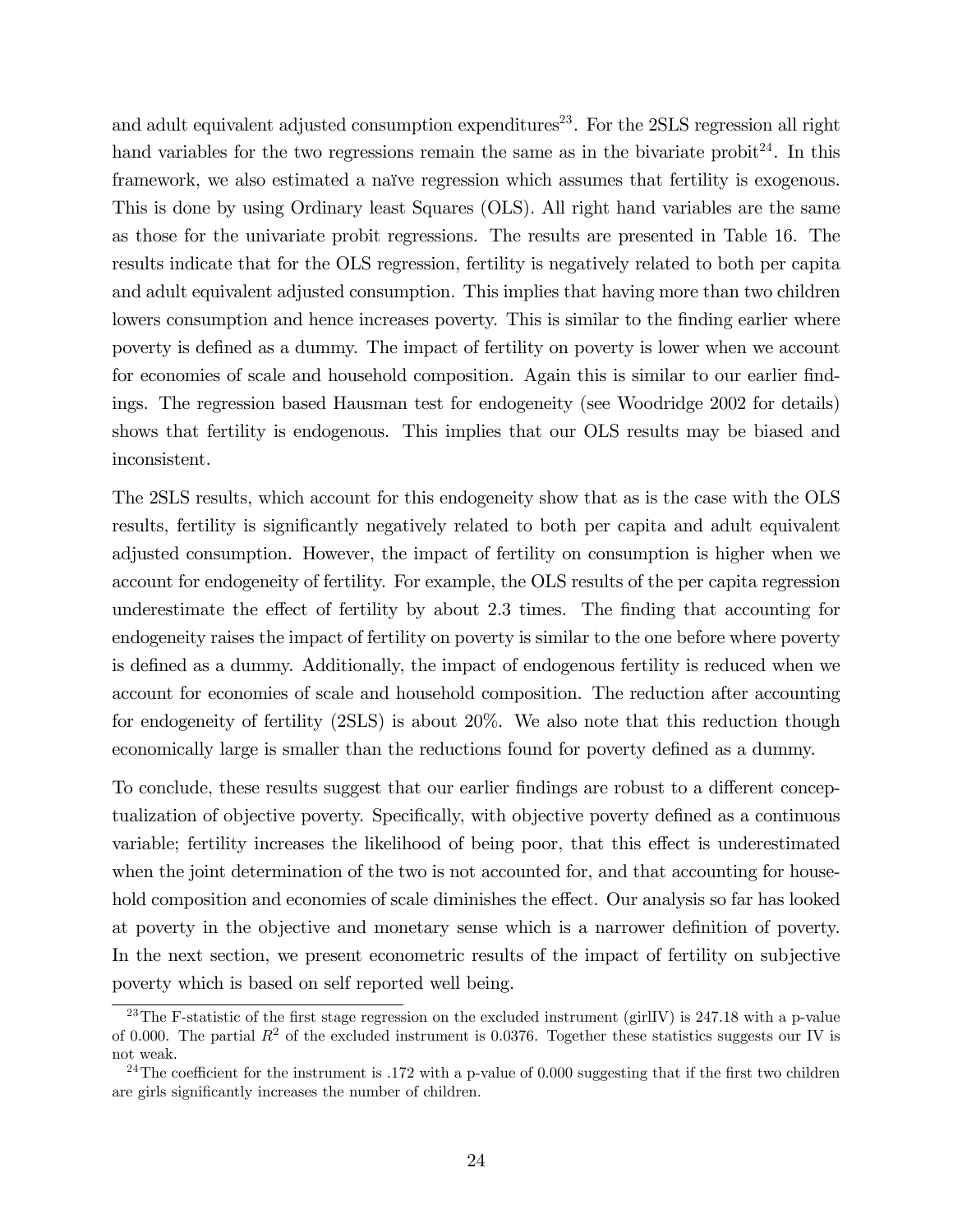and adult equivalent adjusted consumption expenditures[23]. For the 2SLS regression all right hand variables for the two regressions remain the same as in the bivariate probit[24]. In this framework, we also estimated a naïve regression which assumes that fertility is exogenous. This is done by using Ordinary least Squares (OLS). All right hand variables are the same as those for the univariate probit regressions. The results are presented in Table 16. The results indicate that for the OLS regression, fertility is negatively related to both per capita and adult equivalent adjusted consumption. This implies that having more than two children lowers consumption and hence increases poverty. This is similar to the finding earlier where poverty is defined as a dummy. The impact of fertility on poverty is lower when we account for economies of scale and household composition. Again this is similar to our earlier findings. The regression based Hausman test for endogeneity (see Woodridge 2002 for details) shows that fertility is endogenous. This implies that our OLS results may be biased and inconsistent.

The 2SLS results, which account for this endogeneity show that as is the case with the OLS results, fertility is significantly negatively related to both per capita and adult equivalent adjusted consumption. However, the impact of fertility on consumption is higher when we account for endogeneity of fertility. For example, the OLS results of the per capita regression underestimate the effect of fertility by about 2.3 times. The finding that accounting for endogeneity raises the impact of fertility on poverty is similar to the one before where poverty is defined as a dummy. Additionally, the impact of endogenous fertility is reduced when we account for economies of scale and household composition. The reduction after accounting for endogeneity of fertility (2SLS) is about 20%. We also note that this reduction though economically large is smaller than the reductions found for poverty defined as a dummy.

To conclude, these results suggest that our earlier findings are robust to a different conceptualization of objective poverty. Specifically, with objective poverty defined as a continuous variable; fertility increases the likelihood of being poor, that this effect is underestimated when the joint determination of the two is not accounted for, and that accounting for household composition and economies of scale diminishes the effect. Our analysis so far has looked at poverty in the objective and monetary sense which is a narrower definition of poverty. In the next section, we present econometric results of the impact of fertility on subjective poverty which is based on self reported well being.

[23] The F-statistic of the first stage regression on the excluded instrument (girlIV) is 247.18 with a p-value of 0.000. The partial $R^2$ of the excluded instrument is 0.0376. Together these statistics suggests our IV is not weak.

[24] The coefficient for the instrument is .172 with a p-value of 0.000 suggesting that if the first two children are girls significantly increases the number of children.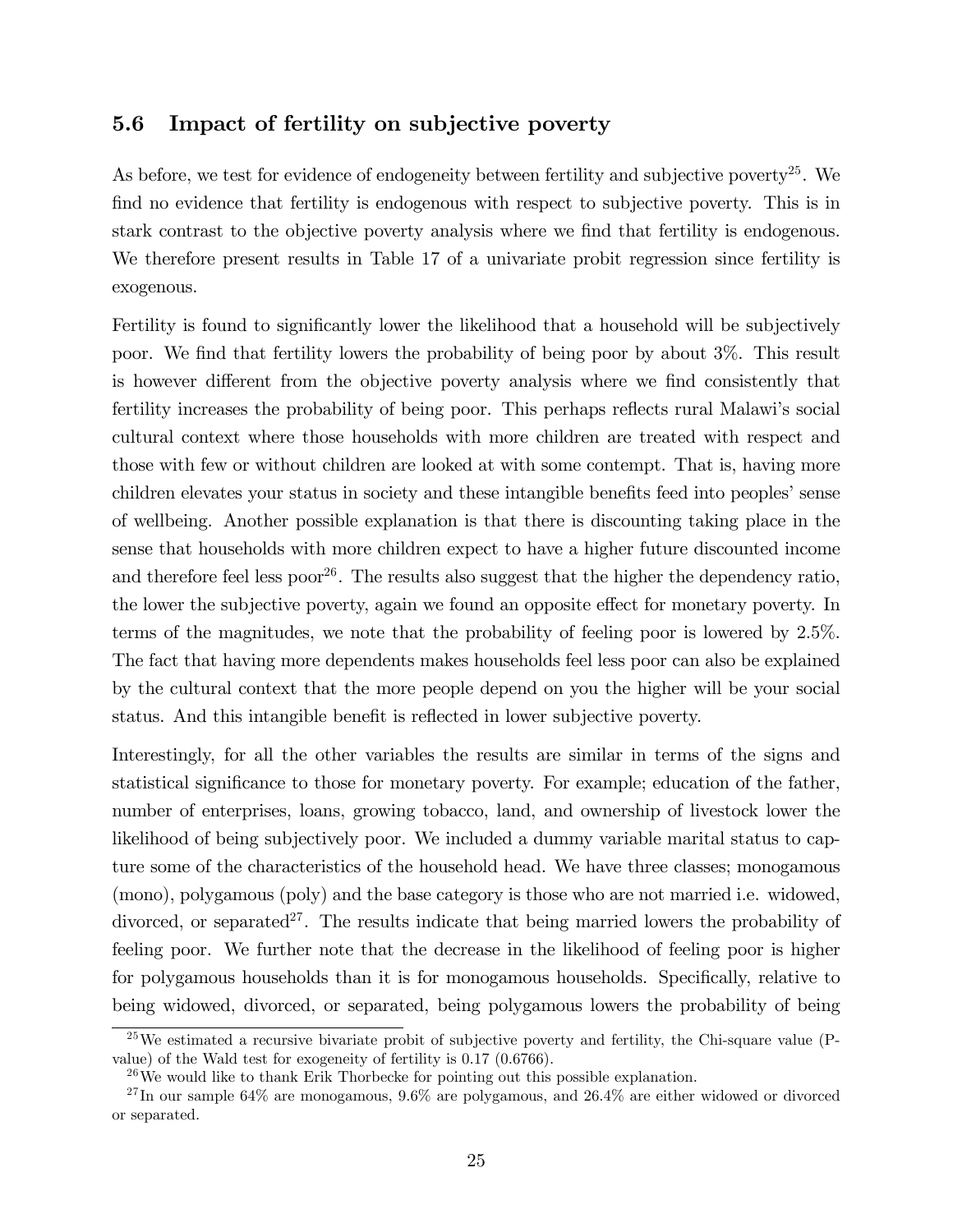## 5.6 Impact of fertility on subjective poverty

As before, we test for evidence of endogeneity between fertility and subjective poverty[25]. We find no evidence that fertility is endogenous with respect to subjective poverty. This is in stark contrast to the objective poverty analysis where we find that fertility is endogenous. We therefore present results in Table 17 of a univariate probit regression since fertility is exogenous.

Fertility is found to significantly lower the likelihood that a household will be subjectively poor. We find that fertility lowers the probability of being poor by about 3%. This result is however different from the objective poverty analysis where we find consistently that fertility increases the probability of being poor. This perhaps reflects rural Malawi's social cultural context where those households with more children are treated with respect and those with few or without children are looked at with some contempt. That is, having more children elevates your status in society and these intangible benefits feed into peoples' sense of wellbeing. Another possible explanation is that there is discounting taking place in the sense that households with more children expect to have a higher future discounted income and therefore feel less poor[26]. The results also suggest that the higher the dependency ratio, the lower the subjective poverty, again we found an opposite effect for monetary poverty. In terms of the magnitudes, we note that the probability of feeling poor is lowered by 2.5%. The fact that having more dependents makes households feel less poor can also be explained by the cultural context that the more people depend on you the higher will be your social status. And this intangible benefit is reflected in lower subjective poverty.

Interestingly, for all the other variables the results are similar in terms of the signs and statistical significance to those for monetary poverty. For example; education of the father, number of enterprises, loans, growing tobacco, land, and ownership of livestock lower the likelihood of being subjectively poor. We included a dummy variable marital status to capture some of the characteristics of the household head. We have three classes; monogamous (mono), polygamous (poly) and the base category is those who are not married i.e. widowed, divorced, or separated[27]. The results indicate that being married lowers the probability of feeling poor. We further note that the decrease in the likelihood of feeling poor is higher for polygamous households than it is for monogamous households. Specifically, relative to being widowed, divorced, or separated, being polygamous lowers the probability of being

[25] We estimated a recursive bivariate probit of subjective poverty and fertility, the Chi-square value (P-value) of the Wald test for exogeneity of fertility is 0.17 (0.6766).

[26] We would like to thank Erik Thorbecke for pointing out this possible explanation.

[27] In our sample 64% are monogamous, 9.6% are polygamous, and 26.4% are either widowed or divorced or separated.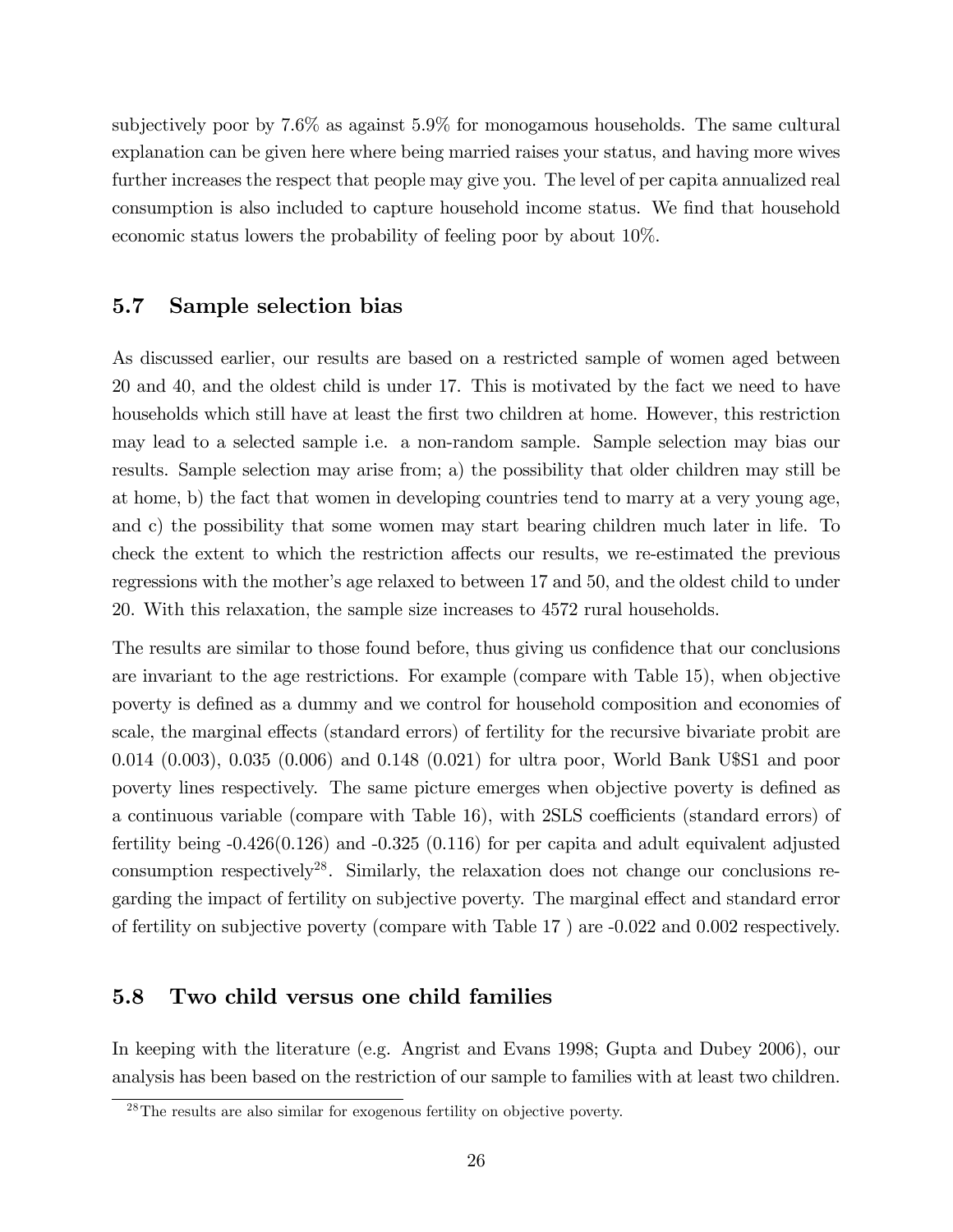subjectively poor by 7.6% as against 5.9% for monogamous households. The same cultural explanation can be given here where being married raises your status, and having more wives further increases the respect that people may give you. The level of per capita annualized real consumption is also included to capture household income status. We find that household economic status lowers the probability of feeling poor by about 10%.

### 5.7 Sample selection bias

As discussed earlier, our results are based on a restricted sample of women aged between 20 and 40, and the oldest child is under 17. This is motivated by the fact we need to have households which still have at least the first two children at home. However, this restriction may lead to a selected sample i.e. a non-random sample. Sample selection may bias our results. Sample selection may arise from; a) the possibility that older children may still be at home, b) the fact that women in developing countries tend to marry at a very young age, and c) the possibility that some women may start bearing children much later in life. To check the extent to which the restriction affects our results, we re-estimated the previous regressions with the mother's age relaxed to between 17 and 50, and the oldest child to under 20. With this relaxation, the sample size increases to 4572 rural households.

The results are similar to those found before, thus giving us confidence that our conclusions are invariant to the age restrictions. For example (compare with Table 15), when objective poverty is defined as a dummy and we control for household composition and economies of scale, the marginal effects (standard errors) of fertility for the recursive bivariate probit are 0.014 (0.003), 0.035 (0.006) and 0.148 (0.021) for ultra poor, World Bank U$S1 and poor poverty lines respectively. The same picture emerges when objective poverty is defined as a continuous variable (compare with Table 16), with 2SLS coefficients (standard errors) of fertility being -0.426(0.126) and -0.325 (0.116) for per capita and adult equivalent adjusted consumption respectively[28]. Similarly, the relaxation does not change our conclusions regarding the impact of fertility on subjective poverty. The marginal effect and standard error of fertility on subjective poverty (compare with Table 17 ) are -0.022 and 0.002 respectively.

### 5.8 Two child versus one child families

In keeping with the literature (e.g. Angrist and Evans 1998; Gupta and Dubey 2006), our analysis has been based on the restriction of our sample to families with at least two children.

[28] The results are also similar for exogenous fertility on objective poverty.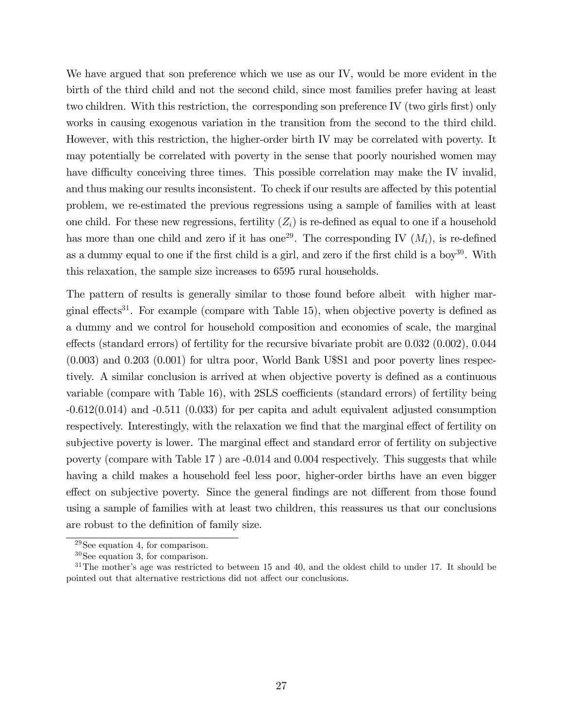We have argued that son preference which we use as our IV, would be more evident in the birth of the third child and not the second child, since most families prefer having at least two children. With this restriction, the corresponding son preference IV (two girls first) only works in causing exogenous variation in the transition from the second to the third child. However, with this restriction, the higher-order birth IV may be correlated with poverty. It may potentially be correlated with poverty in the sense that poorly nourished women may have difficulty conceiving three times. This possible correlation may make the IV invalid, and thus making our results inconsistent. To check if our results are affected by this potential problem, we re-estimated the previous regressions using a sample of families with at least one child. For these new regressions, fertility ($Z_i$) is re-defined as equal to one if a household has more than one child and zero if it has one[29]. The corresponding IV ($M_i$), is re-defined as a dummy equal to one if the first child is a girl, and zero if the first child is a boy[30]. With this relaxation, the sample size increases to 6595 rural households.

The pattern of results is generally similar to those found before albeit with higher marginal effects[31]. For example (compare with Table 15), when objective poverty is defined as a dummy and we control for household composition and economies of scale, the marginal effects (standard errors) of fertility for the recursive bivariate probit are 0.032 (0.002), 0.044 (0.003) and 0.203 (0.001) for ultra poor, World Bank U$S1 and poor poverty lines respectively. A similar conclusion is arrived at when objective poverty is defined as a continuous variable (compare with Table 16), with 2SLS coefficients (standard errors) of fertility being -0.612(0.014) and -0.511 (0.033) for per capita and adult equivalent adjusted consumption respectively. Interestingly, with the relaxation we find that the marginal effect of fertility on subjective poverty is lower. The marginal effect and standard error of fertility on subjective poverty (compare with Table 17 ) are -0.014 and 0.004 respectively. This suggests that while having a child makes a household feel less poor, higher-order births have an even bigger effect on subjective poverty. Since the general findings are not different from those found using a sample of families with at least two children, this reassures us that our conclusions are robust to the definition of family size.

[29] See equation 4, for comparison.

[30] See equation 3, for comparison.

[31] The mother's age was restricted to between 15 and 40, and the oldest child to under 17. It should be pointed out that alternative restrictions did not affect our conclusions.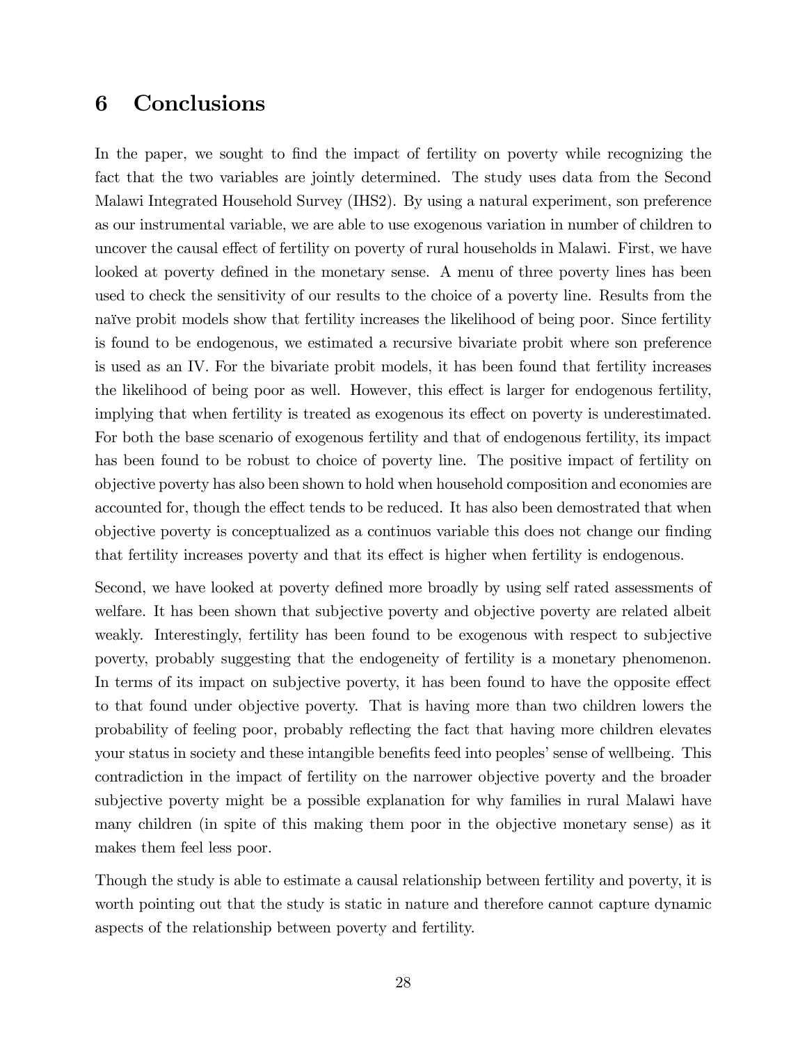# 6 Conclusions

In the paper, we sought to find the impact of fertility on poverty while recognizing the fact that the two variables are jointly determined. The study uses data from the Second Malawi Integrated Household Survey (IHS2). By using a natural experiment, son preference as our instrumental variable, we are able to use exogenous variation in number of children to uncover the causal effect of fertility on poverty of rural households in Malawi. First, we have looked at poverty defined in the monetary sense. A menu of three poverty lines has been used to check the sensitivity of our results to the choice of a poverty line. Results from the naïve probit models show that fertility increases the likelihood of being poor. Since fertility is found to be endogenous, we estimated a recursive bivariate probit where son preference is used as an IV. For the bivariate probit models, it has been found that fertility increases the likelihood of being poor as well. However, this effect is larger for endogenous fertility, implying that when fertility is treated as exogenous its effect on poverty is underestimated. For both the base scenario of exogenous fertility and that of endogenous fertility, its impact has been found to be robust to choice of poverty line. The positive impact of fertility on objective poverty has also been shown to hold when household composition and economies are accounted for, though the effect tends to be reduced. It has also been demostrated that when objective poverty is conceptualized as a continuos variable this does not change our finding that fertility increases poverty and that its effect is higher when fertility is endogenous.

Second, we have looked at poverty defined more broadly by using self rated assessments of welfare. It has been shown that subjective poverty and objective poverty are related albeit weakly. Interestingly, fertility has been found to be exogenous with respect to subjective poverty, probably suggesting that the endogeneity of fertility is a monetary phenomenon. In terms of its impact on subjective poverty, it has been found to have the opposite effect to that found under objective poverty. That is having more than two children lowers the probability of feeling poor, probably reflecting the fact that having more children elevates your status in society and these intangible benefits feed into peoples' sense of wellbeing. This contradiction in the impact of fertility on the narrower objective poverty and the broader subjective poverty might be a possible explanation for why families in rural Malawi have many children (in spite of this making them poor in the objective monetary sense) as it makes them feel less poor.

Though the study is able to estimate a causal relationship between fertility and poverty, it is worth pointing out that the study is static in nature and therefore cannot capture dynamic aspects of the relationship between poverty and fertility.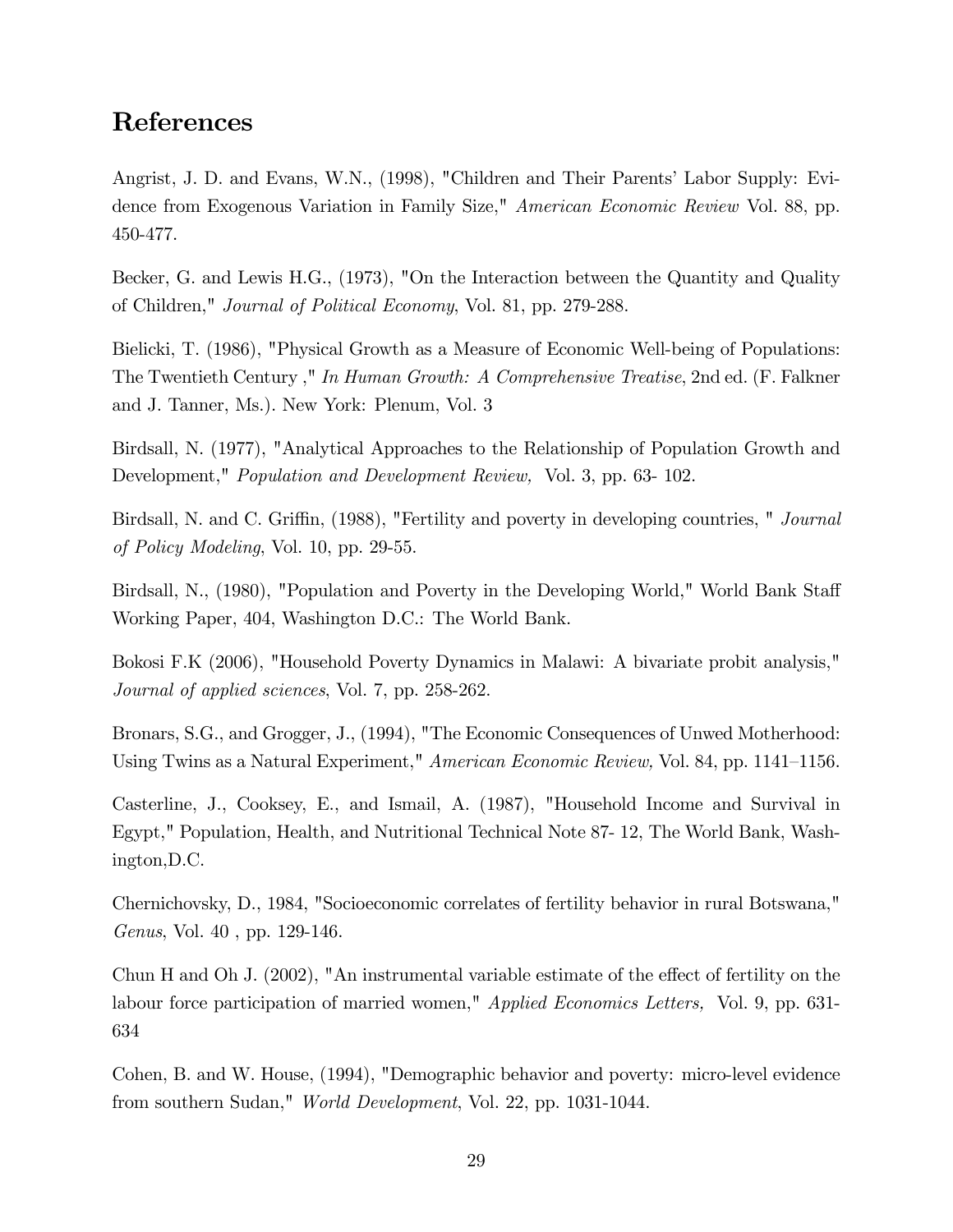## References

Angrist, J. D. and Evans, W.N., (1998), "Children and Their Parents' Labor Supply: Evidence from Exogenous Variation in Family Size," *American Economic Review* Vol. 88, pp. 450-477.

Becker, G. and Lewis H.G., (1973), "On the Interaction between the Quantity and Quality of Children," *Journal of Political Economy*, Vol. 81, pp. 279-288.

Bielicki, T. (1986), "Physical Growth as a Measure of Economic Well-being of Populations: The Twentieth Century ," *In Human Growth: A Comprehensive Treatise*, 2nd ed. (F. Falkner and J. Tanner, Ms.). New York: Plenum, Vol. 3

Birdsall, N. (1977), "Analytical Approaches to the Relationship of Population Growth and Development," *Population and Development Review,* Vol. 3, pp. 63- 102.

Birdsall, N. and C. Griffin, (1988), "Fertility and poverty in developing countries, " *Journal of Policy Modeling*, Vol. 10, pp. 29-55.

Birdsall, N., (1980), "Population and Poverty in the Developing World," World Bank Staff Working Paper, 404, Washington D.C.: The World Bank.

Bokosi F.K (2006), "Household Poverty Dynamics in Malawi: A bivariate probit analysis," *Journal of applied sciences*, Vol. 7, pp. 258-262.

Bronars, S.G., and Grogger, J., (1994), "The Economic Consequences of Unwed Motherhood: Using Twins as a Natural Experiment," *American Economic Review,* Vol. 84, pp. 1141–1156.

Casterline, J., Cooksey, E., and Ismail, A. (1987), "Household Income and Survival in Egypt," Population, Health, and Nutritional Technical Note 87- 12, The World Bank, Washington,D.C.

Chernichovsky, D., 1984, "Socioeconomic correlates of fertility behavior in rural Botswana," *Genus*, Vol. 40 , pp. 129-146.

Chun H and Oh J. (2002), "An instrumental variable estimate of the effect of fertility on the labour force participation of married women," *Applied Economics Letters,* Vol. 9, pp. 631-634

Cohen, B. and W. House, (1994), "Demographic behavior and poverty: micro-level evidence from southern Sudan," *World Development*, Vol. 22, pp. 1031-1044.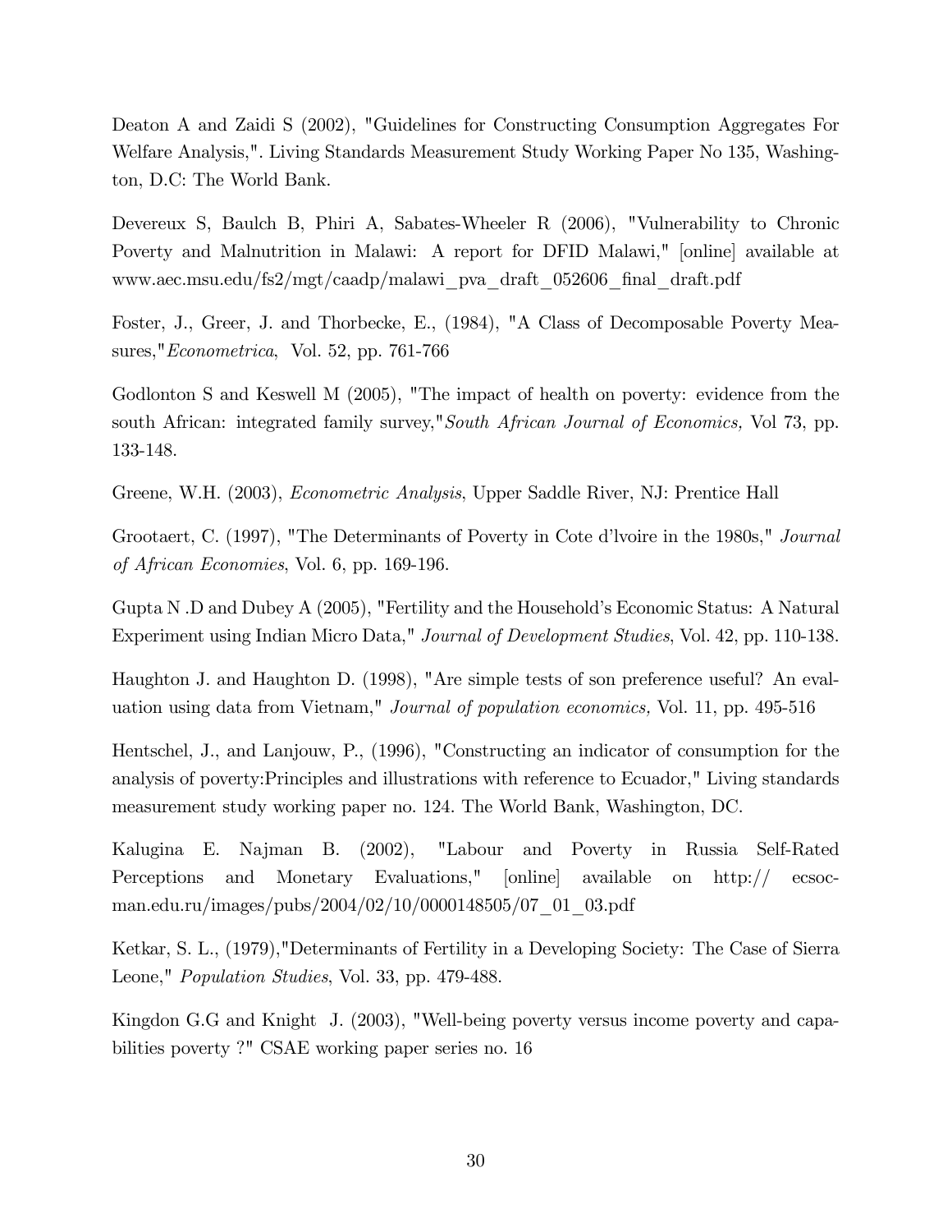Deaton A and Zaidi S (2002), "Guidelines for Constructing Consumption Aggregates For Welfare Analysis,". Living Standards Measurement Study Working Paper No 135, Washington, D.C: The World Bank.

Devereux S, Baulch B, Phiri A, Sabates-Wheeler R (2006), "Vulnerability to Chronic Poverty and Malnutrition in Malawi: A report for DFID Malawi," [online] available at www.aec.msu.edu/fs2/mgt/caadp/malawi_pva_draft_052606_final_draft.pdf

Foster, J., Greer, J. and Thorbecke, E., (1984), "A Class of Decomposable Poverty Measures,"*Econometrica*, Vol. 52, pp. 761-766

Godlonton S and Keswell M (2005), "The impact of health on poverty: evidence from the south African: integrated family survey,"*South African Journal of Economics,* Vol 73, pp. 133-148.

Greene, W.H. (2003), *Econometric Analysis*, Upper Saddle River, NJ: Prentice Hall

Grootaert, C. (1997), "The Determinants of Poverty in Cote d'lvoire in the 1980s," *Journal of African Economies*, Vol. 6, pp. 169-196.

Gupta N .D and Dubey A (2005), "Fertility and the Household's Economic Status: A Natural Experiment using Indian Micro Data," *Journal of Development Studies*, Vol. 42, pp. 110-138.

Haughton J. and Haughton D. (1998), "Are simple tests of son preference useful? An evaluation using data from Vietnam," *Journal of population economics,* Vol. 11, pp. 495-516

Hentschel, J., and Lanjouw, P., (1996), "Constructing an indicator of consumption for the analysis of poverty:Principles and illustrations with reference to Ecuador," Living standards measurement study working paper no. 124. The World Bank, Washington, DC.

Kalugina E. Najman B. (2002), "Labour and Poverty in Russia Self-Rated Perceptions and Monetary Evaluations," [online] available on http:// ecsocman.edu.ru/images/pubs/2004/02/10/0000148505/07_01_03.pdf

Ketkar, S. L., (1979),"Determinants of Fertility in a Developing Society: The Case of Sierra Leone," *Population Studies*, Vol. 33, pp. 479-488.

Kingdon G.G and Knight J. (2003), "Well-being poverty versus income poverty and capabilities poverty ?" CSAE working paper series no. 16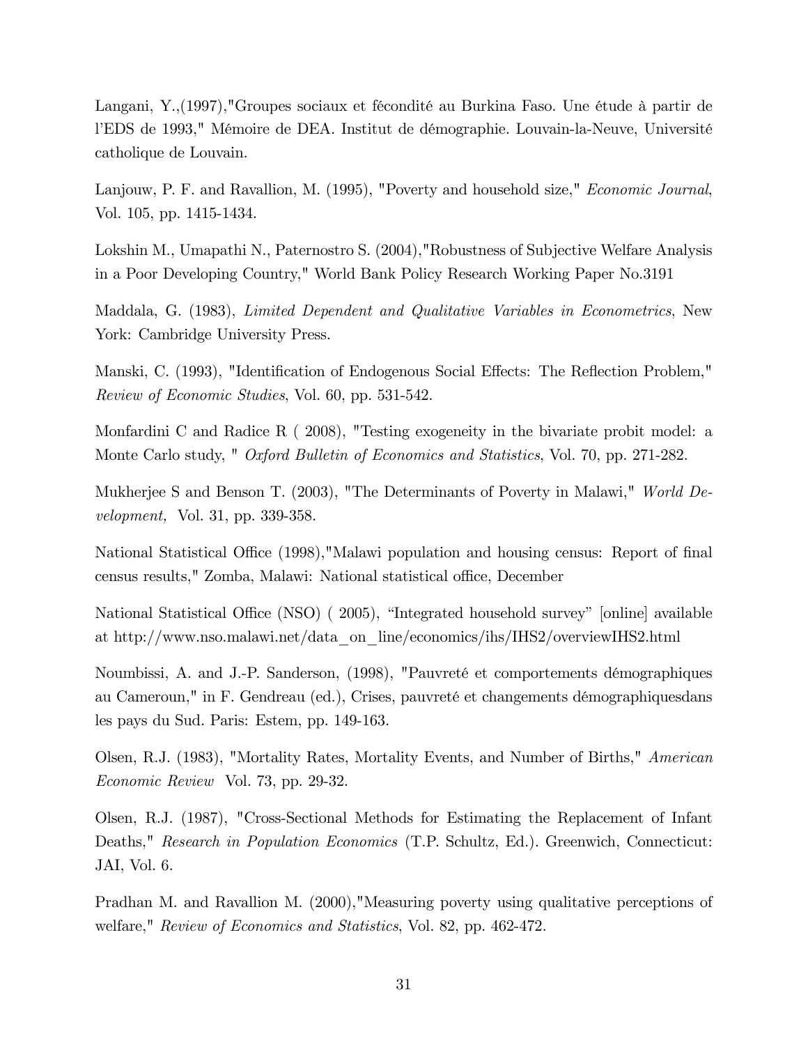Langani, Y.,(1997),"Groupes sociaux et fécondité au Burkina Faso. Une étude à partir de l'EDS de 1993," Mémoire de DEA. Institut de démographie. Louvain-la-Neuve, Université catholique de Louvain.

Lanjouw, P. F. and Ravallion, M. (1995), "Poverty and household size," *Economic Journal*, Vol. 105, pp. 1415-1434.

Lokshin M., Umapathi N., Paternostro S. (2004),"Robustness of Subjective Welfare Analysis in a Poor Developing Country," World Bank Policy Research Working Paper No.3191

Maddala, G. (1983), *Limited Dependent and Qualitative Variables in Econometrics*, New York: Cambridge University Press.

Manski, C. (1993), "Identification of Endogenous Social Effects: The Reflection Problem," *Review of Economic Studies*, Vol. 60, pp. 531-542.

Monfardini C and Radice R ( 2008), "Testing exogeneity in the bivariate probit model: a Monte Carlo study, " *Oxford Bulletin of Economics and Statistics*, Vol. 70, pp. 271-282.

Mukherjee S and Benson T. (2003), "The Determinants of Poverty in Malawi," *World Development,* Vol. 31, pp. 339-358.

National Statistical Office (1998),"Malawi population and housing census: Report of final census results," Zomba, Malawi: National statistical office, December

National Statistical Office (NSO) ( 2005), "Integrated household survey" [online] available at http://www.nso.malawi.net/data_on_line/economics/ihs/IHS2/overviewIHS2.html

Noumbissi, A. and J.-P. Sanderson, (1998), "Pauvreté et comportements démographiques au Cameroun," in F. Gendreau (ed.), Crises, pauvreté et changements démographiquesdans les pays du Sud. Paris: Estem, pp. 149-163.

Olsen, R.J. (1983), "Mortality Rates, Mortality Events, and Number of Births," *American Economic Review* Vol. 73, pp. 29-32.

Olsen, R.J. (1987), "Cross-Sectional Methods for Estimating the Replacement of Infant Deaths," *Research in Population Economics* (T.P. Schultz, Ed.). Greenwich, Connecticut: JAI, Vol. 6.

Pradhan M. and Ravallion M. (2000),"Measuring poverty using qualitative perceptions of welfare," *Review of Economics and Statistics*, Vol. 82, pp. 462-472.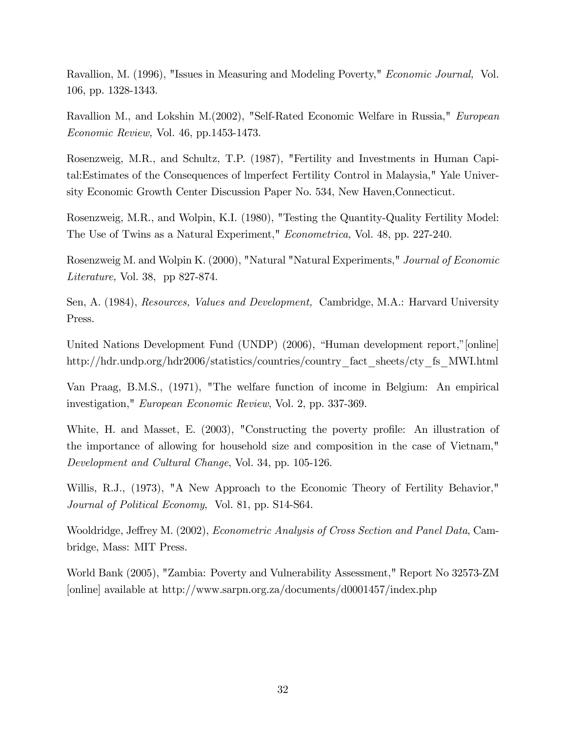Ravallion, M. (1996), "Issues in Measuring and Modeling Poverty," *Economic Journal,* Vol. 106, pp. 1328-1343.

Ravallion M., and Lokshin M.(2002), "Self-Rated Economic Welfare in Russia," *European Economic Review,* Vol. 46, pp.1453-1473.

Rosenzweig, M.R., and Schultz, T.P. (1987), "Fertility and Investments in Human Capital:Estimates of the Consequences of lmperfect Fertility Control in Malaysia," Yale University Economic Growth Center Discussion Paper No. 534, New Haven,Connecticut.

Rosenzweig, M.R., and Wolpin, K.I. (1980), "Testing the Quantity-Quality Fertility Model: The Use of Twins as a Natural Experiment," *Econometrica,* Vol. 48, pp. 227-240.

Rosenzweig M. and Wolpin K. (2000), "Natural "Natural Experiments," *Journal of Economic Literature,* Vol. 38, pp 827-874.

Sen, A. (1984), *Resources, Values and Development,* Cambridge, M.A.: Harvard University Press.

United Nations Development Fund (UNDP) (2006), "Human development report,"[online] http://hdr.undp.org/hdr2006/statistics/countries/country_fact_sheets/cty_fs_MWI.html

Van Praag, B.M.S., (1971), "The welfare function of income in Belgium: An empirical investigation," *European Economic Review*, Vol. 2, pp. 337-369.

White, H. and Masset, E. (2003), "Constructing the poverty profile: An illustration of the importance of allowing for household size and composition in the case of Vietnam," *Development and Cultural Change*, Vol. 34, pp. 105-126.

Willis, R.J., (1973), "A New Approach to the Economic Theory of Fertility Behavior," *Journal of Political Economy*, Vol. 81, pp. S14-S64.

Wooldridge, Jeffrey M. (2002), *Econometric Analysis of Cross Section and Panel Data*, Cambridge, Mass: MIT Press.

World Bank (2005), "Zambia: Poverty and Vulnerability Assessment," Report No 32573-ZM [online] available at http://www.sarpn.org.za/documents/d0001457/index.php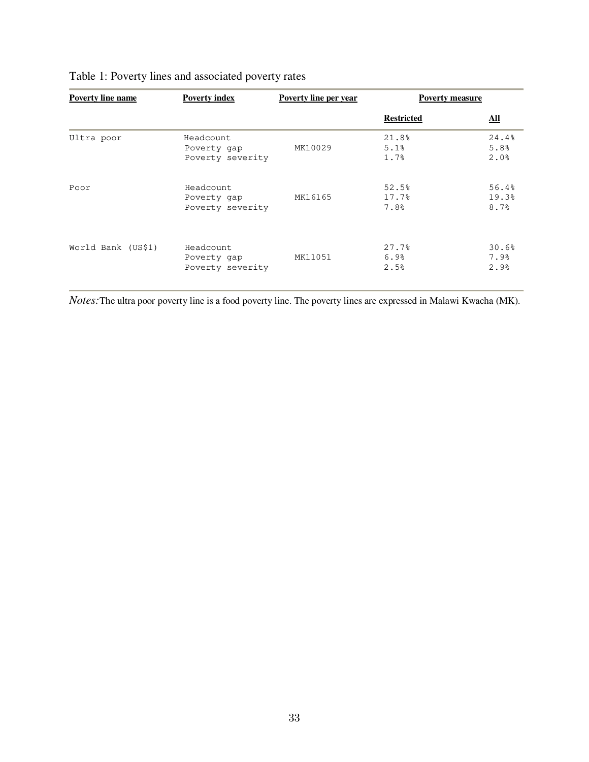Table 1: Poverty lines and associated poverty rates

| Poverty line name | Poverty index | Poverty line per year | Poverty measure | |
|---|---|---|---|---|
| | | | **Restricted** | **All** |
| Ultra poor | Headcount | MK10029 | 21.8% | 24.4% |
| | Poverty gap | | 5.1% | 5.8% |
| | Poverty severity | | 1.7% | 2.0% |
| Poor | Headcount | MK16165 | 52.5% | 56.4% |
| | Poverty gap | | 17.7% | 19.3% |
| | Poverty severity | | 7.8% | 8.7% |
| World Bank (US$1) | Headcount | MK11051 | 27.7% | 30.6% |
| | Poverty gap | | 6.9% | 7.9% |
| | Poverty severity | | 2.5% | 2.9% |

*Notes:* The ultra poor poverty line is a food poverty line. The poverty lines are expressed in Malawi Kwacha (MK).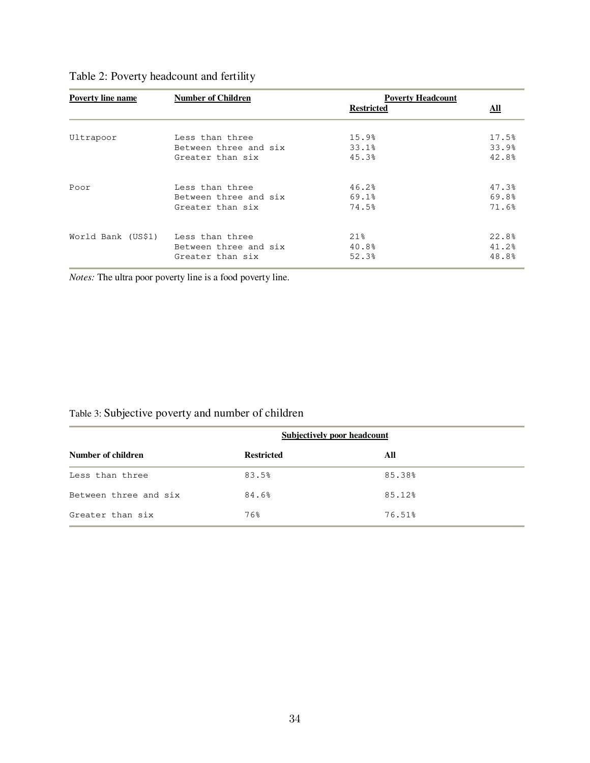Table 2: Poverty headcount and fertility

| Poverty line name | Number of Children | Poverty Headcount | |
|---|---|---|---|
| | | Restricted | All |
| Ultrapoor | Less than three | 15.9% | 17.5% |
| | Between three and six | 33.1% | 33.9% |
| | Greater than six | 45.3% | 42.8% |
| Poor | Less than three | 46.2% | 47.3% |
| | Between three and six | 69.1% | 69.8% |
| | Greater than six | 74.5% | 71.6% |
| World Bank (US$1) | Less than three | 21% | 22.8% |
| | Between three and six | 40.8% | 41.2% |
| | Greater than six | 52.3% | 48.8% |

*Notes:* The ultra poor poverty line is a food poverty line.

Table 3: Subjective poverty and number of children

| | Subjectively poor headcount | |
|---|---|---|
| Number of children | Restricted | All |
| Less than three | 83.5% | 85.38% |
| Between three and six | 84.6% | 85.12% |
| Greater than six | 76% | 76.51% |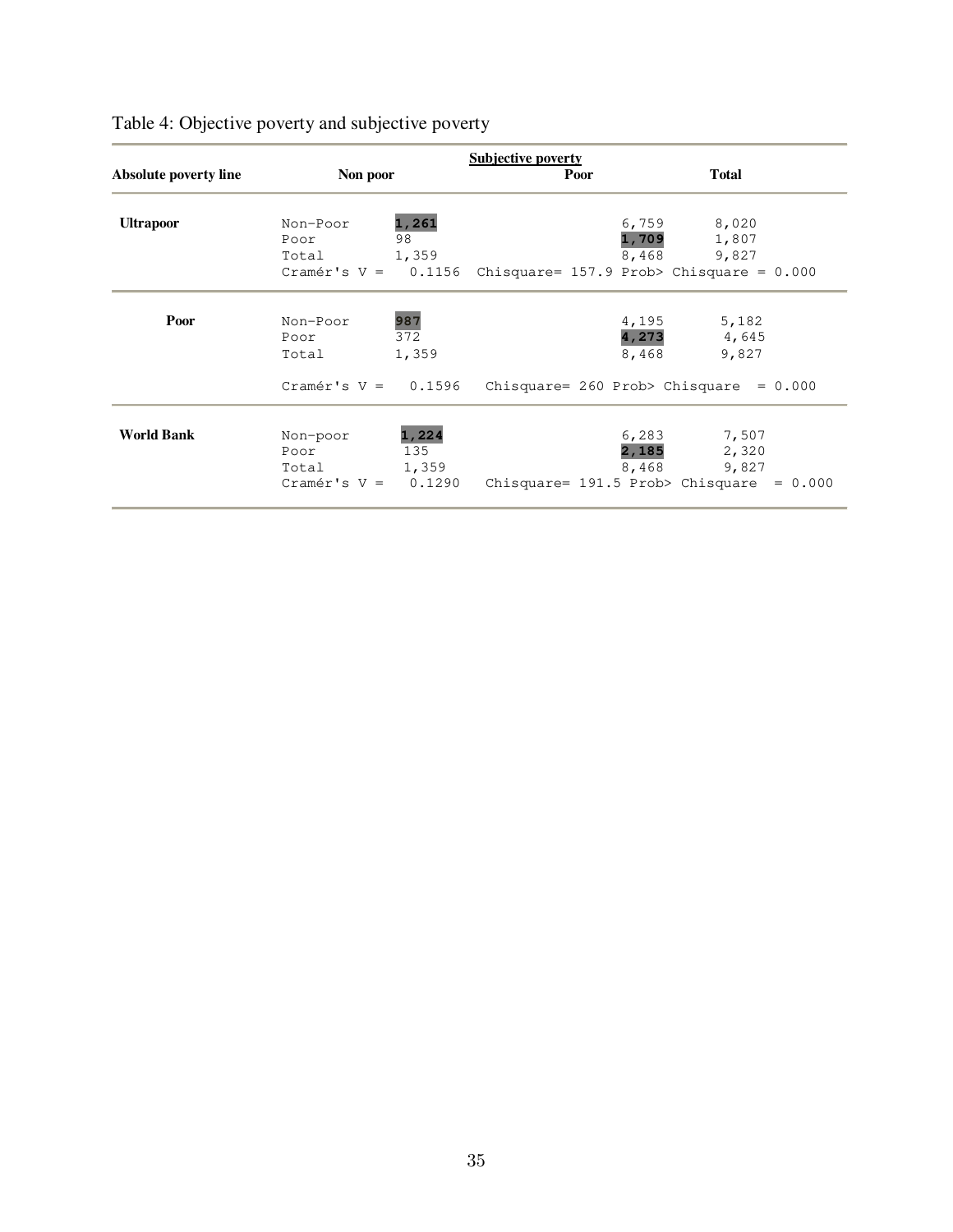Table 4: Objective poverty and subjective poverty

| Absolute poverty line | | Subjective poverty: Non poor | Subjective poverty: Poor | Total |
|---|---|---|---|---|
| **Ultrapoor** | Non-Poor | **1,261** | 6,759 | 8,020 |
| | Poor | 98 | **1,709** | 1,807 |
| | Total | 1,359 | 8,468 | 9,827 |
| | Cramér's V = 0.1156 | Chisquare= 157.9 | Prob> Chisquare = 0.000 | |
| **Poor** | Non-Poor | **987** | 4,195 | 5,182 |
| | Poor | 372 | **4,273** | 4,645 |
| | Total | 1,359 | 8,468 | 9,827 |
| | Cramér's V = 0.1596 | Chisquare= 260 | Prob> Chisquare = 0.000 | |
| **World Bank** | Non-poor | **1,224** | 6,283 | 7,507 |
| | Poor | 135 | **2,185** | 2,320 |
| | Total | 1,359 | 8,468 | 9,827 |
| | Cramér's V = 0.1290 | Chisquare= 191.5 | Prob> Chisquare = 0.000 | |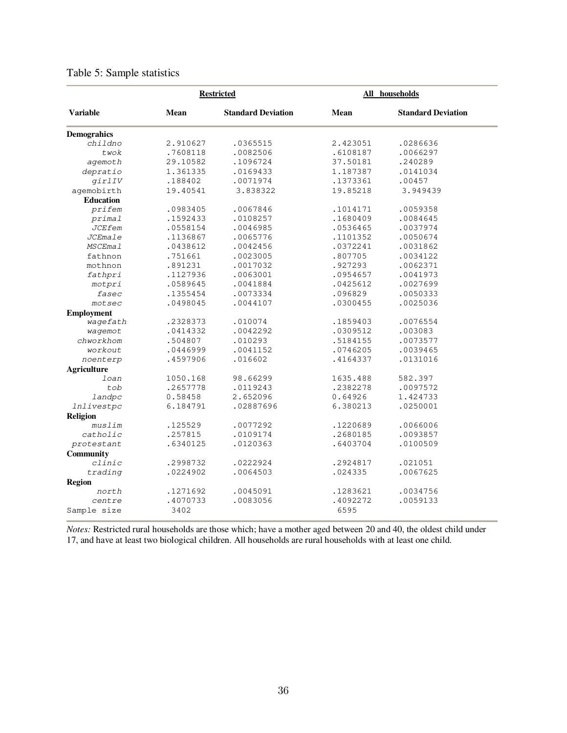Table 5: Sample statistics

| Variable | Restricted | | All households | |
|---|---|---|---|---|
| | Mean | Standard Deviation | Mean | Standard Deviation |
| **Demograhics** | | | | |
| *childno* | 2.910627 | .0365515 | 2.423051 | .0286636 |
| *twok* | .7608118 | .0082506 | .6108187 | .0066297 |
| *agemoth* | 29.10582 | .1096724 | 37.50181 | .240289 |
| *depratio* | 1.361335 | .0169433 | 1.187387 | .0141034 |
| *girlIV* | .188402 | .0071974 | .1373361 | .00457 |
| agemobirth | 19.40541 | 3.838322 | 19.85218 | 3.949439 |
| **Education** | | | | |
| *prifem* | .0983405 | .0067846 | .1014171 | .0059358 |
| *primal* | .1592433 | .0108257 | .1680409 | .0084645 |
| *JCEfem* | .0558154 | .0046985 | .0536465 | .0037974 |
| *JCEmale* | .1136867 | .0065776 | .1101352 | .0050674 |
| *MSCEmal* | .0438612 | .0042456 | .0372241 | .0031862 |
| fathnon | .751661 | .0023005 | .807705 | .0034122 |
| mothnon | .891231 | .0017032 | .927293 | .0062371 |
| *fathpri* | .1127936 | .0063001 | .0954657 | .0041973 |
| *motpri* | .0589645 | .0041884 | .0425612 | .0027699 |
| *fasec* | .1355454 | .0073334 | .096829 | .0050333 |
| *motsec* | .0498045 | .0044107 | .0300455 | .0025036 |
| **Employment** | | | | |
| *wagefath* | .2328373 | .010074 | .1859403 | .0076554 |
| *wagemot* | .0414332 | .0042292 | .0309512 | .003083 |
| *chworkhom* | .504807 | .010293 | .5184155 | .0073577 |
| *workout* | .0446999 | .0041152 | .0746205 | .0039465 |
| *noenterp* | .4597906 | .016602 | .4164337 | .0131016 |
| **Agriculture** | | | | |
| *loan* | 1050.168 | 98.66299 | 1635.488 | 582.397 |
| *tob* | .2657778 | .0119243 | .2382278 | .0097572 |
| *landpc* | 0.58458 | 2.652096 | 0.64926 | 1.424733 |
| *lnlivestpc* | 6.184791 | .02887696 | 6.380213 | .0250001 |
| **Religion** | | | | |
| *muslim* | .125529 | .0077292 | .1220689 | .0066006 |
| *catholic* | .257815 | .0109174 | .2680185 | .0093857 |
| *protestant* | .6340125 | .0120363 | .6403704 | .0100509 |
| **Community** | | | | |
| *clinic* | .2998732 | .0222924 | .2924817 | .021051 |
| *trading* | .0224902 | .0064503 | .024335 | .0067625 |
| **Region** | | | | |
| *north* | .1271692 | .0045091 | .1283621 | .0034756 |
| *centre* | .4070733 | .0083056 | .4092272 | .0059133 |
| Sample size | 3402 | | 6595 | |

*Notes:* Restricted rural households are those which; have a mother aged between 20 and 40, the oldest child under 17, and have at least two biological children. All households are rural households with at least one child.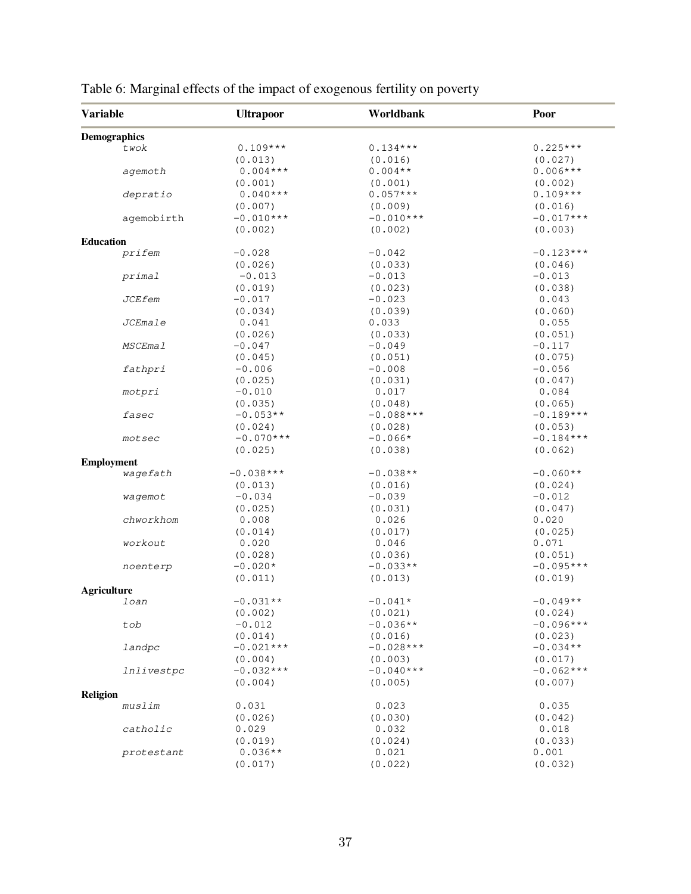Table 6: Marginal effects of the impact of exogenous fertility on poverty

| Variable | Ultrapoor | Worldbank | Poor |
|---|---|---|---|
| **Demographics** | | | |
| *twok* | 0.109*** | 0.134*** | 0.225*** |
| | (0.013) | (0.016) | (0.027) |
| *agemoth* | 0.004*** | 0.004** | 0.006*** |
| | (0.001) | (0.001) | (0.002) |
| *depratio* | 0.040*** | 0.057*** | 0.109*** |
| | (0.007) | (0.009) | (0.016) |
| agemobirth | −0.010*** | −0.010*** | −0.017*** |
| | (0.002) | (0.002) | (0.003) |
| **Education** | | | |
| *prifem* | −0.028 | −0.042 | −0.123*** |
| | (0.026) | (0.033) | (0.046) |
| *primal* | −0.013 | −0.013 | −0.013 |
| | (0.019) | (0.023) | (0.038) |
| *JCEfem* | −0.017 | −0.023 | 0.043 |
| | (0.034) | (0.039) | (0.060) |
| *JCEmale* | 0.041 | 0.033 | 0.055 |
| | (0.026) | (0.033) | (0.051) |
| *MSCEmal* | −0.047 | −0.049 | −0.117 |
| | (0.045) | (0.051) | (0.075) |
| *fathpri* | −0.006 | −0.008 | −0.056 |
| | (0.025) | (0.031) | (0.047) |
| *motpri* | −0.010 | 0.017 | 0.084 |
| | (0.035) | (0.048) | (0.065) |
| *fasec* | −0.053** | −0.088*** | −0.189*** |
| | (0.024) | (0.028) | (0.053) |
| *motsec* | −0.070*** | −0.066* | −0.184*** |
| | (0.025) | (0.038) | (0.062) |
| **Employment** | | | |
| *wagefath* | −0.038*** | −0.038** | −0.060** |
| | (0.013) | (0.016) | (0.024) |
| *wagemot* | −0.034 | −0.039 | −0.012 |
| | (0.025) | (0.031) | (0.047) |
| *chworkhom* | 0.008 | 0.026 | 0.020 |
| | (0.014) | (0.017) | (0.025) |
| *workout* | 0.020 | 0.046 | 0.071 |
| | (0.028) | (0.036) | (0.051) |
| *noenterp* | −0.020* | −0.033** | −0.095*** |
| | (0.011) | (0.013) | (0.019) |
| **Agriculture** | | | |
| *loan* | −0.031** | −0.041* | −0.049** |
| | (0.002) | (0.021) | (0.024) |
| *tob* | −0.012 | −0.036** | −0.096*** |
| | (0.014) | (0.016) | (0.023) |
| *landpc* | −0.021*** | −0.028*** | −0.034** |
| | (0.004) | (0.003) | (0.017) |
| *lnlivestpc* | −0.032*** | −0.040*** | −0.062*** |
| | (0.004) | (0.005) | (0.007) |
| **Religion** | | | |
| *muslim* | 0.031 | 0.023 | 0.035 |
| | (0.026) | (0.030) | (0.042) |
| *catholic* | 0.029 | 0.032 | 0.018 |
| | (0.019) | (0.024) | (0.033) |
| *protestant* | 0.036** | 0.021 | 0.001 |
| | (0.017) | (0.022) | (0.032) |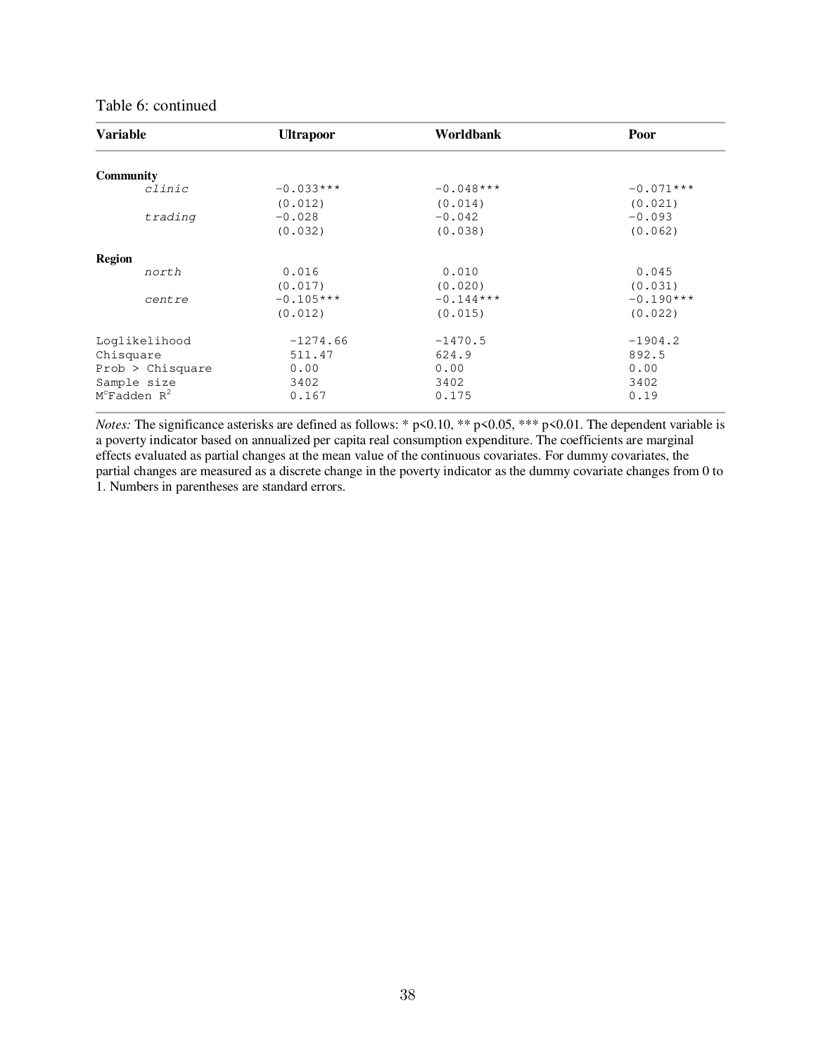Table 6: continued

| Variable | Ultrapoor | Worldbank | Poor |
|---|---|---|---|
| **Community** | | | |
| *clinic* | −0.033*** | −0.048*** | −0.071*** |
| | (0.012) | (0.014) | (0.021) |
| *trading* | −0.028 | −0.042 | −0.093 |
| | (0.032) | (0.038) | (0.062) |
| **Region** | | | |
| *north* | 0.016 | 0.010 | 0.045 |
| | (0.017) | (0.020) | (0.031) |
| *centre* | −0.105*** | −0.144*** | −0.190*** |
| | (0.012) | (0.015) | (0.022) |
| Loglikelihood | −1274.66 | −1470.5 | −1904.2 |
| Chisquare | 511.47 | 624.9 | 892.5 |
| Prob > Chisquare | 0.00 | 0.00 | 0.00 |
| Sample size | 3402 | 3402 | 3402 |
| McFadden $R^2$ | 0.167 | 0.175 | 0.19 |

*Notes:* The significance asterisks are defined as follows: * p<0.10, ** p<0.05, *** p<0.01. The dependent variable is a poverty indicator based on annualized per capita real consumption expenditure. The coefficients are marginal effects evaluated as partial changes at the mean value of the continuous covariates. For dummy covariates, the partial changes are measured as a discrete change in the poverty indicator as the dummy covariate changes from 0 to 1. Numbers in parentheses are standard errors.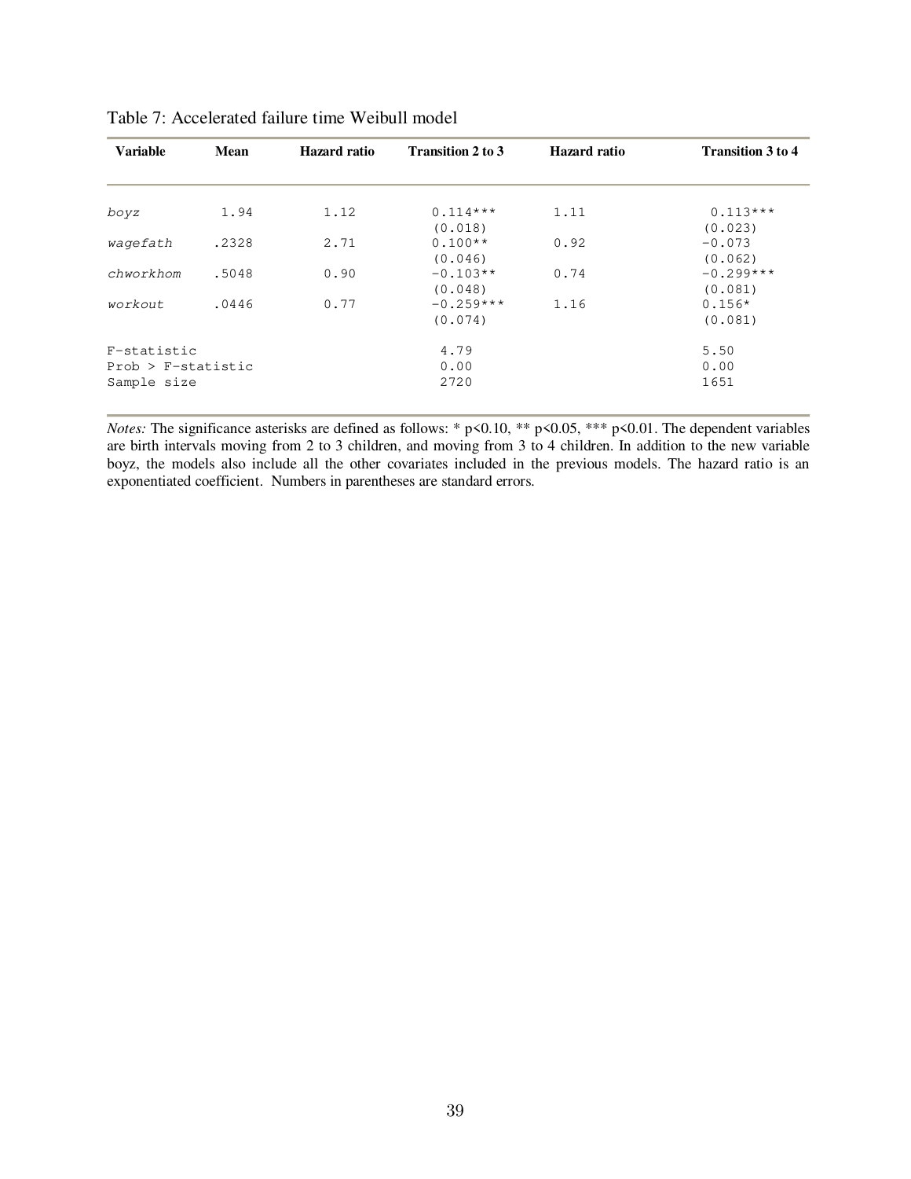Table 7: Accelerated failure time Weibull model

| Variable | Mean | Hazard ratio | Transition 2 to 3 | Hazard ratio | Transition 3 to 4 |
|---|---|---|---|---|---|
| *boyz* | 1.94 | 1.12 | 0.114*** | 1.11 | 0.113*** |
| | | | (0.018) | | (0.023) |
| *wagefath* | .2328 | 2.71 | 0.100** | 0.92 | −0.073 |
| | | | (0.046) | | (0.062) |
| *chworkhom* | .5048 | 0.90 | −0.103** | 0.74 | −0.299*** |
| | | | (0.048) | | (0.081) |
| *workout* | .0446 | 0.77 | −0.259*** | 1.16 | 0.156* |
| | | | (0.074) | | (0.081) |
| F-statistic | | | 4.79 | | 5.50 |
| Prob > F-statistic | | | 0.00 | | 0.00 |
| Sample size | | | 2720 | | 1651 |

*Notes:* The significance asterisks are defined as follows: * $p<0.10$, ** $p<0.05$, *** $p<0.01$. The dependent variables are birth intervals moving from 2 to 3 children, and moving from 3 to 4 children. In addition to the new variable boyz, the models also include all the other covariates included in the previous models. The hazard ratio is an exponentiated coefficient. Numbers in parentheses are standard errors.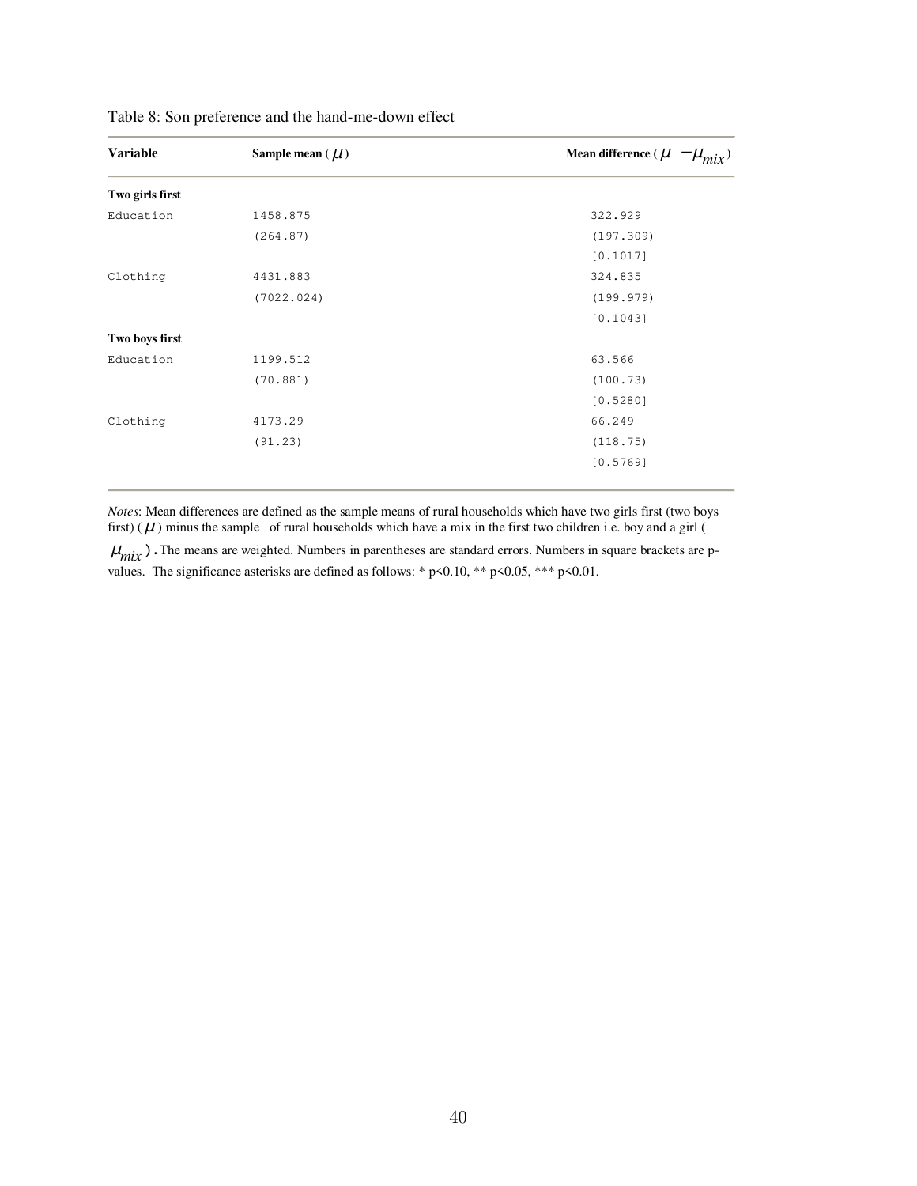Table 8: Son preference and the hand-me-down effect

| Variable | Sample mean ($\mu$) | Mean difference ($\mu - \mu_{mix}$) |
|---|---|---|
| **Two girls first** | | |
| Education | 1458.875 | 322.929 |
| | (264.87) | (197.309) |
| | | [0.1017] |
| Clothing | 4431.883 | 324.835 |
| | (7022.024) | (199.979) |
| | | [0.1043] |
| **Two boys first** | | |
| Education | 1199.512 | 63.566 |
| | (70.881) | (100.73) |
| | | [0.5280] |
| Clothing | 4173.29 | 66.249 |
| | (91.23) | (118.75) |
| | | [0.5769] |

*Notes*: Mean differences are defined as the sample means of rural households which have two girls first (two boys first) ($\mu$) minus the sample of rural households which have a mix in the first two children i.e. boy and a girl ($\mu_{mix}$). The means are weighted. Numbers in parentheses are standard errors. Numbers in square brackets are p-values. The significance asterisks are defined as follows: * p<0.10, ** p<0.05, *** p<0.01.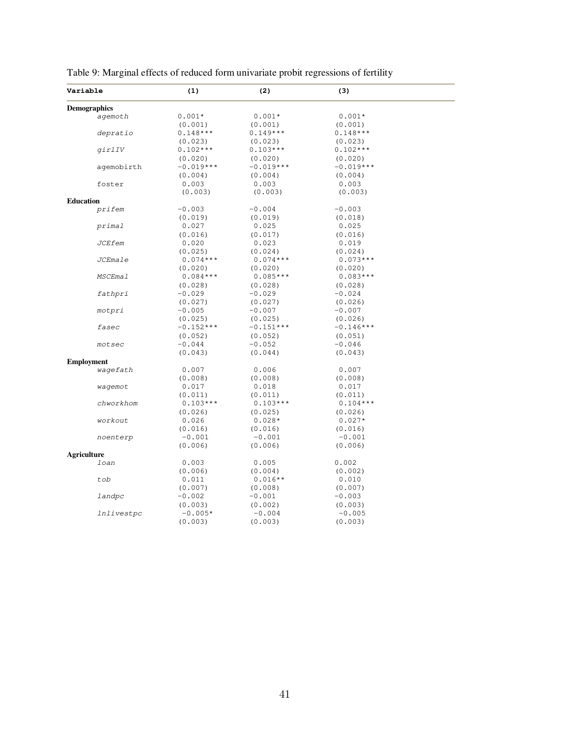Table 9: Marginal effects of reduced form univariate probit regressions of fertility

| Variable | (1) | (2) | (3) |
|---|---|---|---|
| **Demographics** | | | |
| *agemoth* | 0.001* | 0.001* | 0.001* |
| | (0.001) | (0.001) | (0.001) |
| *depratio* | 0.148*** | 0.149*** | 0.148*** |
| | (0.023) | (0.023) | (0.023) |
| *girlIV* | 0.102*** | 0.103*** | 0.102*** |
| | (0.020) | (0.020) | (0.020) |
| agemobirth | −0.019*** | −0.019*** | −0.019*** |
| | (0.004) | (0.004) | (0.004) |
| foster | 0.003 | 0.003 | 0.003 |
| | (0.003) | (0.003) | (0.003) |
| **Education** | | | |
| *prifem* | −0.003 | −0.004 | −0.003 |
| | (0.019) | (0.019) | (0.018) |
| *primal* | 0.027 | 0.025 | 0.025 |
| | (0.016) | (0.017) | (0.016) |
| *JCEfem* | 0.020 | 0.023 | 0.019 |
| | (0.025) | (0.024) | (0.024) |
| *JCEmale* | 0.074*** | 0.074*** | 0.073*** |
| | (0.020) | (0.020) | (0.020) |
| *MSCEmal* | 0.084*** | 0.085*** | 0.083*** |
| | (0.028) | (0.028) | (0.028) |
| *fathpri* | −0.029 | −0.029 | −0.024 |
| | (0.027) | (0.027) | (0.026) |
| *motpri* | −0.005 | −0.007 | −0.007 |
| | (0.025) | (0.025) | (0.026) |
| *fasec* | −0.152*** | −0.151*** | −0.146*** |
| | (0.052) | (0.052) | (0.051) |
| *motsec* | −0.044 | −0.052 | −0.046 |
| | (0.043) | (0.044) | (0.043) |
| **Employment** | | | |
| *wagefath* | 0.007 | 0.006 | 0.007 |
| | (0.008) | (0.008) | (0.008) |
| *wagemot* | 0.017 | 0.018 | 0.017 |
| | (0.011) | (0.011) | (0.011) |
| *chworkhom* | 0.103*** | 0.103*** | 0.104*** |
| | (0.026) | (0.025) | (0.026) |
| *workout* | 0.026 | 0.028* | 0.027* |
| | (0.016) | (0.016) | (0.016) |
| *noenterp* | −0.001 | −0.001 | −0.001 |
| | (0.006) | (0.006) | (0.006) |
| **Agriculture** | | | |
| *loan* | 0.003 | 0.005 | 0.002 |
| | (0.006) | (0.004) | (0.002) |
| *tob* | 0.011 | 0.016** | 0.010 |
| | (0.007) | (0.008) | (0.007) |
| *landpc* | −0.002 | −0.001 | −0.003 |
| | (0.003) | (0.002) | (0.003) |
| *lnlivestpc* | −0.005* | −0.004 | −0.005 |
| | (0.003) | (0.003) | (0.003) |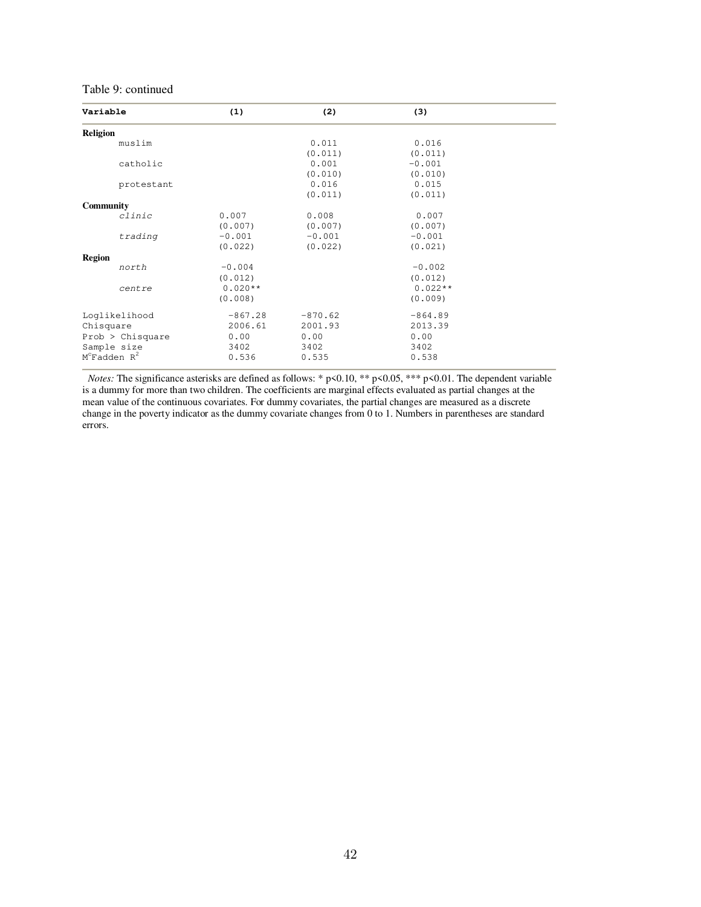Table 9: continued

| Variable | (1) | (2) | (3) |
|---|---|---|---|
| **Religion** | | | |
| muslim | | 0.011 | 0.016 |
| | | (0.011) | (0.011) |
| catholic | | 0.001 | −0.001 |
| | | (0.010) | (0.010) |
| protestant | | 0.016 | 0.015 |
| | | (0.011) | (0.011) |
| **Community** | | | |
| *clinic* | 0.007 | 0.008 | 0.007 |
| | (0.007) | (0.007) | (0.007) |
| *trading* | −0.001 | −0.001 | −0.001 |
| | (0.022) | (0.022) | (0.021) |
| **Region** | | | |
| *north* | −0.004 | | −0.002 |
| | (0.012) | | (0.012) |
| *centre* | 0.020** | | 0.022** |
| | (0.008) | | (0.009) |
| Loglikelihood | −867.28 | −870.62 | −864.89 |
| Chisquare | 2006.61 | 2001.93 | 2013.39 |
| Prob > Chisquare | 0.00 | 0.00 | 0.00 |
| Sample size | 3402 | 3402 | 3402 |
| McFadden $R^2$ | 0.536 | 0.535 | 0.538 |

*Notes:* The significance asterisks are defined as follows: * p<0.10, ** p<0.05, *** p<0.01. The dependent variable is a dummy for more than two children. The coefficients are marginal effects evaluated as partial changes at the mean value of the continuous covariates. For dummy covariates, the partial changes are measured as a discrete change in the poverty indicator as the dummy covariate changes from 0 to 1. Numbers in parentheses are standard errors.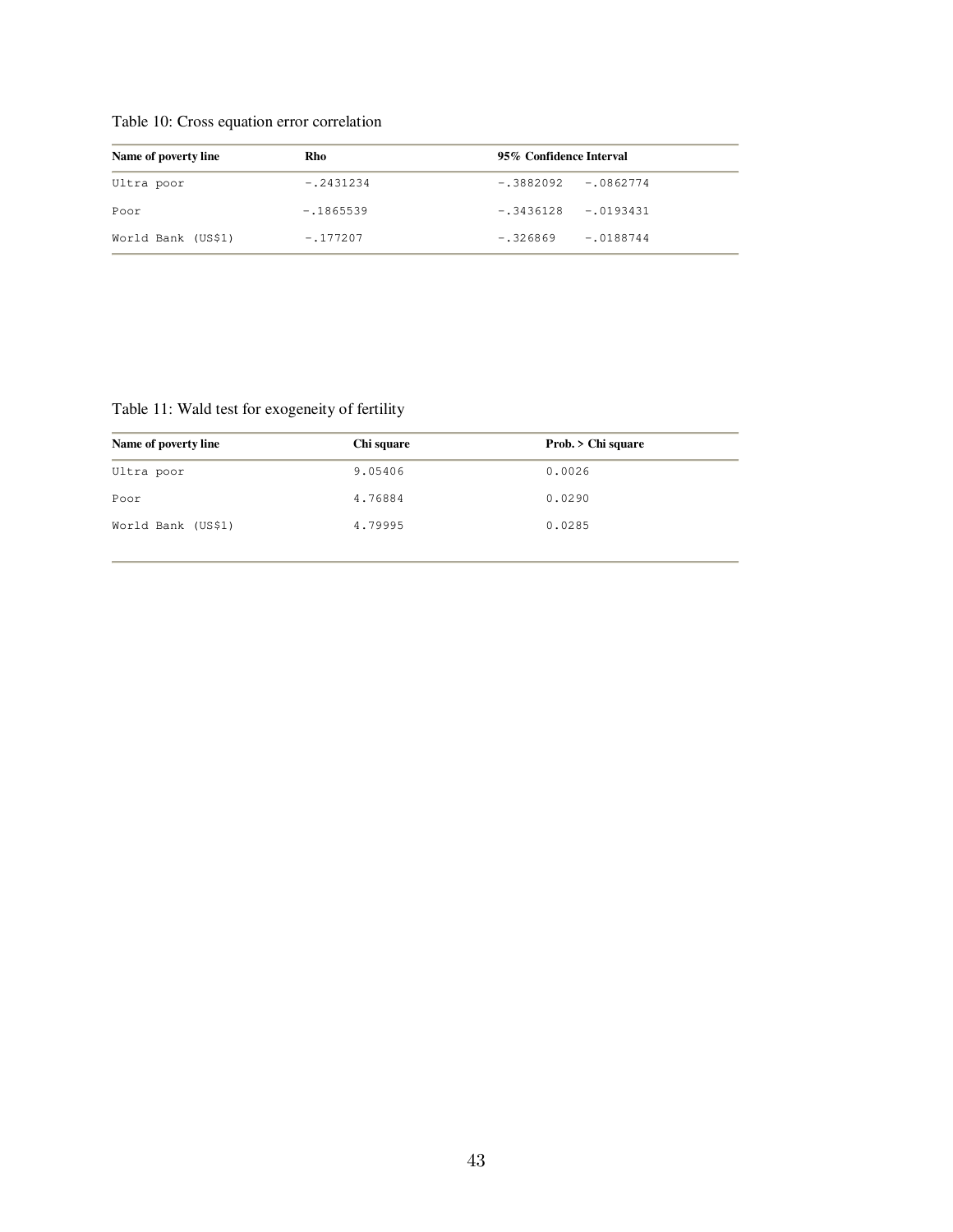Table 10: Cross equation error correlation

| Name of poverty line | Rho | 95% Confidence Interval | |
|---|---|---|---|
| Ultra poor | −.2431234 | −.3882092 | −.0862774 |
| Poor | −.1865539 | −.3436128 | −.0193431 |
| World Bank (US$1) | −.177207 | −.326869 | −.0188744 |

Table 11: Wald test for exogeneity of fertility

| Name of poverty line | Chi square | Prob. > Chi square |
|---|---|---|
| Ultra poor | 9.05406 | 0.0026 |
| Poor | 4.76884 | 0.0290 |
| World Bank (US$1) | 4.79995 | 0.0285 |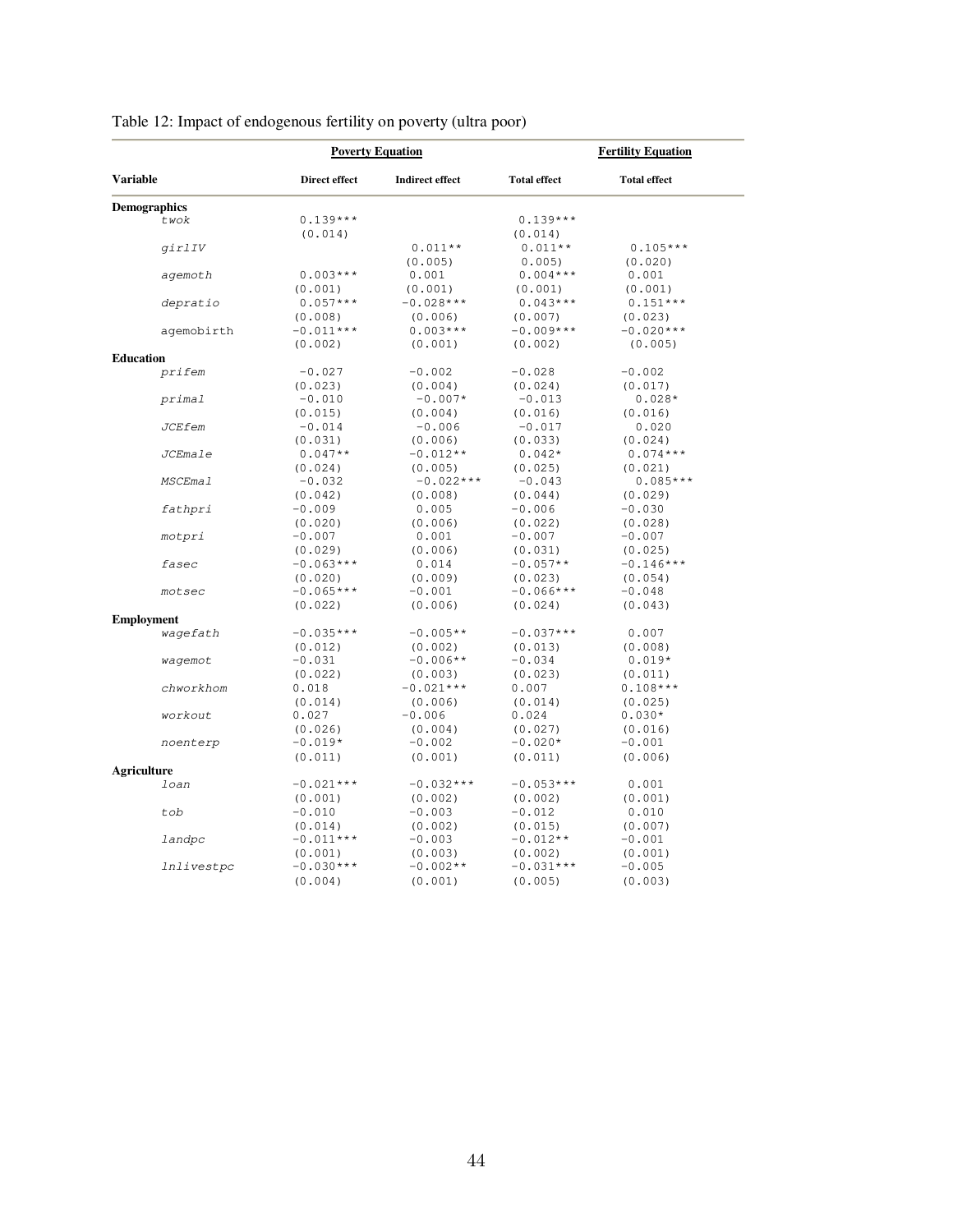Table 12: Impact of endogenous fertility on poverty (ultra poor)

| | Poverty Equation | | | Fertility Equation |
|---|---|---|---|---|
| **Variable** | **Direct effect** | **Indirect effect** | **Total effect** | **Total effect** |
| **Demographics** | | | | |
| *twok* | 0.139*** | | 0.139*** | |
| | (0.014) | | (0.014) | |
| *girlIV* | | 0.011** | 0.011** | 0.105*** |
| | | (0.005) | 0.005) | (0.020) |
| *agemoth* | 0.003*** | 0.001 | 0.004*** | 0.001 |
| | (0.001) | (0.001) | (0.001) | (0.001) |
| *depratio* | 0.057*** | −0.028*** | 0.043*** | 0.151*** |
| | (0.008) | (0.006) | (0.007) | (0.023) |
| agemobirth | −0.011*** | 0.003*** | −0.009*** | −0.020*** |
| | (0.002) | (0.001) | (0.002) | (0.005) |
| **Education** | | | | |
| *prifem* | −0.027 | −0.002 | −0.028 | −0.002 |
| | (0.023) | (0.004) | (0.024) | (0.017) |
| *primal* | −0.010 | −0.007* | −0.013 | 0.028* |
| | (0.015) | (0.004) | (0.016) | (0.016) |
| *JCEfem* | −0.014 | −0.006 | −0.017 | 0.020 |
| | (0.031) | (0.006) | (0.033) | (0.024) |
| *JCEmale* | 0.047** | −0.012** | 0.042* | 0.074*** |
| | (0.024) | (0.005) | (0.025) | (0.021) |
| *MSCEmal* | −0.032 | −0.022*** | −0.043 | 0.085*** |
| | (0.042) | (0.008) | (0.044) | (0.029) |
| *fathpri* | −0.009 | 0.005 | −0.006 | −0.030 |
| | (0.020) | (0.006) | (0.022) | (0.028) |
| *motpri* | −0.007 | 0.001 | −0.007 | −0.007 |
| | (0.029) | (0.006) | (0.031) | (0.025) |
| *fasec* | −0.063*** | 0.014 | −0.057** | −0.146*** |
| | (0.020) | (0.009) | (0.023) | (0.054) |
| *motsec* | −0.065*** | −0.001 | −0.066*** | −0.048 |
| | (0.022) | (0.006) | (0.024) | (0.043) |
| **Employment** | | | | |
| *wagefath* | −0.035*** | −0.005** | −0.037*** | 0.007 |
| | (0.012) | (0.002) | (0.013) | (0.008) |
| *wagemot* | −0.031 | −0.006** | −0.034 | 0.019* |
| | (0.022) | (0.003) | (0.023) | (0.011) |
| *chworkhom* | 0.018 | −0.021*** | 0.007 | 0.108*** |
| | (0.014) | (0.006) | (0.014) | (0.025) |
| *workout* | 0.027 | −0.006 | 0.024 | 0.030* |
| | (0.026) | (0.004) | (0.027) | (0.016) |
| *noenterp* | −0.019* | −0.002 | −0.020* | −0.001 |
| | (0.011) | (0.001) | (0.011) | (0.006) |
| **Agriculture** | | | | |
| *loan* | −0.021*** | −0.032*** | −0.053*** | 0.001 |
| | (0.001) | (0.002) | (0.002) | (0.001) |
| *tob* | −0.010 | −0.003 | −0.012 | 0.010 |
| | (0.014) | (0.002) | (0.015) | (0.007) |
| *landpc* | −0.011*** | −0.003 | −0.012** | −0.001 |
| | (0.001) | (0.003) | (0.002) | (0.001) |
| *lnlivestpc* | −0.030*** | −0.002** | −0.031*** | −0.005 |
| | (0.004) | (0.001) | (0.005) | (0.003) |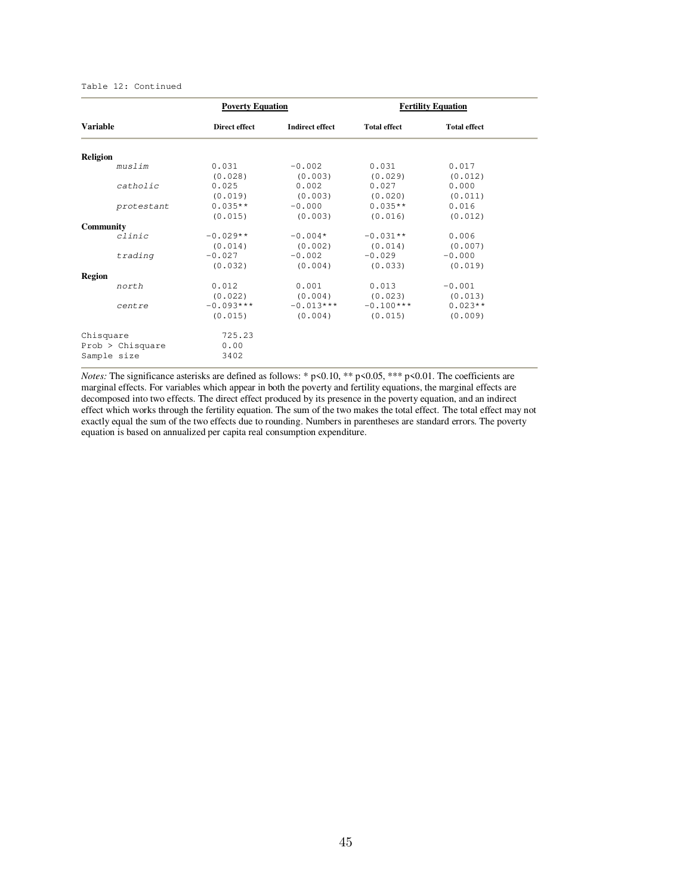Table 12: Continued

| Variable | Poverty Equation | | | Fertility Equation |
|---|---|---|---|---|
| | Direct effect | Indirect effect | Total effect | Total effect |
| **Religion** | | | | |
| *muslim* | 0.031 | −0.002 | 0.031 | 0.017 |
| | (0.028) | (0.003) | (0.029) | (0.012) |
| *catholic* | 0.025 | 0.002 | 0.027 | 0.000 |
| | (0.019) | (0.003) | (0.020) | (0.011) |
| *protestant* | 0.035** | −0.000 | 0.035** | 0.016 |
| | (0.015) | (0.003) | (0.016) | (0.012) |
| **Community** | | | | |
| *clinic* | −0.029** | −0.004* | −0.031** | 0.006 |
| | (0.014) | (0.002) | (0.014) | (0.007) |
| *trading* | −0.027 | −0.002 | −0.029 | −0.000 |
| | (0.032) | (0.004) | (0.033) | (0.019) |
| **Region** | | | | |
| *north* | 0.012 | 0.001 | 0.013 | −0.001 |
| | (0.022) | (0.004) | (0.023) | (0.013) |
| *centre* | −0.093*** | −0.013*** | −0.100*** | 0.023** |
| | (0.015) | (0.004) | (0.015) | (0.009) |
| Chisquare | 725.23 | | | |
| Prob > Chisquare | 0.00 | | | |
| Sample size | 3402 | | | |

*Notes:* The significance asterisks are defined as follows: * p<0.10, ** p<0.05, *** p<0.01. The coefficients are marginal effects. For variables which appear in both the poverty and fertility equations, the marginal effects are decomposed into two effects. The direct effect produced by its presence in the poverty equation, and an indirect effect which works through the fertility equation. The sum of the two makes the total effect. The total effect may not exactly equal the sum of the two effects due to rounding. Numbers in parentheses are standard errors. The poverty equation is based on annualized per capita real consumption expenditure.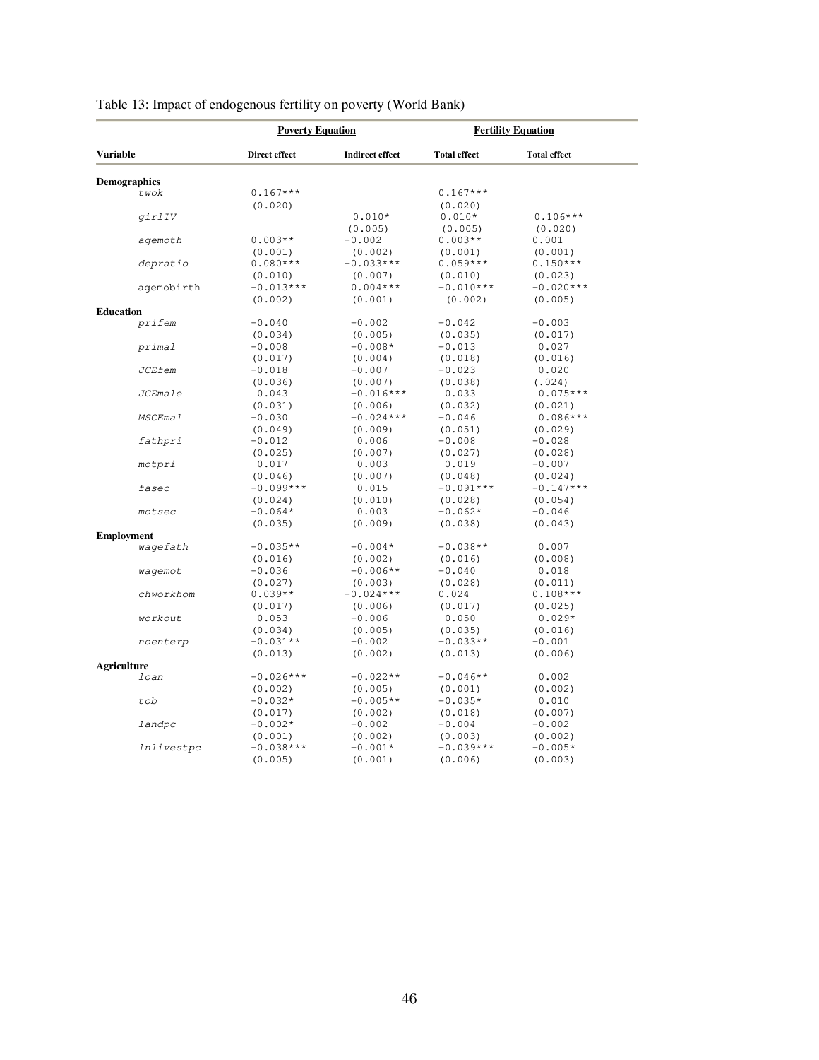Table 13: Impact of endogenous fertility on poverty (World Bank)

| | Poverty Equation | | | Fertility Equation |
|---|---|---|---|---|
| **Variable** | **Direct effect** | **Indirect effect** | **Total effect** | **Total effect** |
| **Demographics** | | | | |
| *twok* | 0.167*** | | 0.167*** | |
| | (0.020) | | (0.020) | |
| *girlIV* | | 0.010* | 0.010* | 0.106*** |
| | | (0.005) | (0.005) | (0.020) |
| *agemoth* | 0.003** | -0.002 | 0.003** | 0.001 |
| | (0.001) | (0.002) | (0.001) | (0.001) |
| *depratio* | 0.080*** | -0.033*** | 0.059*** | 0.150*** |
| | (0.010) | (0.007) | (0.010) | (0.023) |
| agemobirth | -0.013*** | 0.004*** | -0.010*** | -0.020*** |
| | (0.002) | (0.001) | (0.002) | (0.005) |
| **Education** | | | | |
| *prifem* | -0.040 | -0.002 | -0.042 | -0.003 |
| | (0.034) | (0.005) | (0.035) | (0.017) |
| *primal* | -0.008 | -0.008* | -0.013 | 0.027 |
| | (0.017) | (0.004) | (0.018) | (0.016) |
| *JCEfem* | -0.018 | -0.007 | -0.023 | 0.020 |
| | (0.036) | (0.007) | (0.038) | (.024) |
| *JCEmale* | 0.043 | -0.016*** | 0.033 | 0.075*** |
| | (0.031) | (0.006) | (0.032) | (0.021) |
| *MSCEmal* | -0.030 | -0.024*** | -0.046 | 0.086*** |
| | (0.049) | (0.009) | (0.051) | (0.029) |
| *fathpri* | -0.012 | 0.006 | -0.008 | -0.028 |
| | (0.025) | (0.007) | (0.027) | (0.028) |
| *motpri* | 0.017 | 0.003 | 0.019 | -0.007 |
| | (0.046) | (0.007) | (0.048) | (0.024) |
| *fasec* | -0.099*** | 0.015 | -0.091*** | -0.147*** |
| | (0.024) | (0.010) | (0.028) | (0.054) |
| *motsec* | -0.064* | 0.003 | -0.062* | -0.046 |
| | (0.035) | (0.009) | (0.038) | (0.043) |
| **Employment** | | | | |
| *wagefath* | -0.035** | -0.004* | -0.038** | 0.007 |
| | (0.016) | (0.002) | (0.016) | (0.008) |
| *wagemot* | -0.036 | -0.006** | -0.040 | 0.018 |
| | (0.027) | (0.003) | (0.028) | (0.011) |
| *chworkhom* | 0.039** | -0.024*** | 0.024 | 0.108*** |
| | (0.017) | (0.006) | (0.017) | (0.025) |
| *workout* | 0.053 | -0.006 | 0.050 | 0.029* |
| | (0.034) | (0.005) | (0.035) | (0.016) |
| *noenterp* | -0.031** | -0.002 | -0.033** | -0.001 |
| | (0.013) | (0.002) | (0.013) | (0.006) |
| **Agriculture** | | | | |
| *loan* | -0.026*** | -0.022** | -0.046** | 0.002 |
| | (0.002) | (0.005) | (0.001) | (0.002) |
| *tob* | -0.032* | -0.005** | -0.035* | 0.010 |
| | (0.017) | (0.002) | (0.018) | (0.007) |
| *landpc* | -0.002* | -0.002 | -0.004 | -0.002 |
| | (0.001) | (0.002) | (0.003) | (0.002) |
| *lnlivestpc* | -0.038*** | -0.001* | -0.039*** | -0.005* |
| | (0.005) | (0.001) | (0.006) | (0.003) |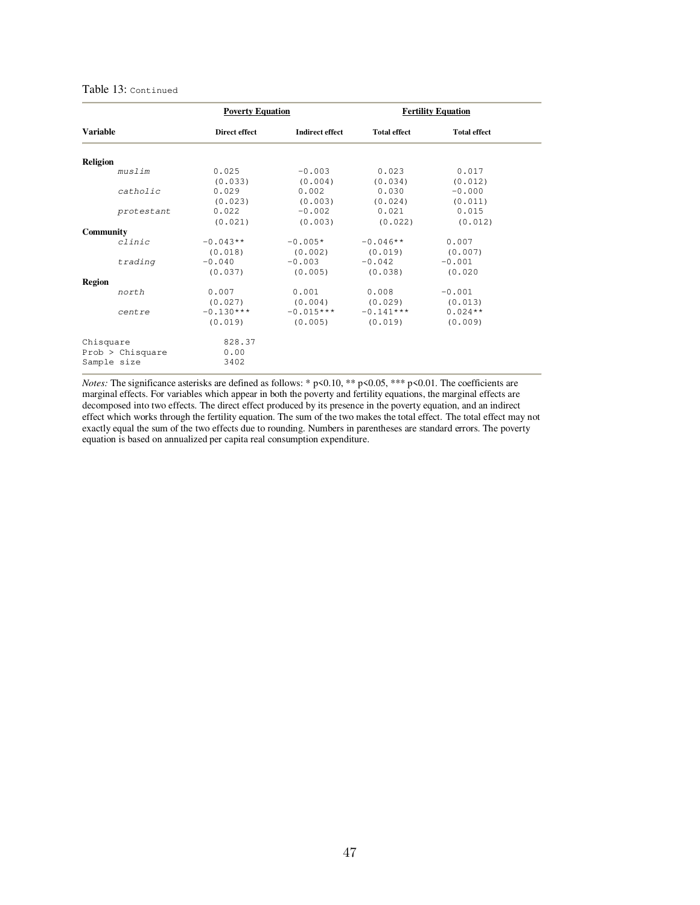Table 13: Continued

| Variable | Poverty Equation | | | Fertility Equation |
|---|---|---|---|---|
| | Direct effect | Indirect effect | Total effect | Total effect |
| **Religion** | | | | |
| *muslim* | 0.025 | −0.003 | 0.023 | 0.017 |
| | (0.033) | (0.004) | (0.034) | (0.012) |
| *catholic* | 0.029 | 0.002 | 0.030 | −0.000 |
| | (0.023) | (0.003) | (0.024) | (0.011) |
| *protestant* | 0.022 | −0.002 | 0.021 | 0.015 |
| | (0.021) | (0.003) | (0.022) | (0.012) |
| **Community** | | | | |
| *clinic* | −0.043** | −0.005* | −0.046** | 0.007 |
| | (0.018) | (0.002) | (0.019) | (0.007) |
| *trading* | −0.040 | −0.003 | −0.042 | −0.001 |
| | (0.037) | (0.005) | (0.038) | (0.020 |
| **Region** | | | | |
| *north* | 0.007 | 0.001 | 0.008 | −0.001 |
| | (0.027) | (0.004) | (0.029) | (0.013) |
| *centre* | −0.130*** | −0.015*** | −0.141*** | 0.024** |
| | (0.019) | (0.005) | (0.019) | (0.009) |
| Chisquare | 828.37 | | | |
| Prob > Chisquare | 0.00 | | | |
| Sample size | 3402 | | | |

*Notes:* The significance asterisks are defined as follows: * p<0.10, ** p<0.05, *** p<0.01. The coefficients are marginal effects. For variables which appear in both the poverty and fertility equations, the marginal effects are decomposed into two effects. The direct effect produced by its presence in the poverty equation, and an indirect effect which works through the fertility equation. The sum of the two makes the total effect. The total effect may not exactly equal the sum of the two effects due to rounding. Numbers in parentheses are standard errors. The poverty equation is based on annualized per capita real consumption expenditure.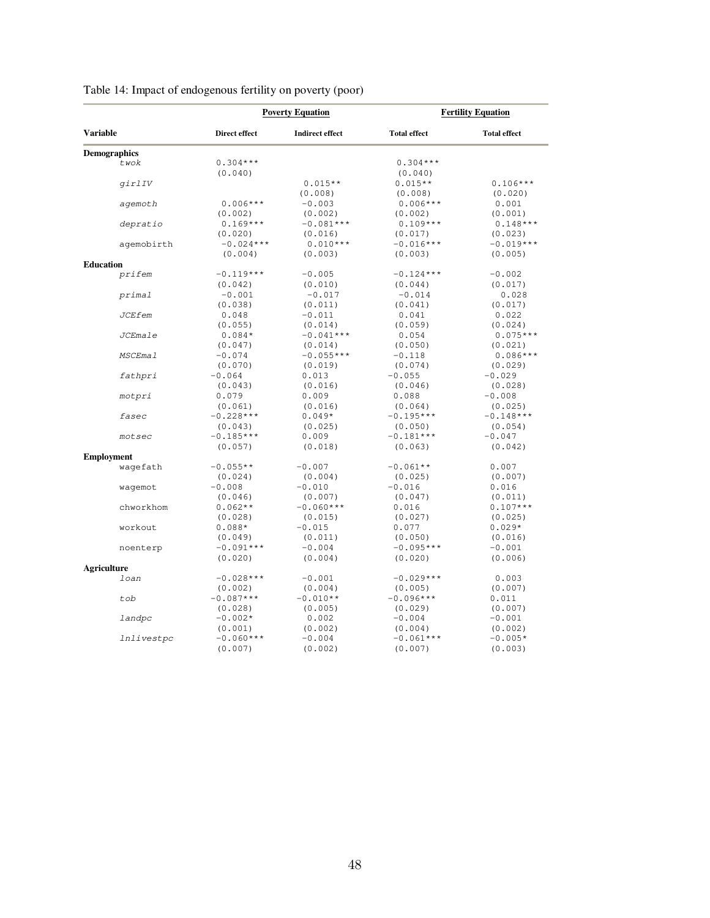Table 14: Impact of endogenous fertility on poverty (poor)

| | Poverty Equation | | | Fertility Equation |
|---|---|---|---|---|
| **Variable** | **Direct effect** | **Indirect effect** | **Total effect** | **Total effect** |
| **Demographics** | | | | |
| *twok* | 0.304*** | | 0.304*** | |
| | (0.040) | | (0.040) | |
| *girlIV* | | 0.015** | 0.015** | 0.106*** |
| | | (0.008) | (0.008) | (0.020) |
| *agemoth* | 0.006*** | −0.003 | 0.006*** | 0.001 |
| | (0.002) | (0.002) | (0.002) | (0.001) |
| *depratio* | 0.169*** | −0.081*** | 0.109*** | 0.148*** |
| | (0.020) | (0.016) | (0.017) | (0.023) |
| agemobirth | −0.024*** | 0.010*** | −0.016*** | −0.019*** |
| | (0.004) | (0.003) | (0.003) | (0.005) |
| **Education** | | | | |
| *prifem* | −0.119*** | −0.005 | −0.124*** | −0.002 |
| | (0.042) | (0.010) | (0.044) | (0.017) |
| *primal* | −0.001 | −0.017 | −0.014 | 0.028 |
| | (0.038) | (0.011) | (0.041) | (0.017) |
| *JCEfem* | 0.048 | −0.011 | 0.041 | 0.022 |
| | (0.055) | (0.014) | (0.059) | (0.024) |
| *JCEmale* | 0.084* | −0.041*** | 0.054 | 0.075*** |
| | (0.047) | (0.014) | (0.050) | (0.021) |
| *MSCEmal* | −0.074 | −0.055*** | −0.118 | 0.086*** |
| | (0.070) | (0.019) | (0.074) | (0.029) |
| *fathpri* | −0.064 | 0.013 | −0.055 | −0.029 |
| | (0.043) | (0.016) | (0.046) | (0.028) |
| *motpri* | 0.079 | 0.009 | 0.088 | −0.008 |
| | (0.061) | (0.016) | (0.064) | (0.025) |
| *fasec* | −0.228*** | 0.049* | −0.195*** | −0.148*** |
| | (0.043) | (0.025) | (0.050) | (0.054) |
| *motsec* | −0.185*** | 0.009 | −0.181*** | −0.047 |
| | (0.057) | (0.018) | (0.063) | (0.042) |
| **Employment** | | | | |
| wagefath | −0.055** | −0.007 | −0.061** | 0.007 |
| | (0.024) | (0.004) | (0.025) | (0.007) |
| wagemot | −0.008 | −0.010 | −0.016 | 0.016 |
| | (0.046) | (0.007) | (0.047) | (0.011) |
| chworkhom | 0.062** | −0.060*** | 0.016 | 0.107*** |
| | (0.028) | (0.015) | (0.027) | (0.025) |
| workout | 0.088* | −0.015 | 0.077 | 0.029* |
| | (0.049) | (0.011) | (0.050) | (0.016) |
| noenterp | −0.091*** | −0.004 | −0.095*** | −0.001 |
| | (0.020) | (0.004) | (0.020) | (0.006) |
| **Agriculture** | | | | |
| *loan* | −0.028*** | −0.001 | −0.029*** | 0.003 |
| | (0.002) | (0.004) | (0.005) | (0.007) |
| *tob* | −0.087*** | −0.010** | −0.096*** | 0.011 |
| | (0.028) | (0.005) | (0.029) | (0.007) |
| *landpc* | −0.002* | 0.002 | −0.004 | −0.001 |
| | (0.001) | (0.002) | (0.004) | (0.002) |
| *lnlivestpc* | −0.060*** | −0.004 | −0.061*** | −0.005* |
| | (0.007) | (0.002) | (0.007) | (0.003) |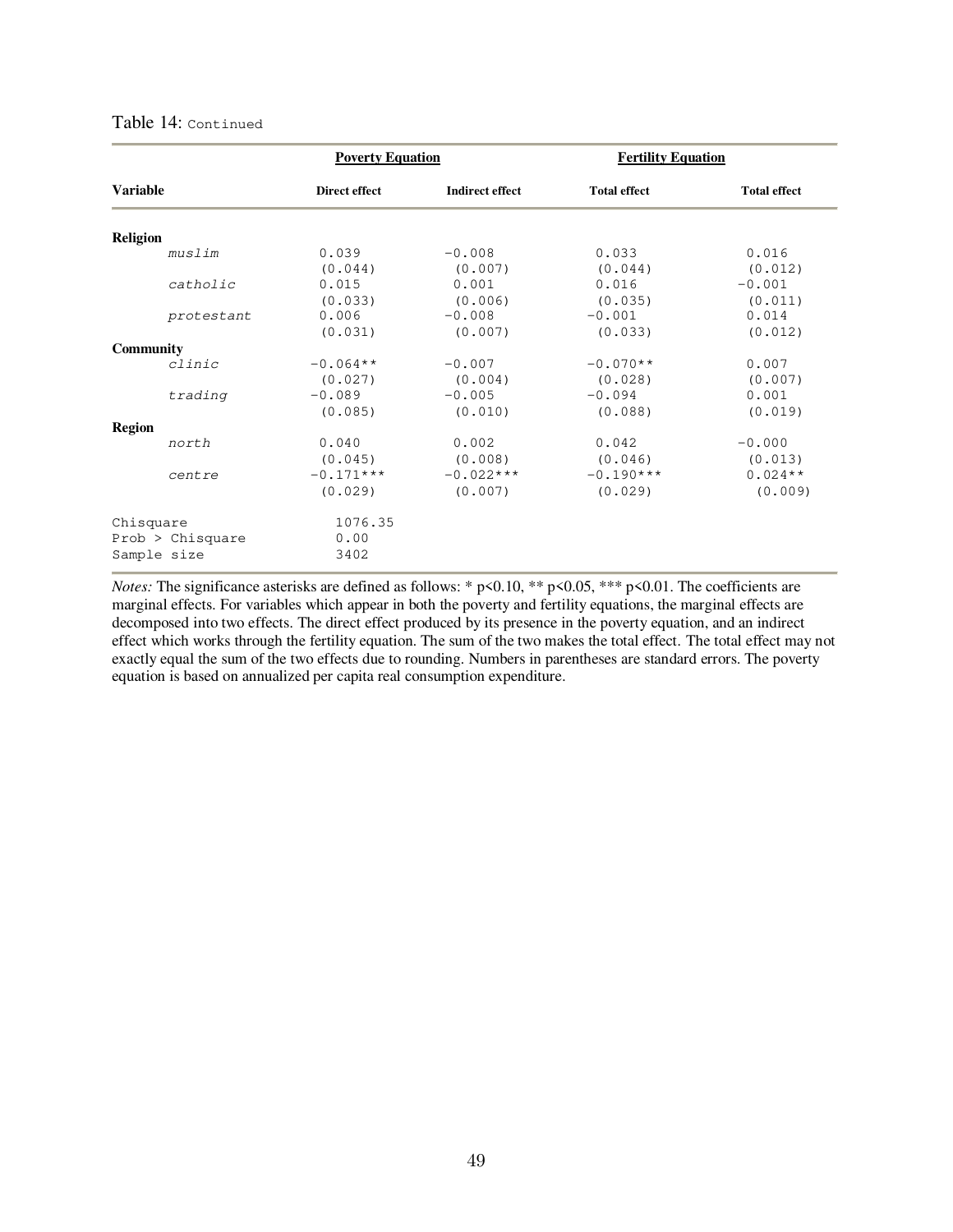Table 14: Continued

| Variable | Poverty Equation | | | Fertility Equation |
|---|---|---|---|---|
| | Direct effect | Indirect effect | Total effect | Total effect |
| **Religion** | | | | |
| *muslim* | 0.039 | −0.008 | 0.033 | 0.016 |
| | (0.044) | (0.007) | (0.044) | (0.012) |
| *catholic* | 0.015 | 0.001 | 0.016 | −0.001 |
| | (0.033) | (0.006) | (0.035) | (0.011) |
| *protestant* | 0.006 | −0.008 | −0.001 | 0.014 |
| | (0.031) | (0.007) | (0.033) | (0.012) |
| **Community** | | | | |
| *clinic* | −0.064** | −0.007 | −0.070** | 0.007 |
| | (0.027) | (0.004) | (0.028) | (0.007) |
| *trading* | −0.089 | −0.005 | −0.094 | 0.001 |
| | (0.085) | (0.010) | (0.088) | (0.019) |
| **Region** | | | | |
| *north* | 0.040 | 0.002 | 0.042 | −0.000 |
| | (0.045) | (0.008) | (0.046) | (0.013) |
| *centre* | −0.171*** | −0.022*** | −0.190*** | 0.024** |
| | (0.029) | (0.007) | (0.029) | (0.009) |
| Chisquare | 1076.35 | | | |
| Prob > Chisquare | 0.00 | | | |
| Sample size | 3402 | | | |

*Notes:* The significance asterisks are defined as follows: * $p<0.10$, ** $p<0.05$, *** $p<0.01$. The coefficients are marginal effects. For variables which appear in both the poverty and fertility equations, the marginal effects are decomposed into two effects. The direct effect produced by its presence in the poverty equation, and an indirect effect which works through the fertility equation. The sum of the two makes the total effect. The total effect may not exactly equal the sum of the two effects due to rounding. Numbers in parentheses are standard errors. The poverty equation is based on annualized per capita real consumption expenditure.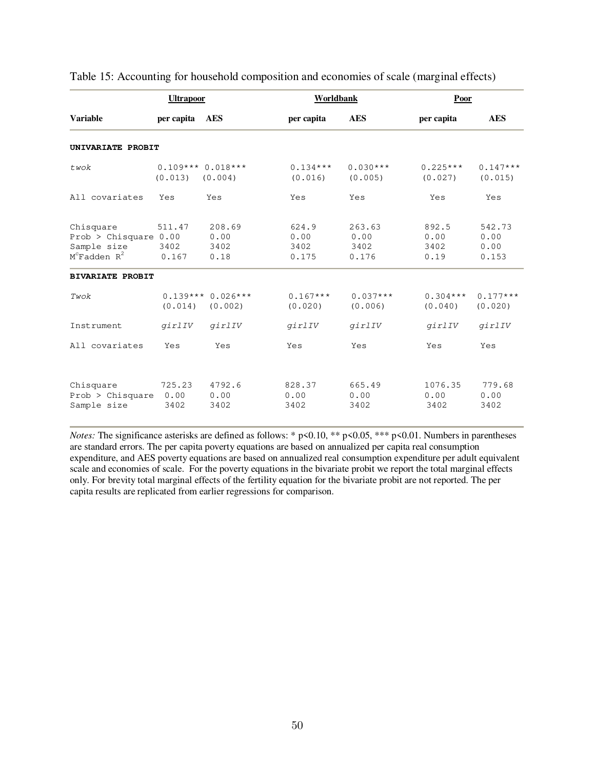Table 15: Accounting for household composition and economies of scale (marginal effects)

| | **Ultrapoor** | | **Worldbank** | | **Poor** | |
|---|---|---|---|---|---|---|
| **Variable** | **per capita** | **AES** | **per capita** | **AES** | **per capita** | **AES** |
| **UNIVARIATE PROBIT** | | | | | | |
| *twok* | 0.109*** | 0.018*** | 0.134*** | 0.030*** | 0.225*** | 0.147*** |
| | (0.013) | (0.004) | (0.016) | (0.005) | (0.027) | (0.015) |
| All covariates | Yes | Yes | Yes | Yes | Yes | Yes |
| Chisquare | 511.47 | 208.69 | 624.9 | 263.63 | 892.5 | 542.73 |
| Prob > Chisquare | 0.00 | 0.00 | 0.00 | 0.00 | 0.00 | 0.00 |
| Sample size | 3402 | 3402 | 3402 | 3402 | 3402 | 0.00 |
| McFadden $R^2$ | 0.167 | 0.18 | 0.175 | 0.176 | 0.19 | 0.153 |
| **BIVARIATE PROBIT** | | | | | | |
| *Twok* | 0.139*** | 0.026*** | 0.167*** | 0.037*** | 0.304*** | 0.177*** |
| | (0.014) | (0.002) | (0.020) | (0.006) | (0.040) | (0.020) |
| Instrument | *girlIV* | *girlIV* | *girlIV* | *girlIV* | *girlIV* | *girlIV* |
| All covariates | Yes | Yes | Yes | Yes | Yes | Yes |
| Chisquare | 725.23 | 4792.6 | 828.37 | 665.49 | 1076.35 | 779.68 |
| Prob > Chisquare | 0.00 | 0.00 | 0.00 | 0.00 | 0.00 | 0.00 |
| Sample size | 3402 | 3402 | 3402 | 3402 | 3402 | 3402 |

*Notes:* The significance asterisks are defined as follows: * p<0.10, ** p<0.05, *** p<0.01. Numbers in parentheses are standard errors. The per capita poverty equations are based on annualized per capita real consumption expenditure, and AES poverty equations are based on annualized real consumption expenditure per adult equivalent scale and economies of scale. For the poverty equations in the bivariate probit we report the total marginal effects only. For brevity total marginal effects of the fertility equation for the bivariate probit are not reported. The per capita results are replicated from earlier regressions for comparison.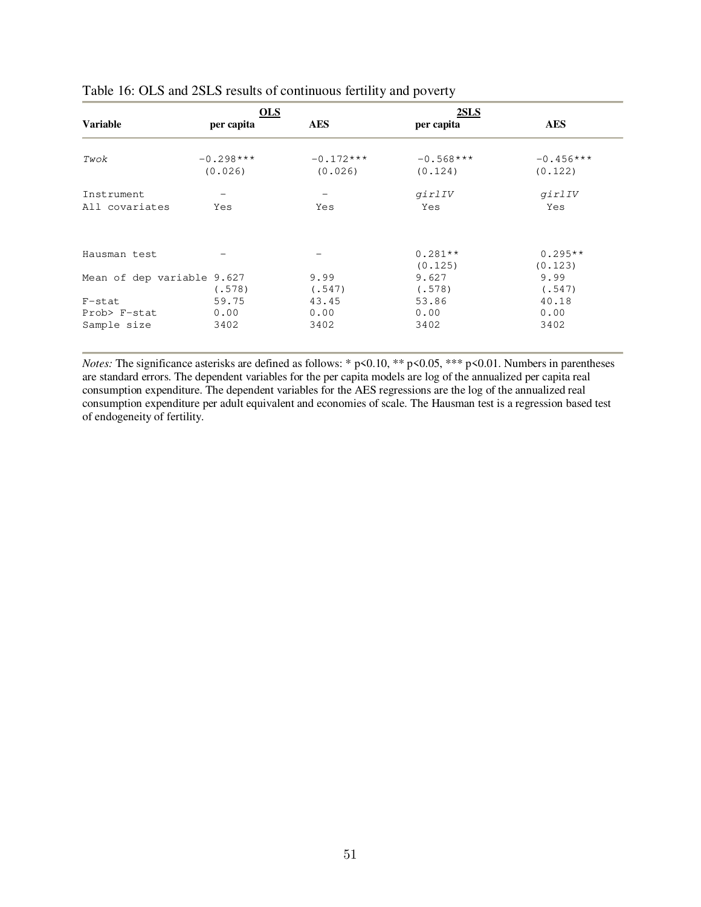Table 16: OLS and 2SLS results of continuous fertility and poverty

| Variable | OLS | | 2SLS | |
|---|---|---|---|---|
| | per capita | AES | per capita | AES |
| *Twok* | −0.298*** | −0.172*** | −0.568*** | −0.456*** |
| | (0.026) | (0.026) | (0.124) | (0.122) |
| Instrument | − | − | *girlIV* | *girlIV* |
| All covariates | Yes | Yes | Yes | Yes |
| Hausman test | − | − | 0.281** | 0.295** |
| | | | (0.125) | (0.123) |
| Mean of dep variable | 9.627 | 9.99 | 9.627 | 9.99 |
| | (.578) | (.547) | (.578) | (.547) |
| F-stat | 59.75 | 43.45 | 53.86 | 40.18 |
| Prob> F-stat | 0.00 | 0.00 | 0.00 | 0.00 |
| Sample size | 3402 | 3402 | 3402 | 3402 |

*Notes:* The significance asterisks are defined as follows: * p<0.10, ** p<0.05, *** p<0.01. Numbers in parentheses are standard errors. The dependent variables for the per capita models are log of the annualized per capita real consumption expenditure. The dependent variables for the AES regressions are the log of the annualized real consumption expenditure per adult equivalent and economies of scale. The Hausman test is a regression based test of endogeneity of fertility.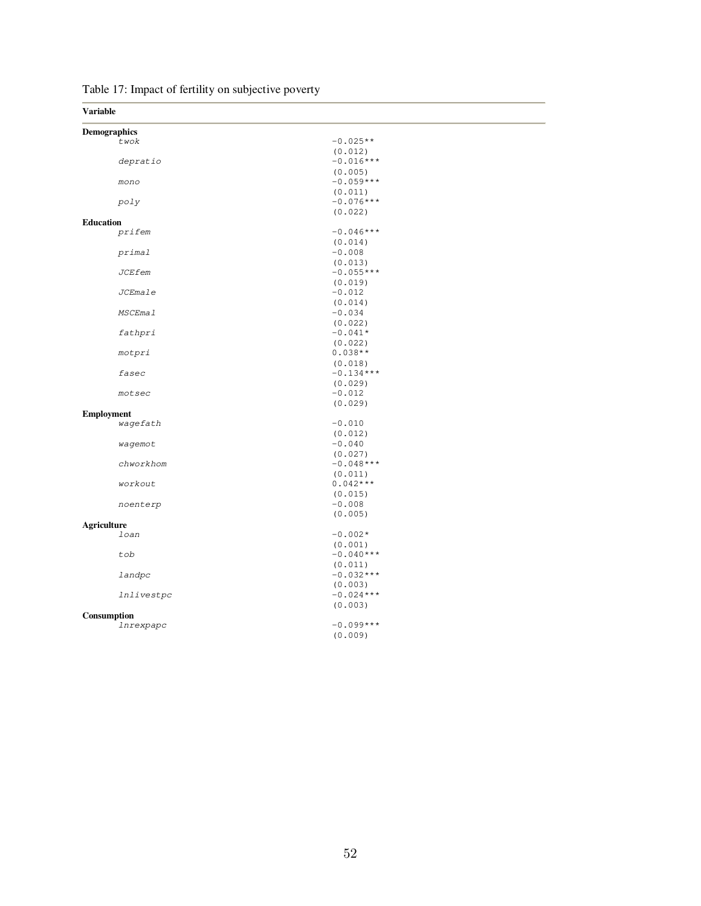Table 17: Impact of fertility on subjective poverty

| Variable | |
|---|---|
| **Demographics** | |
| *twok* | −0.025** |
| | (0.012) |
| *depratio* | −0.016*** |
| | (0.005) |
| *mono* | −0.059*** |
| | (0.011) |
| *poly* | −0.076*** |
| | (0.022) |
| **Education** | |
| *prifem* | −0.046*** |
| | (0.014) |
| *primal* | −0.008 |
| | (0.013) |
| *JCEfem* | −0.055*** |
| | (0.019) |
| *JCEmale* | −0.012 |
| | (0.014) |
| *MSCEmal* | −0.034 |
| | (0.022) |
| *fathpri* | −0.041* |
| | (0.022) |
| *motpri* | 0.038** |
| | (0.018) |
| *fasec* | −0.134*** |
| | (0.029) |
| *motsec* | −0.012 |
| | (0.029) |
| **Employment** | |
| *wagefath* | −0.010 |
| | (0.012) |
| *wagemot* | −0.040 |
| | (0.027) |
| *chworkhom* | −0.048*** |
| | (0.011) |
| *workout* | 0.042*** |
| | (0.015) |
| *noenterp* | −0.008 |
| | (0.005) |
| **Agriculture** | |
| *loan* | −0.002* |
| | (0.001) |
| *tob* | −0.040*** |
| | (0.011) |
| *landpc* | −0.032*** |
| | (0.003) |
| *lnlivestpc* | −0.024*** |
| | (0.003) |
| **Consumption** | |
| *lnrexpapc* | −0.099*** |
| | (0.009) |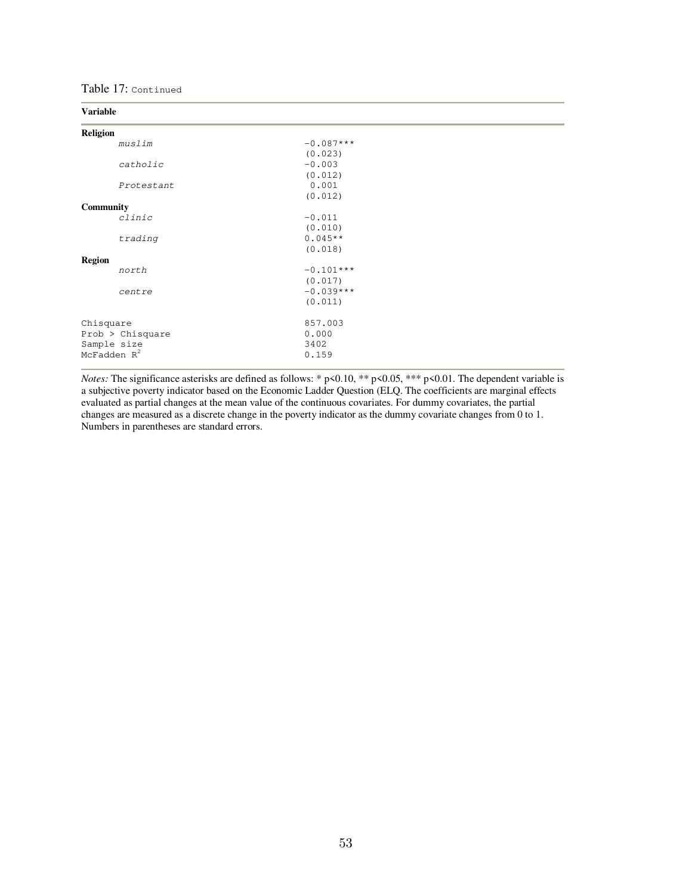Table 17: Continued

| Variable | |
|---|---|
| **Religion** | |
| *muslim* | −0.087*** |
| | (0.023) |
| *catholic* | −0.003 |
| | (0.012) |
| *Protestant* | 0.001 |
| | (0.012) |
| **Community** | |
| *clinic* | −0.011 |
| | (0.010) |
| *trading* | 0.045** |
| | (0.018) |
| **Region** | |
| *north* | −0.101*** |
| | (0.017) |
| *centre* | −0.039*** |
| | (0.011) |
| Chisquare | 857.003 |
| Prob > Chisquare | 0.000 |
| Sample size | 3402 |
| McFadden $R^2$ | 0.159 |

*Notes:* The significance asterisks are defined as follows: * $p<0.10$, ** $p<0.05$, *** $p<0.01$. The dependent variable is a subjective poverty indicator based on the Economic Ladder Question (ELQ. The coefficients are marginal effects evaluated as partial changes at the mean value of the continuous covariates. For dummy covariates, the partial changes are measured as a discrete change in the poverty indicator as the dummy covariate changes from 0 to 1. Numbers in parentheses are standard errors.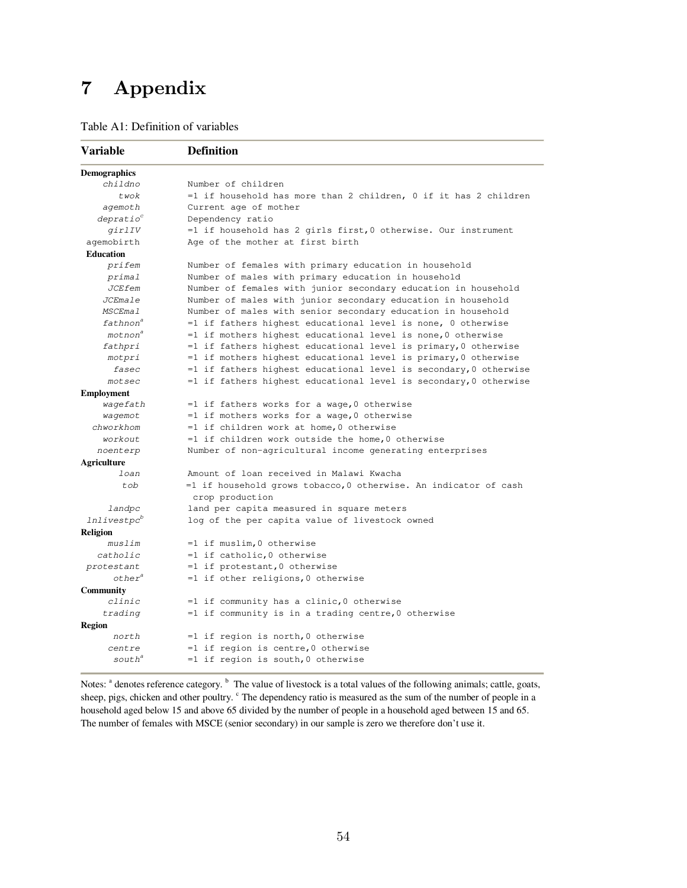# 7 Appendix

Table A1: Definition of variables

| Variable | Definition |
|---|---|
| **Demographics** | |
| *childno* | Number of children |
| *twok* | =1 if household has more than 2 children, 0 if it has 2 children |
| *agemoth* | Current age of mother |
| *depratio*[c] | Dependency ratio |
| *girlIV* | =1 if household has 2 girls first,0 otherwise. Our instrument |
| agemobirth | Age of the mother at first birth |
| **Education** | |
| *prifem* | Number of females with primary education in household |
| *primal* | Number of males with primary education in household |
| *JCEfem* | Number of females with junior secondary education in household |
| *JCEmale* | Number of males with junior secondary education in household |
| *MSCEmal* | Number of males with senior secondary education in household |
| *fathnon*[a] | =1 if fathers highest educational level is none, 0 otherwise |
| *motnon*[a] | =1 if mothers highest educational level is none,0 otherwise |
| *fathpri* | =1 if fathers highest educational level is primary,0 otherwise |
| *motpri* | =1 if mothers highest educational level is primary,0 otherwise |
| *fasec* | =1 if fathers highest educational level is secondary,0 otherwise |
| *motsec* | =1 if fathers highest educational level is secondary,0 otherwise |
| **Employment** | |
| *wagefath* | =1 if fathers works for a wage,0 otherwise |
| *wagemot* | =1 if mothers works for a wage,0 otherwise |
| *chworkhom* | =1 if children work at home,0 otherwise |
| *workout* | =1 if children work outside the home,0 otherwise |
| *noenterp* | Number of non-agricultural income generating enterprises |
| **Agriculture** | |
| *loan* | Amount of loan received in Malawi Kwacha |
| *tob* | =1 if household grows tobacco,0 otherwise. An indicator of cash crop production |
| *landpc* | land per capita measured in square meters |
| *lnlivestpc*[b] | log of the per capita value of livestock owned |
| **Religion** | |
| *muslim* | =1 if muslim,0 otherwise |
| *catholic* | =1 if catholic,0 otherwise |
| *protestant* | =1 if protestant,0 otherwise |
| *other*[a] | =1 if other religions,0 otherwise |
| **Community** | |
| *clinic* | =1 if community has a clinic,0 otherwise |
| *trading* | =1 if community is in a trading centre,0 otherwise |
| **Region** | |
| *north* | =1 if region is north,0 otherwise |
| *centre* | =1 if region is centre,0 otherwise |
| *south*[a] | =1 if region is south,0 otherwise |

Notes: [a] denotes reference category. [b] The value of livestock is a total values of the following animals; cattle, goats, sheep, pigs, chicken and other poultry. [c] The dependency ratio is measured as the sum of the number of people in a household aged below 15 and above 65 divided by the number of people in a household aged between 15 and 65. The number of females with MSCE (senior secondary) in our sample is zero we therefore don't use it.